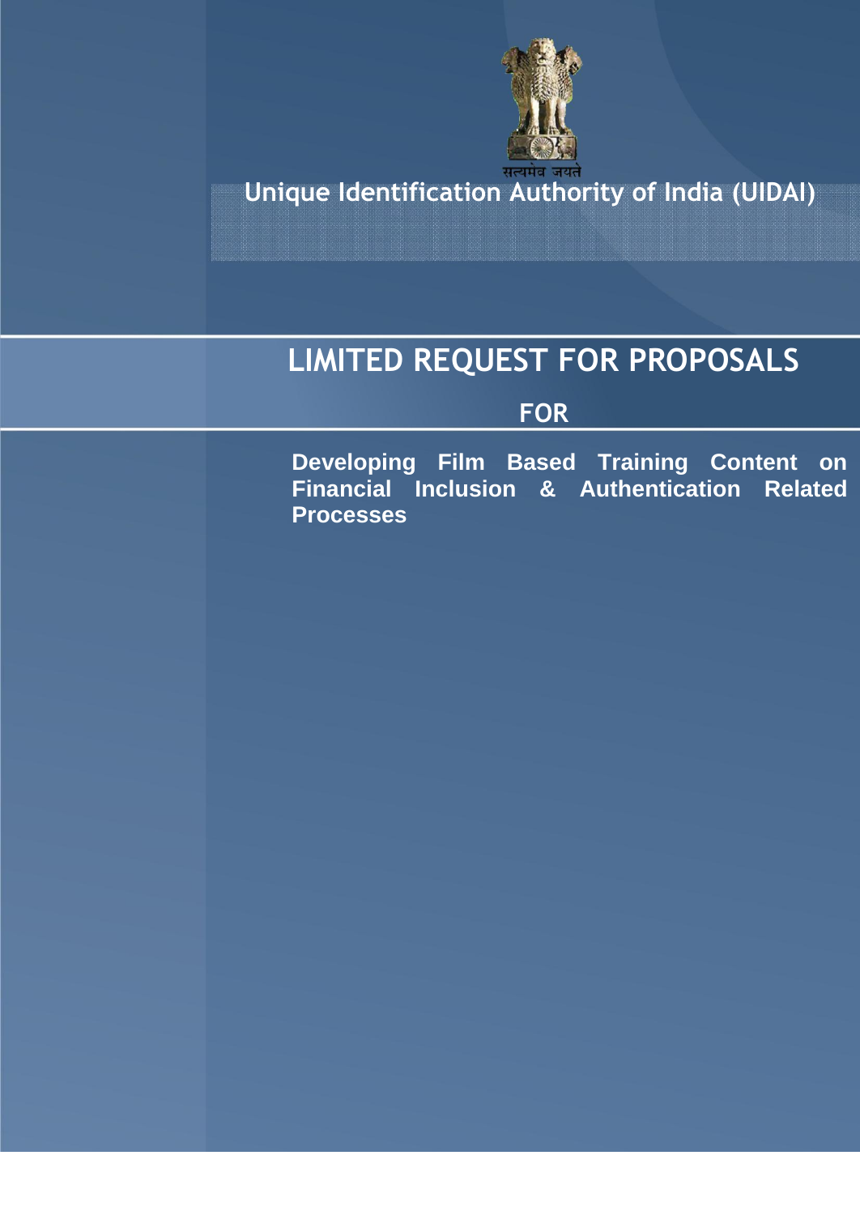सत्यमेव जयते

# Unique Identification Authority of India (UIDAI)

# LIMITED REQUEST FOR PROPOSALS

## FOR

**Developing Film Based Training Content on Financial Inclusion & Authentication Related Processes**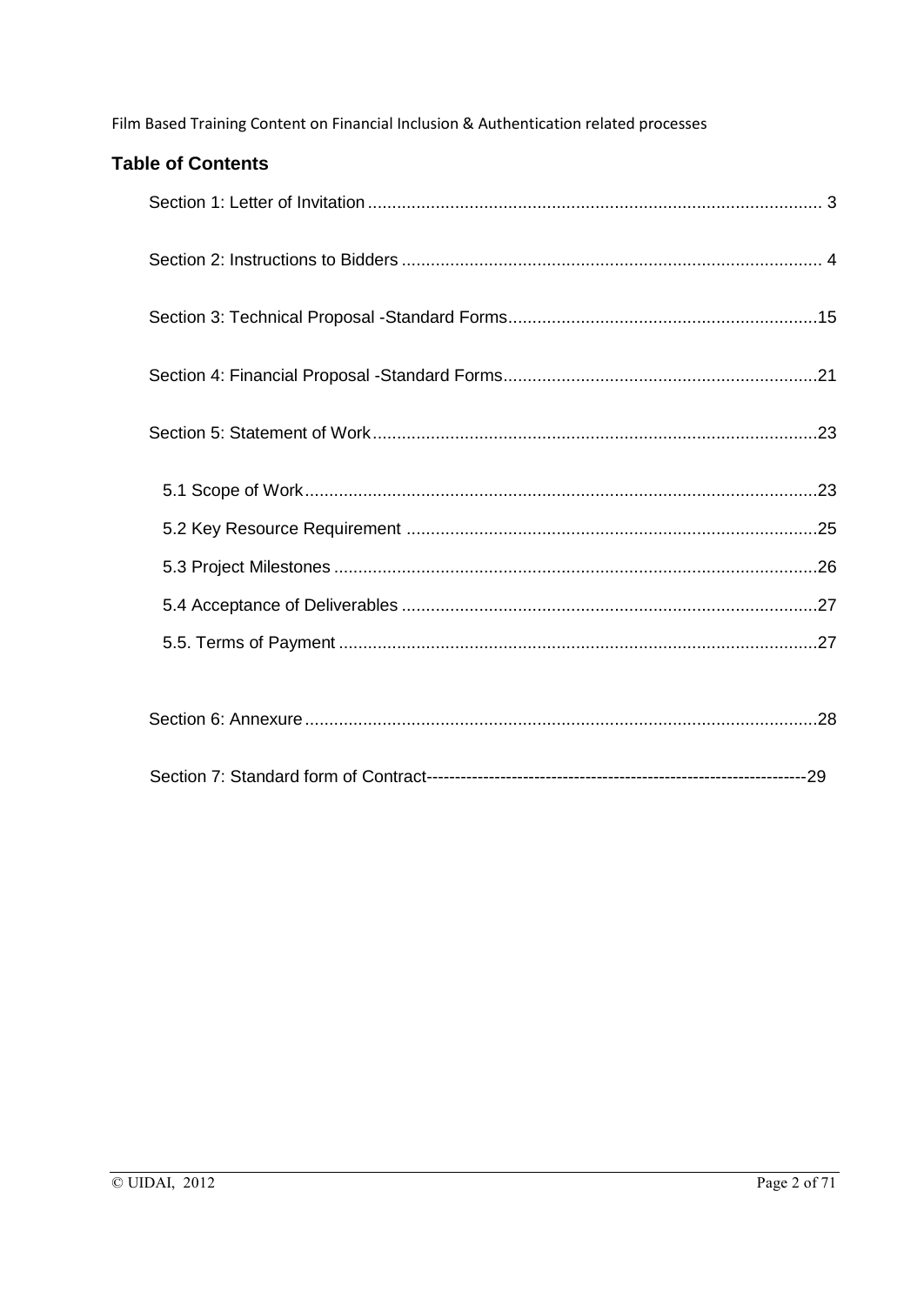## Table of Contents

Section 1: Letter of Invitation .............................................................................................. 3

Section 2: Instructions to Bidders ...................................................................................... 4

Section 3: Technical Proposal -Standard Forms................................................................15

Section 4: Financial Proposal -Standard Forms.................................................................21

Section 5: Statement of Work............................................................................................23

- 5.1 Scope of Work..........................................................................................................23
- 5.2 Key Resource Requirement .....................................................................................25
- 5.3 Project Milestones ....................................................................................................26
- 5.4 Acceptance of Deliverables ......................................................................................27
- 5.5. Terms of Payment ...................................................................................................27

Section 6: Annexure..........................................................................................................28

Section 7: Standard form of Contract----------------------------------------------------------------29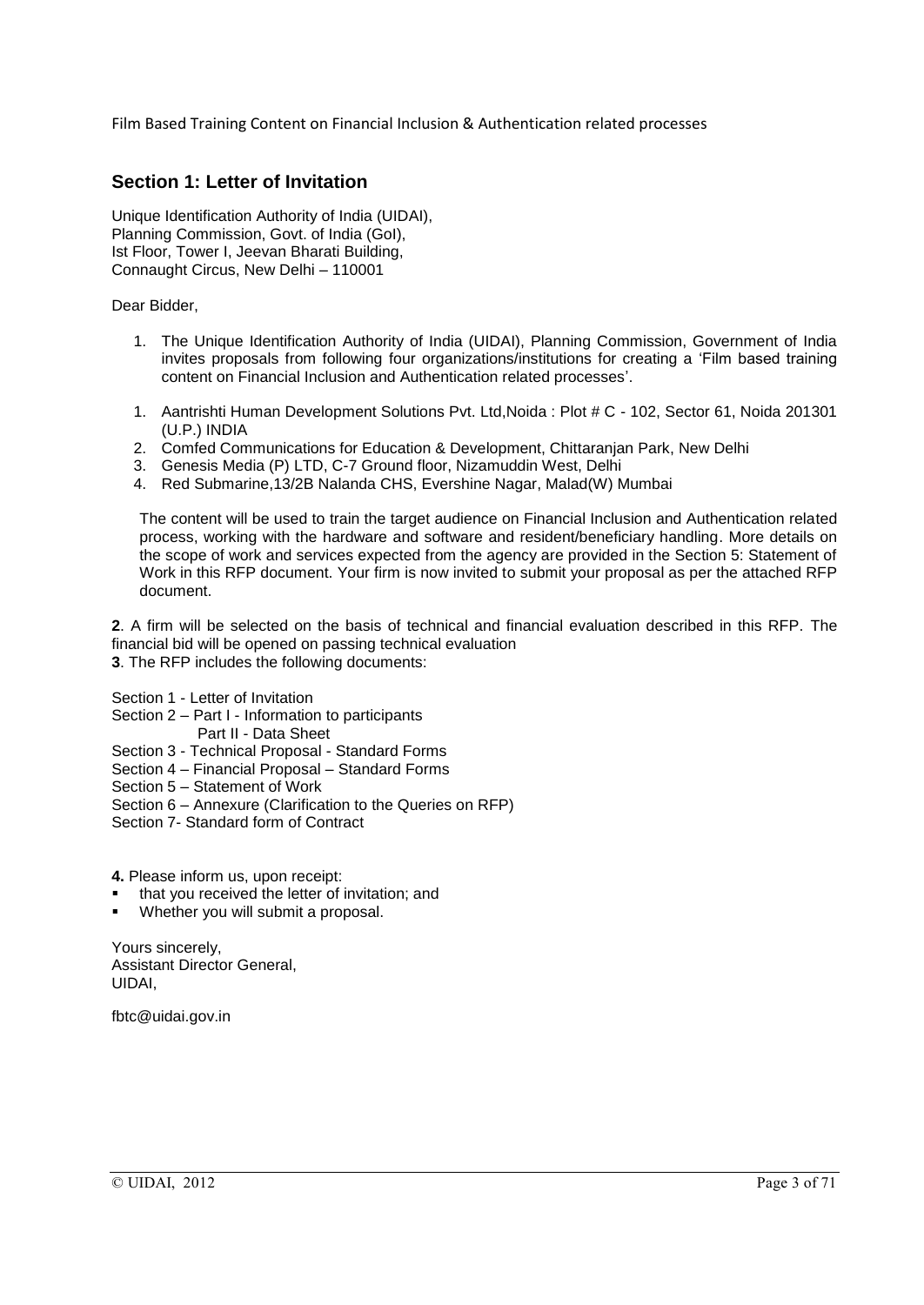## Section 1: Letter of Invitation

Unique Identification Authority of India (UIDAI),
Planning Commission, Govt. of India (GoI),
Ist Floor, Tower I, Jeevan Bharati Building,
Connaught Circus, New Delhi – 110001

Dear Bidder,

1. The Unique Identification Authority of India (UIDAI), Planning Commission, Government of India invites proposals from following four organizations/institutions for creating a 'Film based training content on Financial Inclusion and Authentication related processes'.

1. Aantrishti Human Development Solutions Pvt. Ltd,Noida : Plot # C - 102, Sector 61, Noida 201301 (U.P.) INDIA
2. Comfed Communications for Education & Development, Chittaranjan Park, New Delhi
3. Genesis Media (P) LTD, C-7 Ground floor, Nizamuddin West, Delhi
4. Red Submarine,13/2B Nalanda CHS, Evershine Nagar, Malad(W) Mumbai

The content will be used to train the target audience on Financial Inclusion and Authentication related process, working with the hardware and software and resident/beneficiary handling. More details on the scope of work and services expected from the agency are provided in the Section 5: Statement of Work in this RFP document. Your firm is now invited to submit your proposal as per the attached RFP document.

**2**. A firm will be selected on the basis of technical and financial evaluation described in this RFP. The financial bid will be opened on passing technical evaluation

**3**. The RFP includes the following documents:

Section 1 - Letter of Invitation
Section 2 – Part I - Information to participants
Part II - Data Sheet
Section 3 - Technical Proposal - Standard Forms
Section 4 – Financial Proposal – Standard Forms
Section 5 – Statement of Work
Section 6 – Annexure (Clarification to the Queries on RFP)
Section 7- Standard form of Contract

**4.** Please inform us, upon receipt:

- that you received the letter of invitation; and
- Whether you will submit a proposal.

Yours sincerely,
Assistant Director General,
UIDAI,

fbtc@uidai.gov.in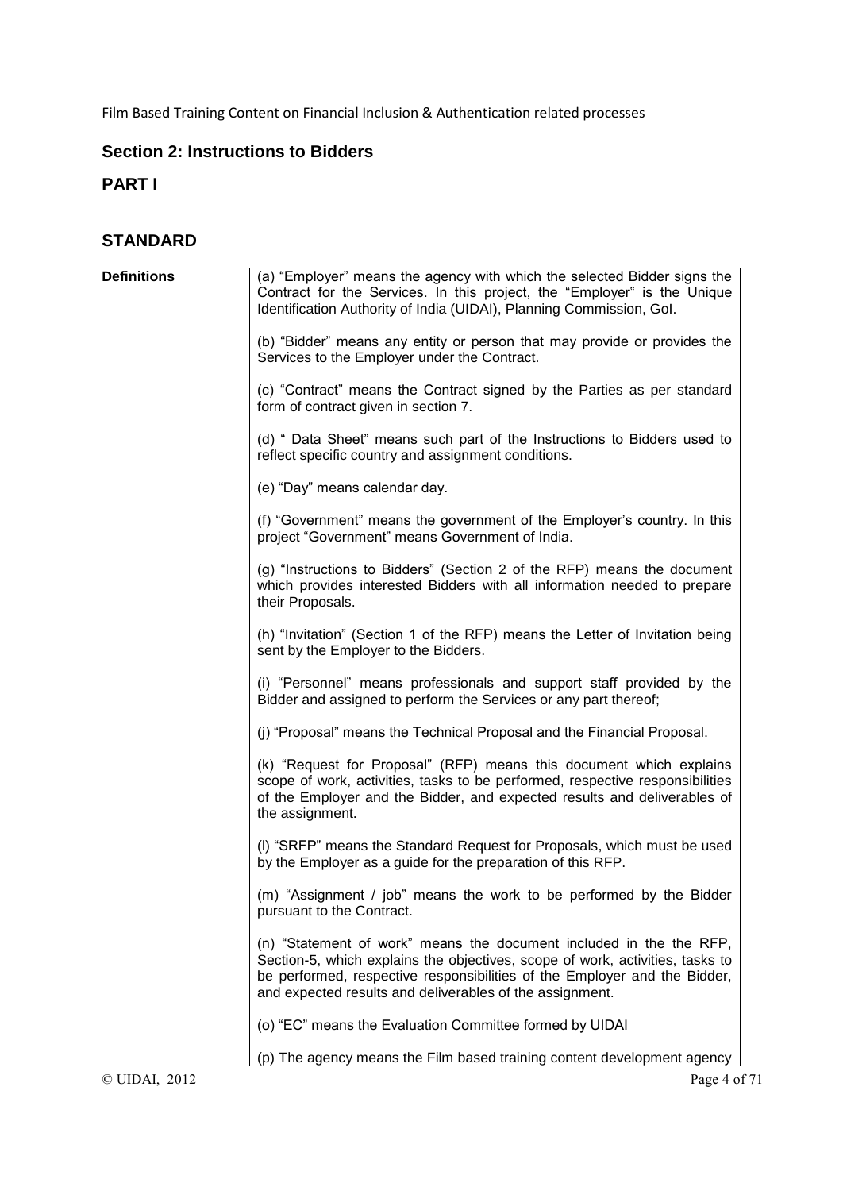## Section 2: Instructions to Bidders

## PART I

## STANDARD

| Definitions | |
|---|---|
| Definitions | (a) "Employer" means the agency with which the selected Bidder signs the Contract for the Services. In this project, the "Employer" is the Unique Identification Authority of India (UIDAI), Planning Commission, GoI.<br><br>(b) "Bidder" means any entity or person that may provide or provides the Services to the Employer under the Contract.<br><br>(c) "Contract" means the Contract signed by the Parties as per standard form of contract given in section 7.<br><br>(d) " Data Sheet" means such part of the Instructions to Bidders used to reflect specific country and assignment conditions.<br><br>(e) "Day" means calendar day.<br><br>(f) "Government" means the government of the Employer's country. In this project "Government" means Government of India.<br><br>(g) "Instructions to Bidders" (Section 2 of the RFP) means the document which provides interested Bidders with all information needed to prepare their Proposals.<br><br>(h) "Invitation" (Section 1 of the RFP) means the Letter of Invitation being sent by the Employer to the Bidders.<br><br>(i) "Personnel" means professionals and support staff provided by the Bidder and assigned to perform the Services or any part thereof;<br><br>(j) "Proposal" means the Technical Proposal and the Financial Proposal.<br><br>(k) "Request for Proposal" (RFP) means this document which explains scope of work, activities, tasks to be performed, respective responsibilities of the Employer and the Bidder, and expected results and deliverables of the assignment.<br><br>(l) "SRFP" means the Standard Request for Proposals, which must be used by the Employer as a guide for the preparation of this RFP.<br><br>(m) "Assignment / job" means the work to be performed by the Bidder pursuant to the Contract.<br><br>(n) "Statement of work" means the document included in the the RFP, Section-5, which explains the objectives, scope of work, activities, tasks to be performed, respective responsibilities of the Employer and the Bidder, and expected results and deliverables of the assignment.<br><br>(o) "EC" means the Evaluation Committee formed by UIDAI<br><br>(p) The agency means the Film based training content development agency |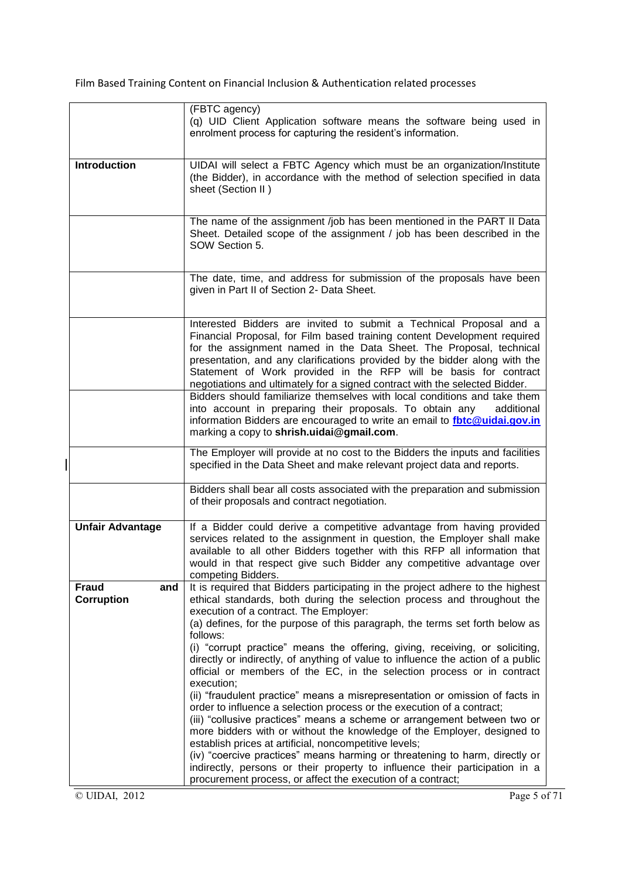| | |
|---|---|
| | (FBTC agency)<br>(q) UID Client Application software means the software being used in enrolment process for capturing the resident's information. |
| **Introduction** | UIDAI will select a FBTC Agency which must be an organization/Institute (the Bidder), in accordance with the method of selection specified in data sheet (Section II ) |
| | The name of the assignment /job has been mentioned in the PART II Data Sheet. Detailed scope of the assignment / job has been described in the SOW Section 5. |
| | The date, time, and address for submission of the proposals have been given in Part II of Section 2- Data Sheet. |
| | Interested Bidders are invited to submit a Technical Proposal and a Financial Proposal, for Film based training content Development required for the assignment named in the Data Sheet. The Proposal, technical presentation, and any clarifications provided by the bidder along with the Statement of Work provided in the RFP will be basis for contract negotiations and ultimately for a signed contract with the selected Bidder. |
| | Bidders should familiarize themselves with local conditions and take them into account in preparing their proposals. To obtain any additional information Bidders are encouraged to write an email to **fbtc@uidai.gov.in** marking a copy to **shrish.uidai@gmail.com**. |
| | The Employer will provide at no cost to the Bidders the inputs and facilities specified in the Data Sheet and make relevant project data and reports. |
| | Bidders shall bear all costs associated with the preparation and submission of their proposals and contract negotiation. |
| **Unfair Advantage** | If a Bidder could derive a competitive advantage from having provided services related to the assignment in question, the Employer shall make available to all other Bidders together with this RFP all information that would in that respect give such Bidder any competitive advantage over competing Bidders. |
| **Fraud and Corruption** | It is required that Bidders participating in the project adhere to the highest ethical standards, both during the selection process and throughout the execution of a contract. The Employer:<br>(a) defines, for the purpose of this paragraph, the terms set forth below as follows:<br>(i) "corrupt practice" means the offering, giving, receiving, or soliciting, directly or indirectly, of anything of value to influence the action of a public official or members of the EC, in the selection process or in contract execution;<br>(ii) "fraudulent practice" means a misrepresentation or omission of facts in order to influence a selection process or the execution of a contract;<br>(iii) "collusive practices" means a scheme or arrangement between two or more bidders with or without the knowledge of the Employer, designed to establish prices at artificial, noncompetitive levels;<br>(iv) "coercive practices" means harming or threatening to harm, directly or indirectly, persons or their property to influence their participation in a procurement process, or affect the execution of a contract; |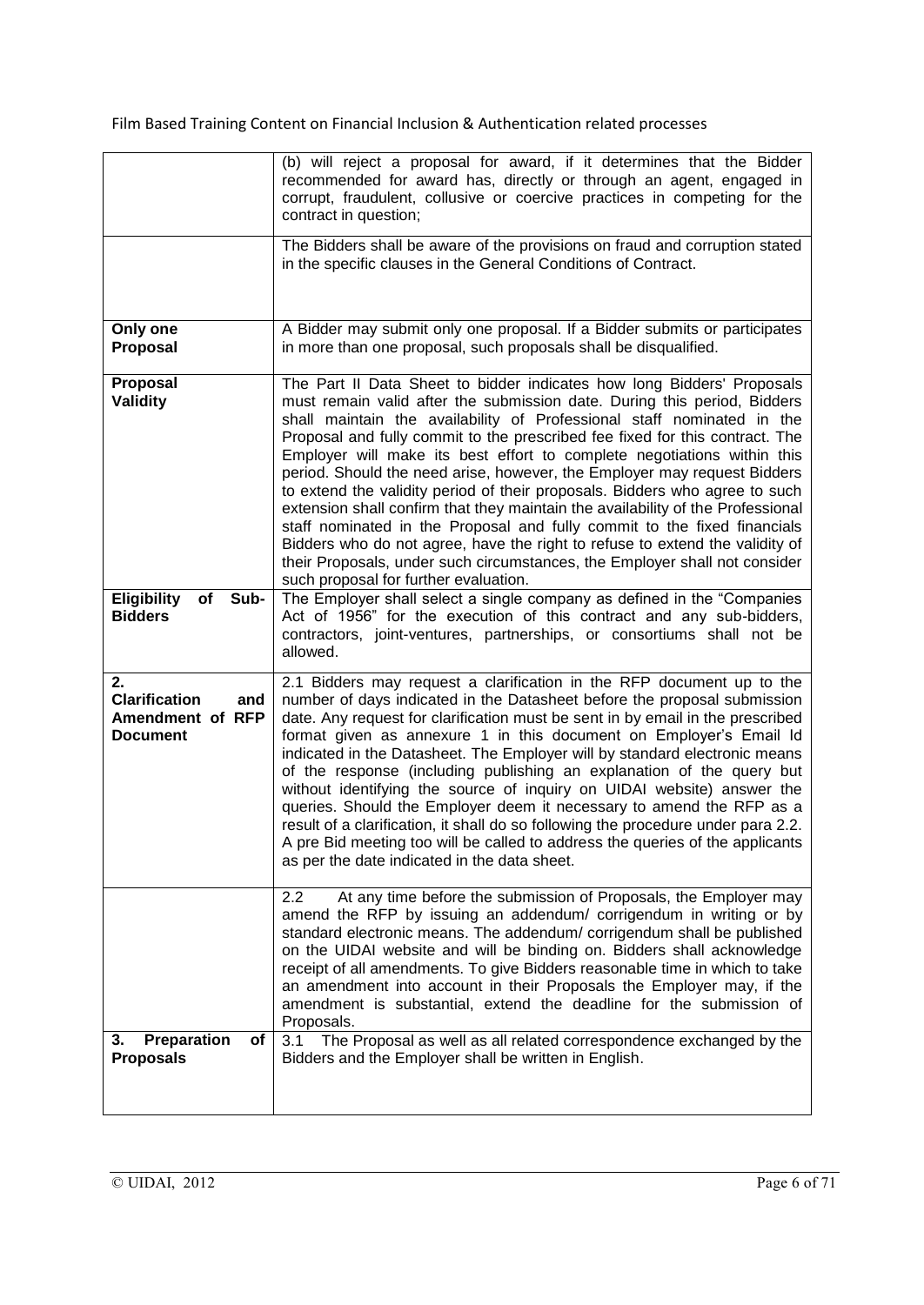| | |
|---|---|
| | (b) will reject a proposal for award, if it determines that the Bidder recommended for award has, directly or through an agent, engaged in corrupt, fraudulent, collusive or coercive practices in competing for the contract in question; |
| | The Bidders shall be aware of the provisions on fraud and corruption stated in the specific clauses in the General Conditions of Contract. |
| **Only one Proposal** | A Bidder may submit only one proposal. If a Bidder submits or participates in more than one proposal, such proposals shall be disqualified. |
| **Proposal Validity** | The Part II Data Sheet to bidder indicates how long Bidders' Proposals must remain valid after the submission date. During this period, Bidders shall maintain the availability of Professional staff nominated in the Proposal and fully commit to the prescribed fee fixed for this contract. The Employer will make its best effort to complete negotiations within this period. Should the need arise, however, the Employer may request Bidders to extend the validity period of their proposals. Bidders who agree to such extension shall confirm that they maintain the availability of the Professional staff nominated in the Proposal and fully commit to the fixed financials Bidders who do not agree, have the right to refuse to extend the validity of their Proposals, under such circumstances, the Employer shall not consider such proposal for further evaluation. |
| **Eligibility of Sub-Bidders** | The Employer shall select a single company as defined in the "Companies Act of 1956" for the execution of this contract and any sub-bidders, contractors, joint-ventures, partnerships, or consortiums shall not be allowed. |
| **2. Clarification and Amendment of RFP Document** | 2.1 Bidders may request a clarification in the RFP document up to the number of days indicated in the Datasheet before the proposal submission date. Any request for clarification must be sent in by email in the prescribed format given as annexure 1 in this document on Employer's Email Id indicated in the Datasheet. The Employer will by standard electronic means of the response (including publishing an explanation of the query but without identifying the source of inquiry on UIDAI website) answer the queries. Should the Employer deem it necessary to amend the RFP as a result of a clarification, it shall do so following the procedure under para 2.2. A pre Bid meeting too will be called to address the queries of the applicants as per the date indicated in the data sheet. |
| | 2.2 At any time before the submission of Proposals, the Employer may amend the RFP by issuing an addendum/ corrigendum in writing or by standard electronic means. The addendum/ corrigendum shall be published on the UIDAI website and will be binding on. Bidders shall acknowledge receipt of all amendments. To give Bidders reasonable time in which to take an amendment into account in their Proposals the Employer may, if the amendment is substantial, extend the deadline for the submission of Proposals. |
| **3. Preparation of Proposals** | 3.1 The Proposal as well as all related correspondence exchanged by the Bidders and the Employer shall be written in English. |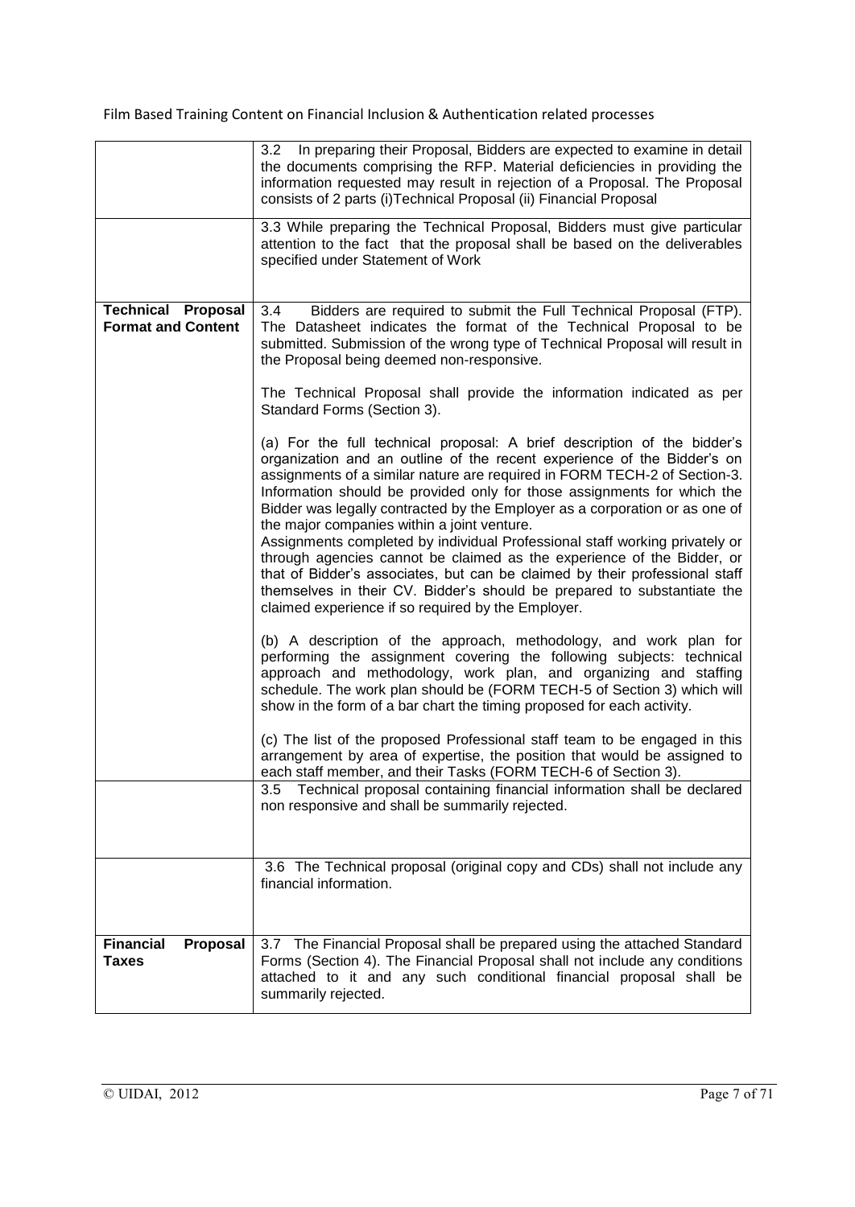| | |
|---|---|
| | 3.2 In preparing their Proposal, Bidders are expected to examine in detail the documents comprising the RFP. Material deficiencies in providing the information requested may result in rejection of a Proposal. The Proposal consists of 2 parts (i)Technical Proposal (ii) Financial Proposal |
| | 3.3 While preparing the Technical Proposal, Bidders must give particular attention to the fact that the proposal shall be based on the deliverables specified under Statement of Work |
| **Technical Proposal Format and Content** | 3.4 Bidders are required to submit the Full Technical Proposal (FTP). The Datasheet indicates the format of the Technical Proposal to be submitted. Submission of the wrong type of Technical Proposal will result in the Proposal being deemed non-responsive.<br><br>The Technical Proposal shall provide the information indicated as per Standard Forms (Section 3).<br><br>(a) For the full technical proposal: A brief description of the bidder's organization and an outline of the recent experience of the Bidder's on assignments of a similar nature are required in FORM TECH-2 of Section-3. Information should be provided only for those assignments for which the Bidder was legally contracted by the Employer as a corporation or as one of the major companies within a joint venture.<br>Assignments completed by individual Professional staff working privately or through agencies cannot be claimed as the experience of the Bidder, or that of Bidder's associates, but can be claimed by their professional staff themselves in their CV. Bidder's should be prepared to substantiate the claimed experience if so required by the Employer.<br><br>(b) A description of the approach, methodology, and work plan for performing the assignment covering the following subjects: technical approach and methodology, work plan, and organizing and staffing schedule. The work plan should be (FORM TECH-5 of Section 3) which will show in the form of a bar chart the timing proposed for each activity.<br><br>(c) The list of the proposed Professional staff team to be engaged in this arrangement by area of expertise, the position that would be assigned to each staff member, and their Tasks (FORM TECH-6 of Section 3). |
| | 3.5 Technical proposal containing financial information shall be declared non responsive and shall be summarily rejected. |
| | 3.6 The Technical proposal (original copy and CDs) shall not include any financial information. |
| **Financial Proposal Taxes** | 3.7 The Financial Proposal shall be prepared using the attached Standard Forms (Section 4). The Financial Proposal shall not include any conditions attached to it and any such conditional financial proposal shall be summarily rejected. |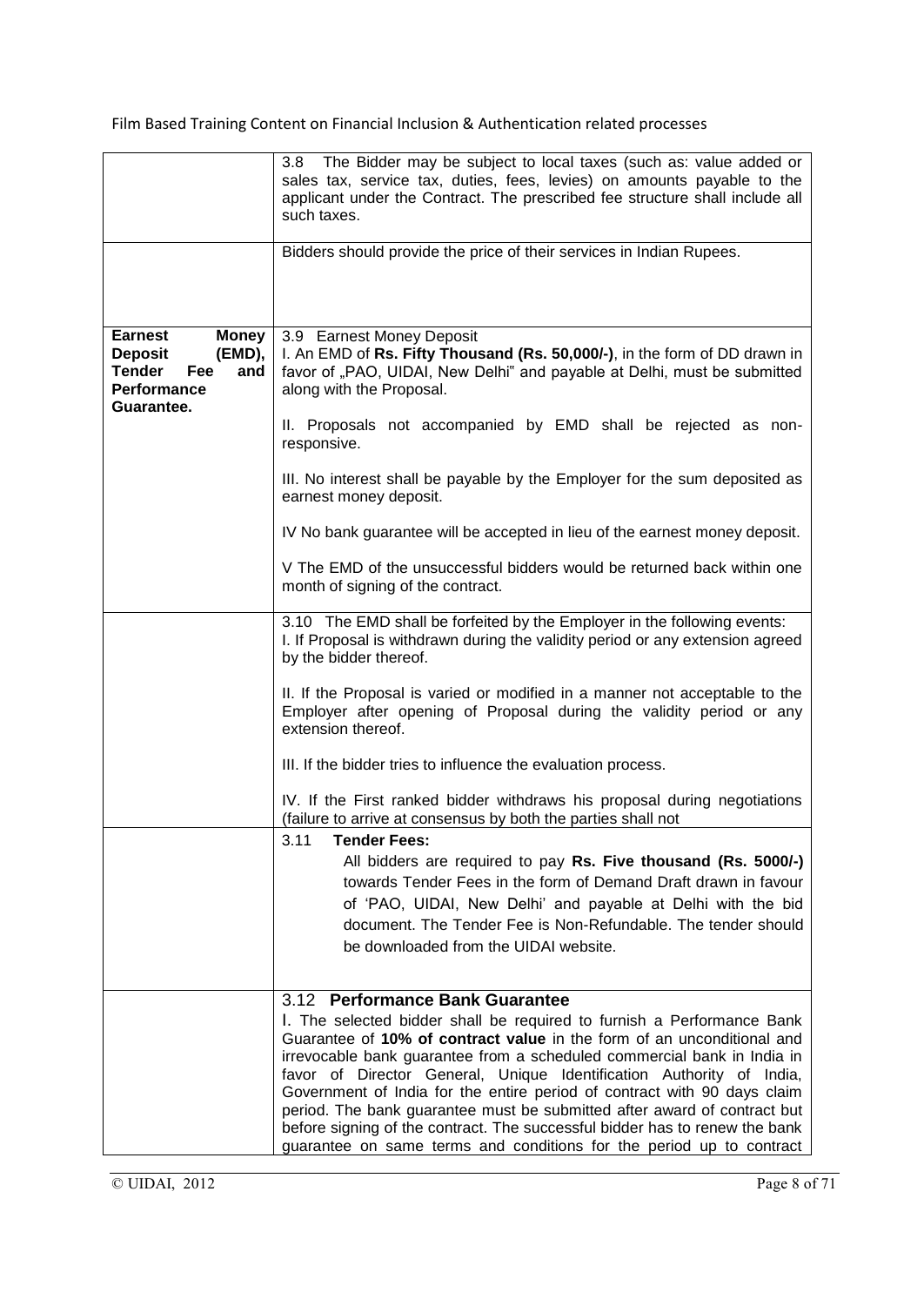| | |
|---|---|
| | 3.8 The Bidder may be subject to local taxes (such as: value added or sales tax, service tax, duties, fees, levies) on amounts payable to the applicant under the Contract. The prescribed fee structure shall include all such taxes. |
| | Bidders should provide the price of their services in Indian Rupees. |
| **Earnest Money Deposit (EMD), Tender Fee and Performance Guarantee.** | 3.9 Earnest Money Deposit<br>I. An EMD of **Rs. Fifty Thousand (Rs. 50,000/-)**, in the form of DD drawn in favor of „PAO, UIDAI, New Delhi" and payable at Delhi, must be submitted along with the Proposal.<br><br>II. Proposals not accompanied by EMD shall be rejected as non-responsive.<br><br>III. No interest shall be payable by the Employer for the sum deposited as earnest money deposit.<br><br>IV No bank guarantee will be accepted in lieu of the earnest money deposit.<br><br>V The EMD of the unsuccessful bidders would be returned back within one month of signing of the contract. |
| | 3.10 The EMD shall be forfeited by the Employer in the following events:<br>I. If Proposal is withdrawn during the validity period or any extension agreed by the bidder thereof.<br><br>II. If the Proposal is varied or modified in a manner not acceptable to the Employer after opening of Proposal during the validity period or any extension thereof.<br><br>III. If the bidder tries to influence the evaluation process.<br><br>IV. If the First ranked bidder withdraws his proposal during negotiations (failure to arrive at consensus by both the parties shall not |
| | 3.11 **Tender Fees:**<br>All bidders are required to pay **Rs. Five thousand (Rs. 5000/-)** towards Tender Fees in the form of Demand Draft drawn in favour of 'PAO, UIDAI, New Delhi' and payable at Delhi with the bid document. The Tender Fee is Non-Refundable. The tender should be downloaded from the UIDAI website. |
| | 3.12 **Performance Bank Guarantee**<br>I. The selected bidder shall be required to furnish a Performance Bank Guarantee of **10% of contract value** in the form of an unconditional and irrevocable bank guarantee from a scheduled commercial bank in India in favor of Director General, Unique Identification Authority of India, Government of India for the entire period of contract with 90 days claim period. The bank guarantee must be submitted after award of contract but before signing of the contract. The successful bidder has to renew the bank guarantee on same terms and conditions for the period up to contract |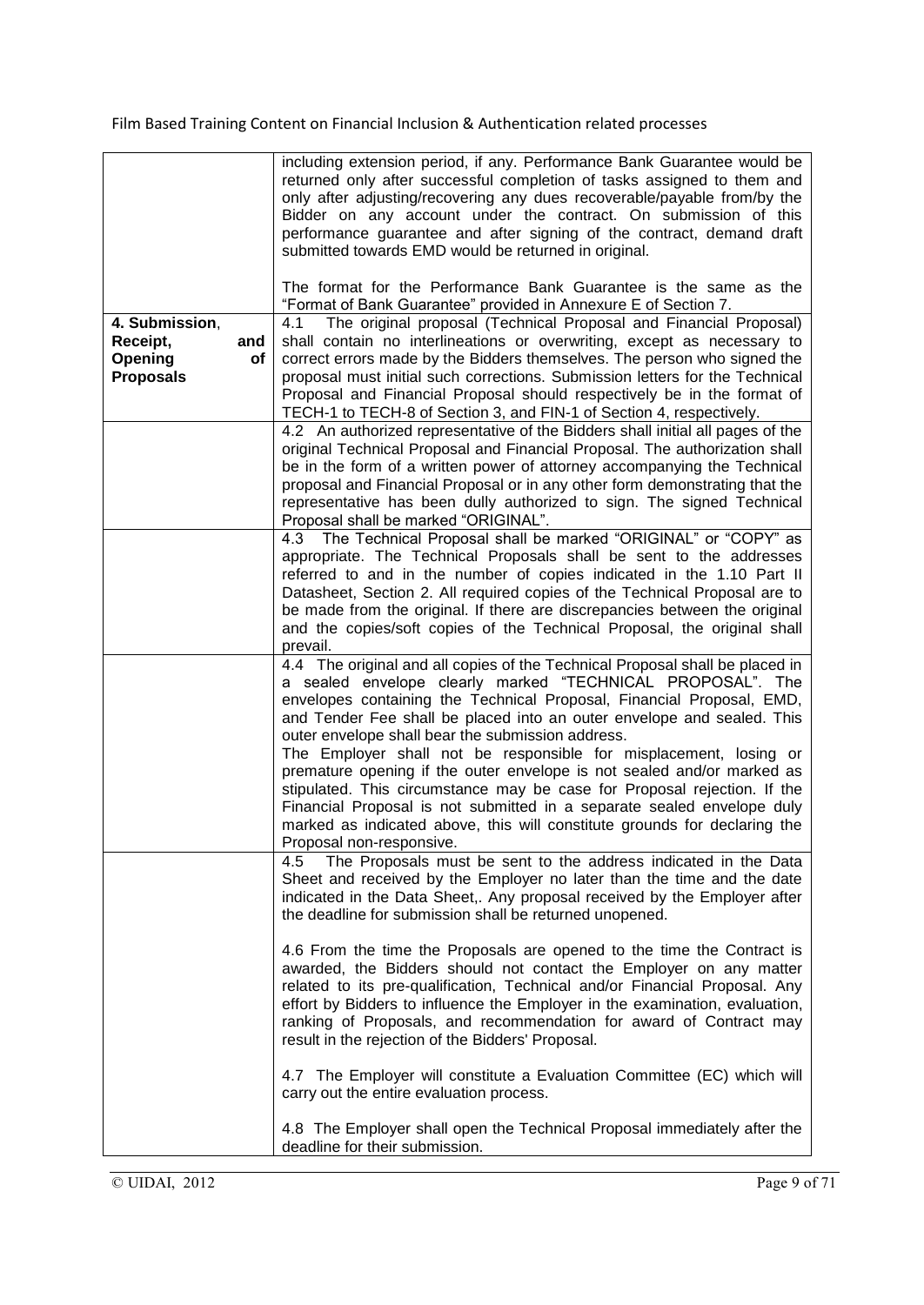| | |
|---|---|
| | including extension period, if any. Performance Bank Guarantee would be returned only after successful completion of tasks assigned to them and only after adjusting/recovering any dues recoverable/payable from/by the Bidder on any account under the contract. On submission of this performance guarantee and after signing of the contract, demand draft submitted towards EMD would be returned in original.<br><br>The format for the Performance Bank Guarantee is the same as the "Format of Bank Guarantee" provided in Annexure E of Section 7. |
| **4. Submission, Receipt, and Opening of Proposals** | 4.1 The original proposal (Technical Proposal and Financial Proposal) shall contain no interlineations or overwriting, except as necessary to correct errors made by the Bidders themselves. The person who signed the proposal must initial such corrections. Submission letters for the Technical Proposal and Financial Proposal should respectively be in the format of TECH-1 to TECH-8 of Section 3, and FIN-1 of Section 4, respectively. |
| | 4.2 An authorized representative of the Bidders shall initial all pages of the original Technical Proposal and Financial Proposal. The authorization shall be in the form of a written power of attorney accompanying the Technical proposal and Financial Proposal or in any other form demonstrating that the representative has been dully authorized to sign. The signed Technical Proposal shall be marked "ORIGINAL". |
| | 4.3 The Technical Proposal shall be marked "ORIGINAL" or "COPY" as appropriate. The Technical Proposals shall be sent to the addresses referred to and in the number of copies indicated in the 1.10 Part II Datasheet, Section 2. All required copies of the Technical Proposal are to be made from the original. If there are discrepancies between the original and the copies/soft copies of the Technical Proposal, the original shall prevail. |
| | 4.4 The original and all copies of the Technical Proposal shall be placed in a sealed envelope clearly marked "TECHNICAL PROPOSAL". The envelopes containing the Technical Proposal, Financial Proposal, EMD, and Tender Fee shall be placed into an outer envelope and sealed. This outer envelope shall bear the submission address.<br>The Employer shall not be responsible for misplacement, losing or premature opening if the outer envelope is not sealed and/or marked as stipulated. This circumstance may be case for Proposal rejection. If the Financial Proposal is not submitted in a separate sealed envelope duly marked as indicated above, this will constitute grounds for declaring the Proposal non-responsive. |
| | 4.5 The Proposals must be sent to the address indicated in the Data Sheet and received by the Employer no later than the time and the date indicated in the Data Sheet,. Any proposal received by the Employer after the deadline for submission shall be returned unopened.<br><br>4.6 From the time the Proposals are opened to the time the Contract is awarded, the Bidders should not contact the Employer on any matter related to its pre-qualification, Technical and/or Financial Proposal. Any effort by Bidders to influence the Employer in the examination, evaluation, ranking of Proposals, and recommendation for award of Contract may result in the rejection of the Bidders' Proposal.<br><br>4.7 The Employer will constitute a Evaluation Committee (EC) which will carry out the entire evaluation process.<br><br>4.8 The Employer shall open the Technical Proposal immediately after the deadline for their submission. |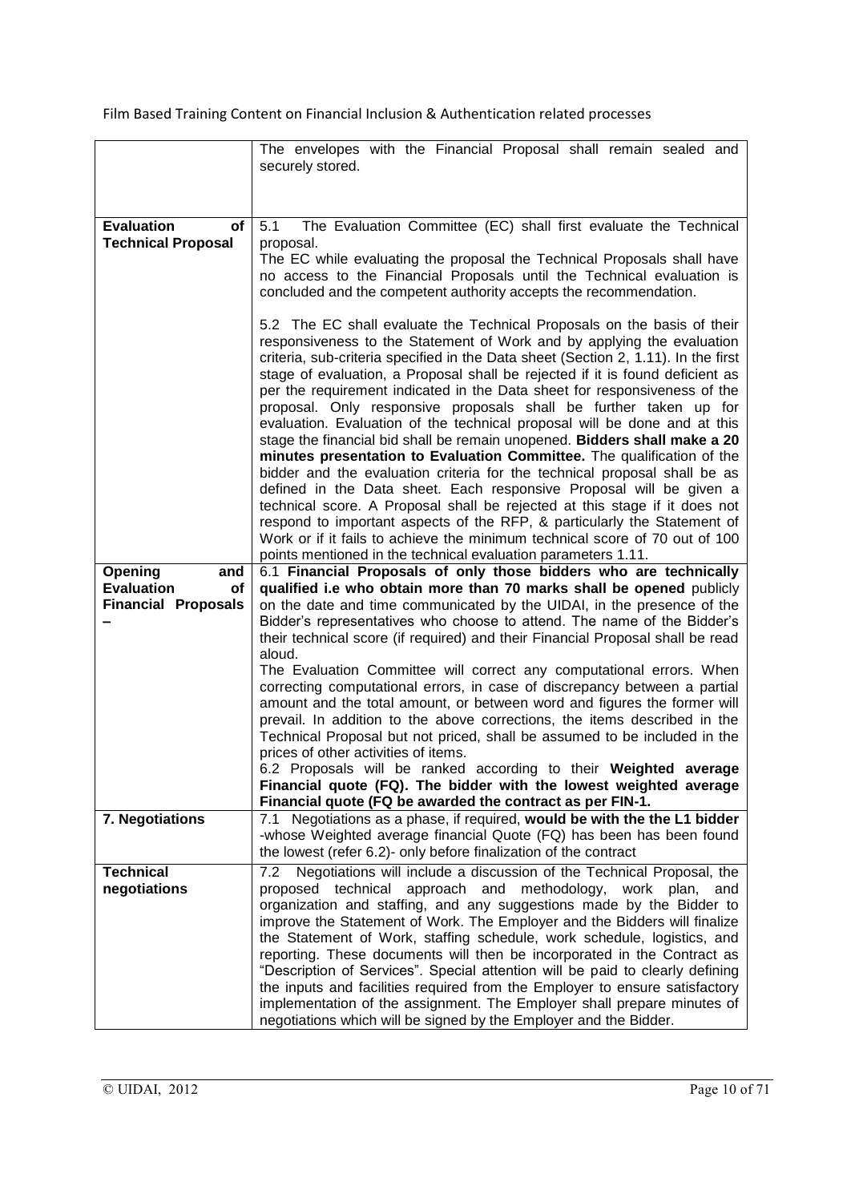| | |
|---|---|
| | The envelopes with the Financial Proposal shall remain sealed and securely stored. |
| **Evaluation of Technical Proposal** | 5.1 The Evaluation Committee (EC) shall first evaluate the Technical proposal.<br>The EC while evaluating the proposal the Technical Proposals shall have no access to the Financial Proposals until the Technical evaluation is concluded and the competent authority accepts the recommendation.<br><br>5.2 The EC shall evaluate the Technical Proposals on the basis of their responsiveness to the Statement of Work and by applying the evaluation criteria, sub-criteria specified in the Data sheet (Section 2, 1.11). In the first stage of evaluation, a Proposal shall be rejected if it is found deficient as per the requirement indicated in the Data sheet for responsiveness of the proposal. Only responsive proposals shall be further taken up for evaluation. Evaluation of the technical proposal will be done and at this stage the financial bid shall be remain unopened. **Bidders shall make a 20 minutes presentation to Evaluation Committee.** The qualification of the bidder and the evaluation criteria for the technical proposal shall be as defined in the Data sheet. Each responsive Proposal will be given a technical score. A Proposal shall be rejected at this stage if it does not respond to important aspects of the RFP, & particularly the Statement of Work or if it fails to achieve the minimum technical score of 70 out of 100 points mentioned in the technical evaluation parameters 1.11. |
| **Opening and Evaluation of Financial Proposals –** | 6.1 **Financial Proposals of only those bidders who are technically qualified i.e who obtain more than 70 marks shall be opened** publicly on the date and time communicated by the UIDAI, in the presence of the Bidder's representatives who choose to attend. The name of the Bidder's their technical score (if required) and their Financial Proposal shall be read aloud.<br>The Evaluation Committee will correct any computational errors. When correcting computational errors, in case of discrepancy between a partial amount and the total amount, or between word and figures the former will prevail. In addition to the above corrections, the items described in the Technical Proposal but not priced, shall be assumed to be included in the prices of other activities of items.<br>6.2 Proposals will be ranked according to their **Weighted average Financial quote (FQ). The bidder with the lowest weighted average Financial quote (FQ be awarded the contract as per FIN-1.** |
| **7. Negotiations** | 7.1 Negotiations as a phase, if required, **would be with the the L1 bidder** -whose Weighted average financial Quote (FQ) has been has been found the lowest (refer 6.2)- only before finalization of the contract |
| **Technical negotiations** | 7.2 Negotiations will include a discussion of the Technical Proposal, the proposed technical approach and methodology, work plan, and organization and staffing, and any suggestions made by the Bidder to improve the Statement of Work. The Employer and the Bidders will finalize the Statement of Work, staffing schedule, work schedule, logistics, and reporting. These documents will then be incorporated in the Contract as "Description of Services". Special attention will be paid to clearly defining the inputs and facilities required from the Employer to ensure satisfactory implementation of the assignment. The Employer shall prepare minutes of negotiations which will be signed by the Employer and the Bidder. |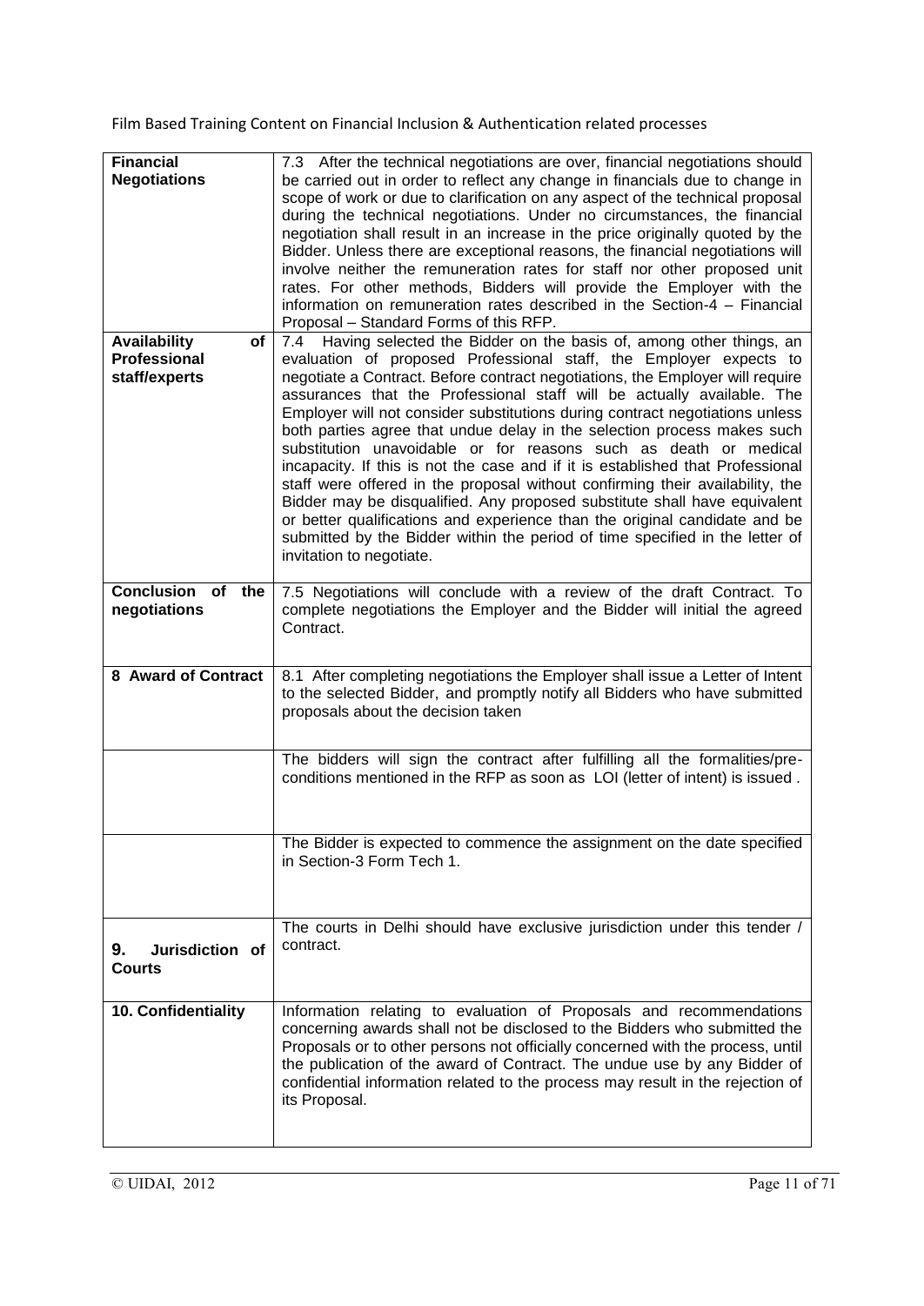| **Financial Negotiations** | 7.3 After the technical negotiations are over, financial negotiations should be carried out in order to reflect any change in financials due to change in scope of work or due to clarification on any aspect of the technical proposal during the technical negotiations. Under no circumstances, the financial negotiation shall result in an increase in the price originally quoted by the Bidder. Unless there are exceptional reasons, the financial negotiations will involve neither the remuneration rates for staff nor other proposed unit rates. For other methods, Bidders will provide the Employer with the information on remuneration rates described in the Section-4 – Financial Proposal – Standard Forms of this RFP. |
|---|---|
| **Availability of Professional staff/experts** | 7.4 Having selected the Bidder on the basis of, among other things, an evaluation of proposed Professional staff, the Employer expects to negotiate a Contract. Before contract negotiations, the Employer will require assurances that the Professional staff will be actually available. The Employer will not consider substitutions during contract negotiations unless both parties agree that undue delay in the selection process makes such substitution unavoidable or for reasons such as death or medical incapacity. If this is not the case and if it is established that Professional staff were offered in the proposal without confirming their availability, the Bidder may be disqualified. Any proposed substitute shall have equivalent or better qualifications and experience than the original candidate and be submitted by the Bidder within the period of time specified in the letter of invitation to negotiate. |
| **Conclusion of the negotiations** | 7.5 Negotiations will conclude with a review of the draft Contract. To complete negotiations the Employer and the Bidder will initial the agreed Contract. |
| **8 Award of Contract** | 8.1 After completing negotiations the Employer shall issue a Letter of Intent to the selected Bidder, and promptly notify all Bidders who have submitted proposals about the decision taken |
| | The bidders will sign the contract after fulfilling all the formalities/pre-conditions mentioned in the RFP as soon as LOI (letter of intent) is issued . |
| | The Bidder is expected to commence the assignment on the date specified in Section-3 Form Tech 1. |
| **9. Jurisdiction of Courts** | The courts in Delhi should have exclusive jurisdiction under this tender / contract. |
| **10. Confidentiality** | Information relating to evaluation of Proposals and recommendations concerning awards shall not be disclosed to the Bidders who submitted the Proposals or to other persons not officially concerned with the process, until the publication of the award of Contract. The undue use by any Bidder of confidential information related to the process may result in the rejection of its Proposal. |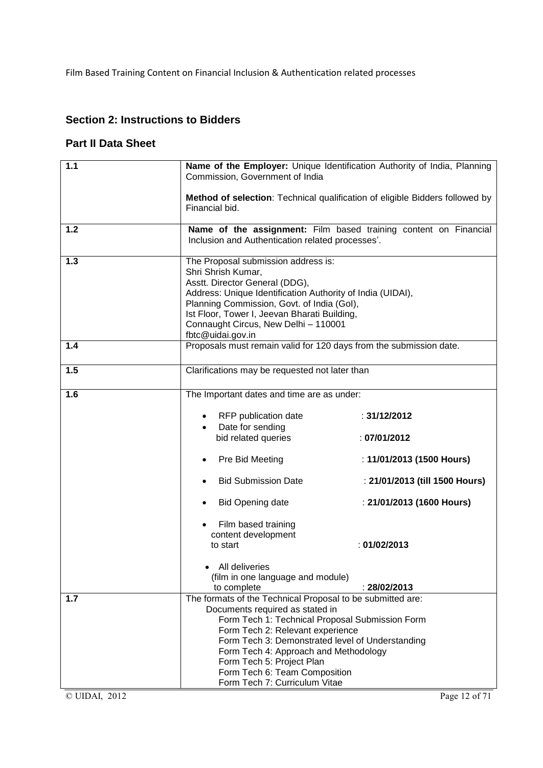## Section 2: Instructions to Bidders

### Part II Data Sheet

| | |
|---|---|
| 1.1 | **Name of the Employer:** Unique Identification Authority of India, Planning Commission, Government of India<br><br>**Method of selection**: Technical qualification of eligible Bidders followed by Financial bid. |
| 1.2 | **Name of the assignment:** Film based training content on Financial Inclusion and Authentication related processes'. |
| 1.3 | The Proposal submission address is:<br>Shri Shrish Kumar,<br>Asstt. Director General (DDG),<br>Address: Unique Identification Authority of India (UIDAI),<br>Planning Commission, Govt. of India (GoI),<br>Ist Floor, Tower I, Jeevan Bharati Building,<br>Connaught Circus, New Delhi – 110001<br>fbtc@uidai.gov.in |
| 1.4 | Proposals must remain valid for 120 days from the submission date. |
| 1.5 | Clarifications may be requested not later than |
| 1.6 | The Important dates and time are as under:<br><br>• RFP publication date : **31/12/2012**<br>• Date for sending bid related queries : **07/01/2012**<br>• Pre Bid Meeting : **11/01/2013 (1500 Hours)**<br>• Bid Submission Date : **21/01/2013 (till 1500 Hours)**<br>• Bid Opening date : **21/01/2013 (1600 Hours)**<br>• Film based training content development to start : **01/02/2013**<br>• All deliveries (film in one language and module) to complete : **28/02/2013** |
| 1.7 | The formats of the Technical Proposal to be submitted are:<br>Documents required as stated in<br>Form Tech 1: Technical Proposal Submission Form<br>Form Tech 2: Relevant experience<br>Form Tech 3: Demonstrated level of Understanding<br>Form Tech 4: Approach and Methodology<br>Form Tech 5: Project Plan<br>Form Tech 6: Team Composition<br>Form Tech 7: Curriculum Vitae |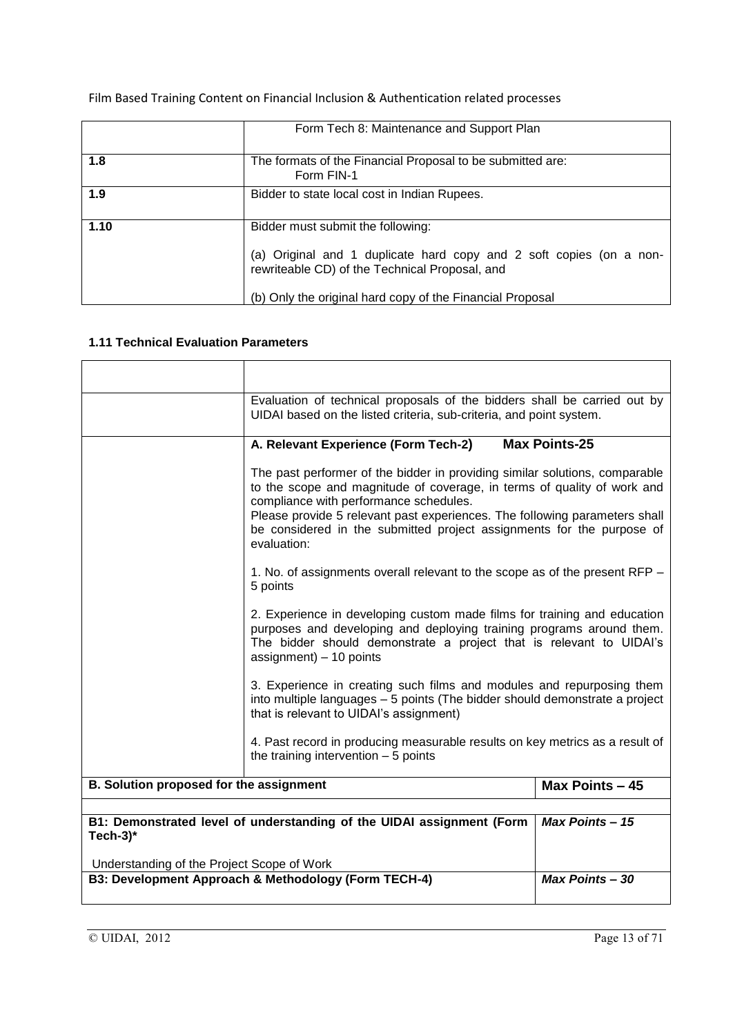Film Based Training Content on Financial Inclusion & Authentication related processes

| | |
|---|---|
| | Form Tech 8: Maintenance and Support Plan |
| **1.8** | The formats of the Financial Proposal to be submitted are: Form FIN-1 |
| **1.9** | Bidder to state local cost in Indian Rupees. |
| **1.10** | Bidder must submit the following:<br><br>(a) Original and 1 duplicate hard copy and 2 soft copies (on a non-rewriteable CD) of the Technical Proposal, and<br><br>(b) Only the original hard copy of the Financial Proposal |

**1.11 Technical Evaluation Parameters**

| | | |
|---|---|---|
| | | |
| | Evaluation of technical proposals of the bidders shall be carried out by UIDAI based on the listed criteria, sub-criteria, and point system. | |
| | **A. Relevant Experience (Form Tech-2) Max Points-25**<br><br>The past performer of the bidder in providing similar solutions, comparable to the scope and magnitude of coverage, in terms of quality of work and compliance with performance schedules.<br>Please provide 5 relevant past experiences. The following parameters shall be considered in the submitted project assignments for the purpose of evaluation:<br><br>1. No. of assignments overall relevant to the scope as of the present RFP – 5 points<br><br>2. Experience in developing custom made films for training and education purposes and developing and deploying training programs around them. The bidder should demonstrate a project that is relevant to UIDAI's assignment) – 10 points<br><br>3. Experience in creating such films and modules and repurposing them into multiple languages – 5 points (The bidder should demonstrate a project that is relevant to UIDAI's assignment)<br><br>4. Past record in producing measurable results on key metrics as a result of the training intervention – 5 points | |
| **B. Solution proposed for the assignment** | | **Max Points – 45** |
| | | |
| **B1: Demonstrated level of understanding of the UIDAI assignment (Form Tech-3)***<br><br>Understanding of the Project Scope of Work | | ***Max Points – 15*** |
| **B3: Development Approach & Methodology (Form TECH-4)** | | ***Max Points – 30*** |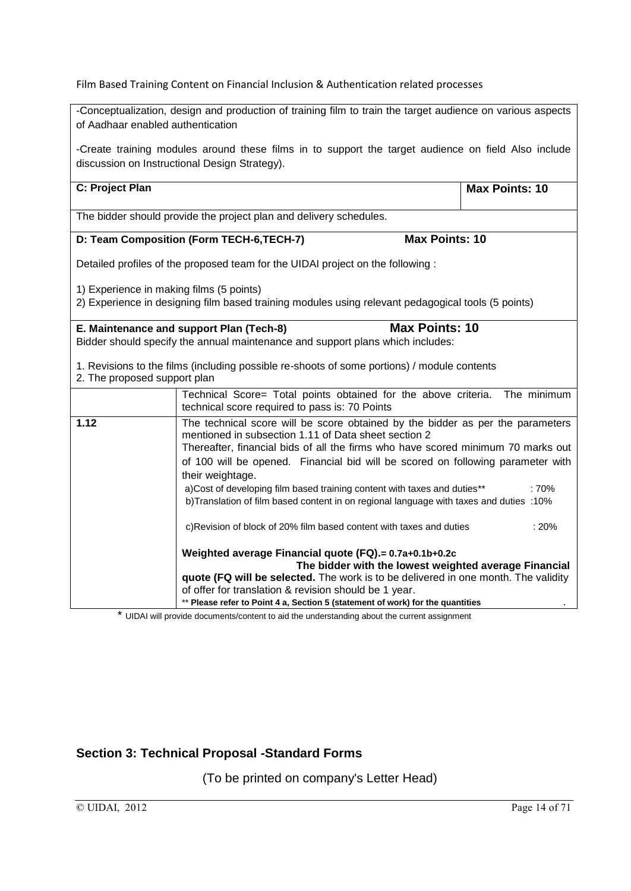Film Based Training Content on Financial Inclusion & Authentication related processes

| | |
|---|---|
| -Conceptualization, design and production of training film to train the target audience on various aspects of Aadhaar enabled authentication<br><br>-Create training modules around these films in to support the target audience on field Also include discussion on Instructional Design Strategy). | |
| **C: Project Plan** | **Max Points: 10** |
| The bidder should provide the project plan and delivery schedules. | |
| **D: Team Composition (Form TECH-6,TECH-7)** | **Max Points: 10** |
| Detailed profiles of the proposed team for the UIDAI project on the following :<br><br>1) Experience in making films (5 points)<br>2) Experience in designing film based training modules using relevant pedagogical tools (5 points) | |
| **E. Maintenance and support Plan (Tech-8)** | **Max Points: 10** |
| Bidder should specify the annual maintenance and support plans which includes:<br><br>1. Revisions to the films (including possible re-shoots of some portions) / module contents<br>2. The proposed support plan | |

| | |
|---|---|
| | Technical Score= Total points obtained for the above criteria. The minimum technical score required to pass is: 70 Points |
| **1.12** | The technical score will be score obtained by the bidder as per the parameters mentioned in subsection 1.11 of Data sheet section 2<br>Thereafter, financial bids of all the firms who have scored minimum 70 marks out of 100 will be opened. Financial bid will be scored on following parameter with their weightage.<br>a)Cost of developing film based training content with taxes and duties** : 70%<br>b)Translation of film based content in on regional language with taxes and duties :10%<br><br>c)Revision of block of 20% film based content with taxes and duties : 20%<br><br>**Weighted average Financial quote (FQ).= 0.7a+0.1b+0.2c**<br>**The bidder with the lowest weighted average Financial quote (FQ will be selected.** The work is to be delivered in one month. The validity of offer for translation & revision should be 1 year.<br>** **Please refer to Point 4 a, Section 5 (statement of work) for the quantities** |

* UIDAI will provide documents/content to aid the understanding about the current assignment

## Section 3: Technical Proposal -Standard Forms

(To be printed on company's Letter Head)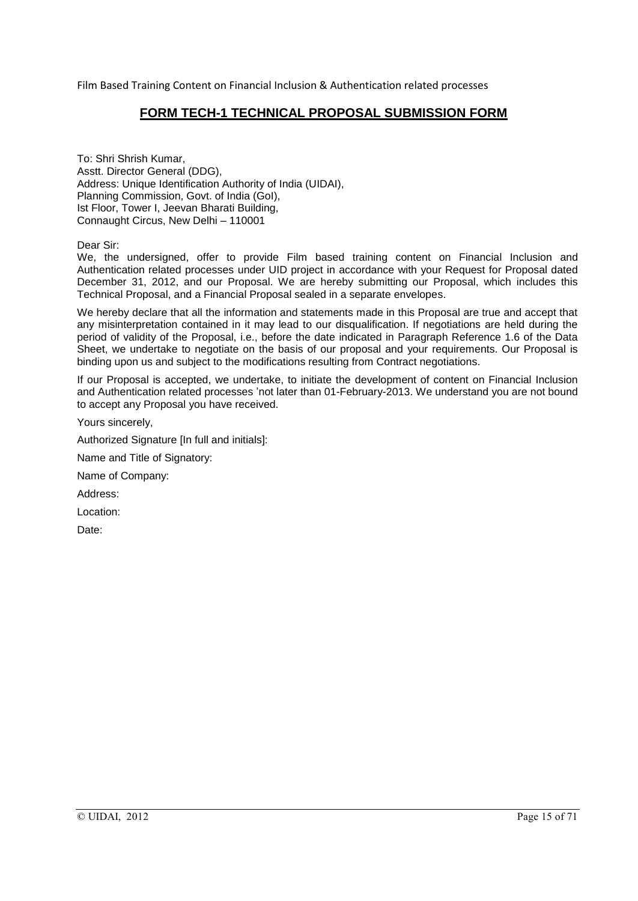## FORM TECH-1 TECHNICAL PROPOSAL SUBMISSION FORM

To: Shri Shrish Kumar,
Asstt. Director General (DDG),
Address: Unique Identification Authority of India (UIDAI),
Planning Commission, Govt. of India (GoI),
Ist Floor, Tower I, Jeevan Bharati Building,
Connaught Circus, New Delhi – 110001

Dear Sir:

We, the undersigned, offer to provide Film based training content on Financial Inclusion and Authentication related processes under UID project in accordance with your Request for Proposal dated December 31, 2012, and our Proposal. We are hereby submitting our Proposal, which includes this Technical Proposal, and a Financial Proposal sealed in a separate envelopes.

We hereby declare that all the information and statements made in this Proposal are true and accept that any misinterpretation contained in it may lead to our disqualification. If negotiations are held during the period of validity of the Proposal, i.e., before the date indicated in Paragraph Reference 1.6 of the Data Sheet, we undertake to negotiate on the basis of our proposal and your requirements. Our Proposal is binding upon us and subject to the modifications resulting from Contract negotiations.

If our Proposal is accepted, we undertake, to initiate the development of content on Financial Inclusion and Authentication related processes 'not later than 01-February-2013. We understand you are not bound to accept any Proposal you have received.

Yours sincerely,

Authorized Signature [In full and initials]:

Name and Title of Signatory:

Name of Company:

Address:

Location:

Date: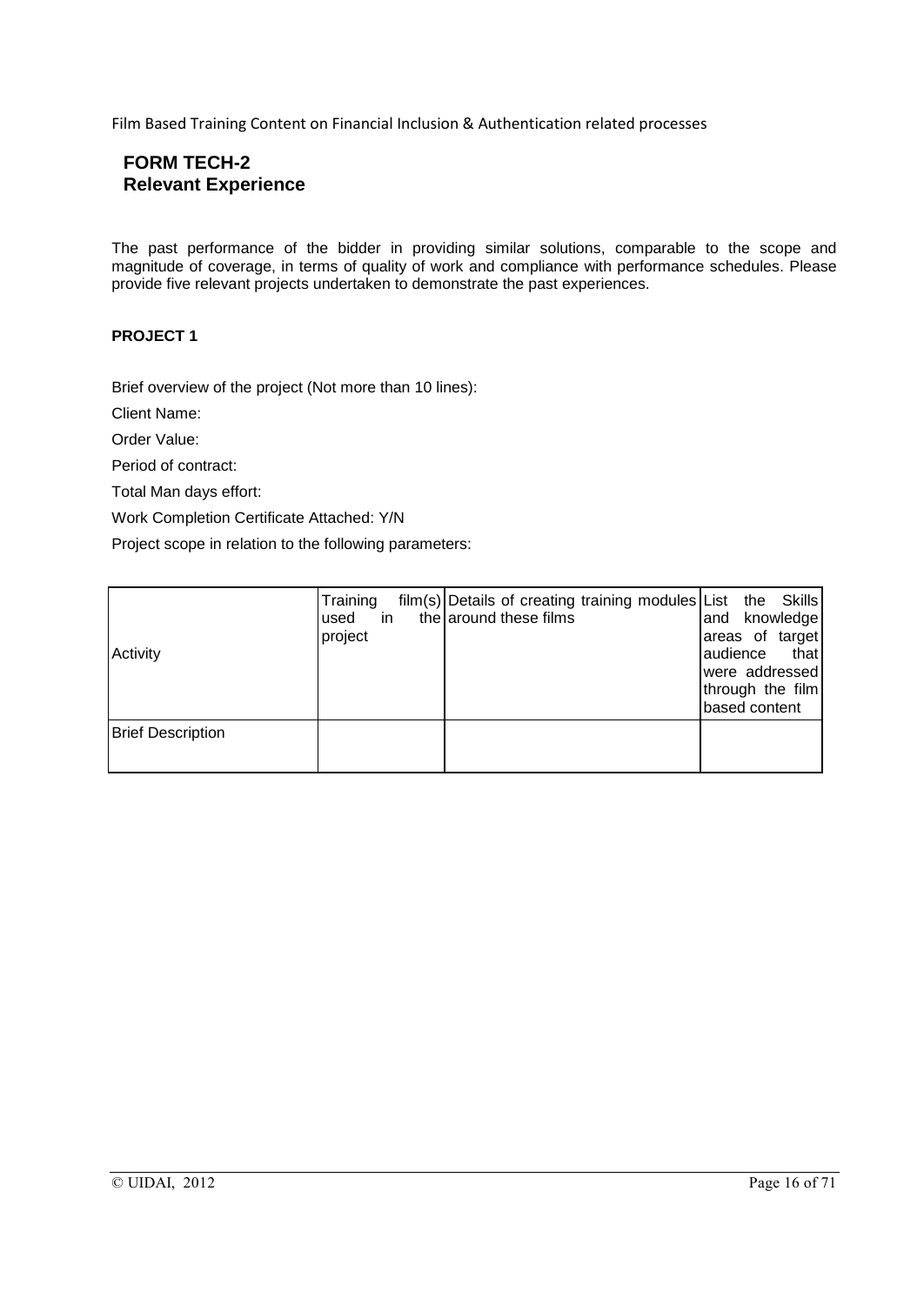## FORM TECH-2
## Relevant Experience

The past performance of the bidder in providing similar solutions, comparable to the scope and magnitude of coverage, in terms of quality of work and compliance with performance schedules. Please provide five relevant projects undertaken to demonstrate the past experiences.

**PROJECT 1**

Brief overview of the project (Not more than 10 lines):

Client Name:

Order Value:

Period of contract:

Total Man days effort:

Work Completion Certificate Attached: Y/N

Project scope in relation to the following parameters:

| Activity | Training film(s) used in the project | Details of creating training modules around these films | List the Skills and knowledge areas of target audience that were addressed through the film based content |
|---|---|---|---|
| Brief Description | | | |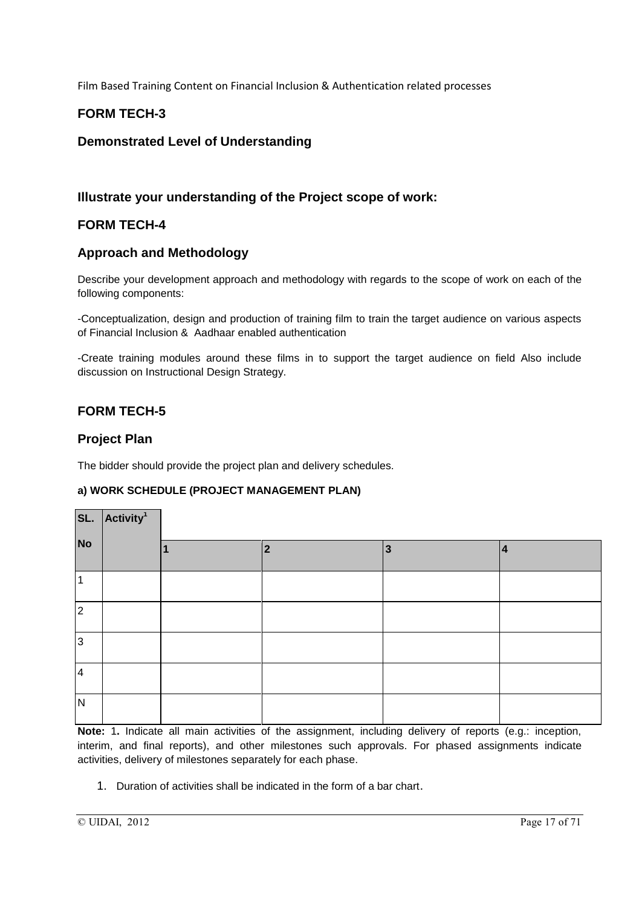## FORM TECH-3

### Demonstrated Level of Understanding

### Illustrate your understanding of the Project scope of work:

## FORM TECH-4

### Approach and Methodology

Describe your development approach and methodology with regards to the scope of work on each of the following components:

-Conceptualization, design and production of training film to train the target audience on various aspects of Financial Inclusion & Aadhaar enabled authentication

-Create training modules around these films in to support the target audience on field Also include discussion on Instructional Design Strategy.

## FORM TECH-5

### Project Plan

The bidder should provide the project plan and delivery schedules.

**a) WORK SCHEDULE (PROJECT MANAGEMENT PLAN)**

| SL. No | Activity[1] | 1 | 2 | 3 | 4 |
|---|---|---|---|---|---|
| 1 | | | | | |
| 2 | | | | | |
| 3 | | | | | |
| 4 | | | | | |
| N | | | | | |

**Note:** 1**.** Indicate all main activities of the assignment, including delivery of reports (e.g.: inception, interim, and final reports), and other milestones such approvals. For phased assignments indicate activities, delivery of milestones separately for each phase.

1. Duration of activities shall be indicated in the form of a bar chart.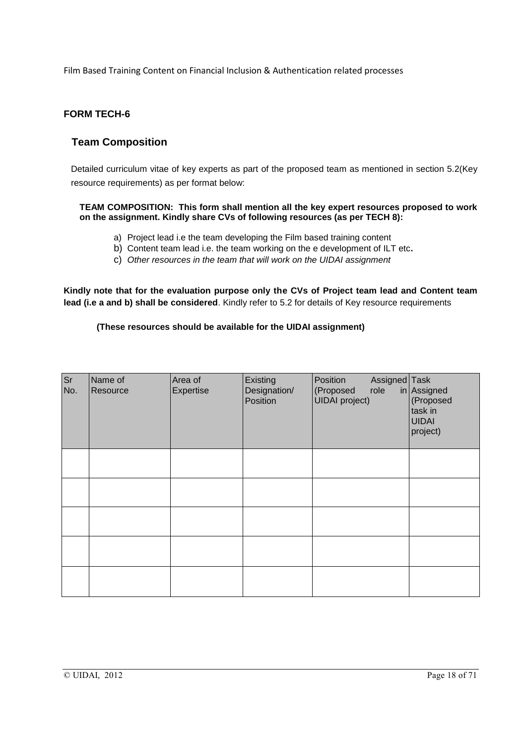## FORM TECH-6

### Team Composition

Detailed curriculum vitae of key experts as part of the proposed team as mentioned in section 5.2(Key resource requirements) as per format below:

**TEAM COMPOSITION: This form shall mention all the key expert resources proposed to work on the assignment. Kindly share CVs of following resources (as per TECH 8):**

a) Project lead i.e the team developing the Film based training content
b) Content team lead i.e. the team working on the e development of ILT etc**.**
c) *Other resources in the team that will work on the UIDAI assignment*

**Kindly note that for the evaluation purpose only the CVs of Project team lead and Content team lead (i.e a and b) shall be considered**. Kindly refer to 5.2 for details of Key resource requirements

**(These resources should be available for the UIDAI assignment)**

| Sr No. | Name of Resource | Area of Expertise | Existing Designation/ Position | Position Assigned (Proposed role in UIDAI project) | Task Assigned (Proposed task in UIDAI project) |
|---|---|---|---|---|---|
| | | | | | |
| | | | | | |
| | | | | | |
| | | | | | |
| | | | | | |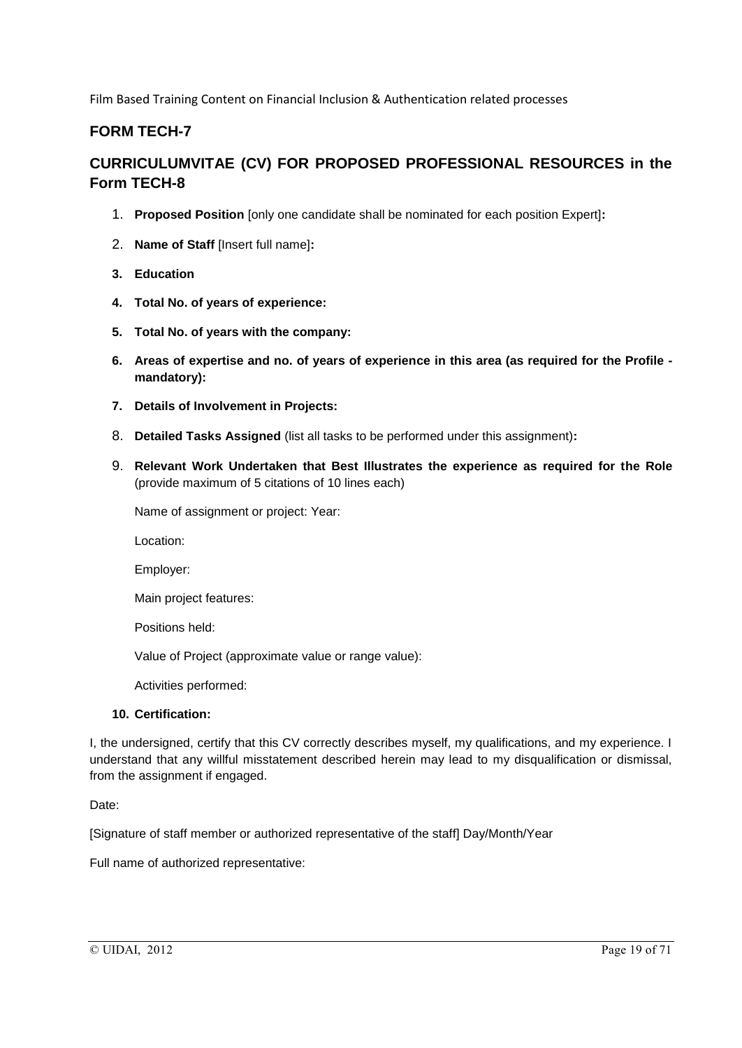## FORM TECH-7

## CURRICULUMVITAE (CV) FOR PROPOSED PROFESSIONAL RESOURCES in the Form TECH-8

1. **Proposed Position** [only one candidate shall be nominated for each position Expert]**:**
2. **Name of Staff** [Insert full name]**:**
3. **Education**
4. **Total No. of years of experience:**
5. **Total No. of years with the company:**
6. **Areas of expertise and no. of years of experience in this area (as required for the Profile - mandatory):**
7. **Details of Involvement in Projects:**
8. **Detailed Tasks Assigned** (list all tasks to be performed under this assignment)**:**
9. **Relevant Work Undertaken that Best Illustrates the experience as required for the Role** (provide maximum of 5 citations of 10 lines each)

   Name of assignment or project: Year:

   Location:

   Employer:

   Main project features:

   Positions held:

   Value of Project (approximate value or range value):

   Activities performed:

10. **Certification:**

I, the undersigned, certify that this CV correctly describes myself, my qualifications, and my experience. I understand that any willful misstatement described herein may lead to my disqualification or dismissal, from the assignment if engaged.

Date:

[Signature of staff member or authorized representative of the staff] Day/Month/Year

Full name of authorized representative: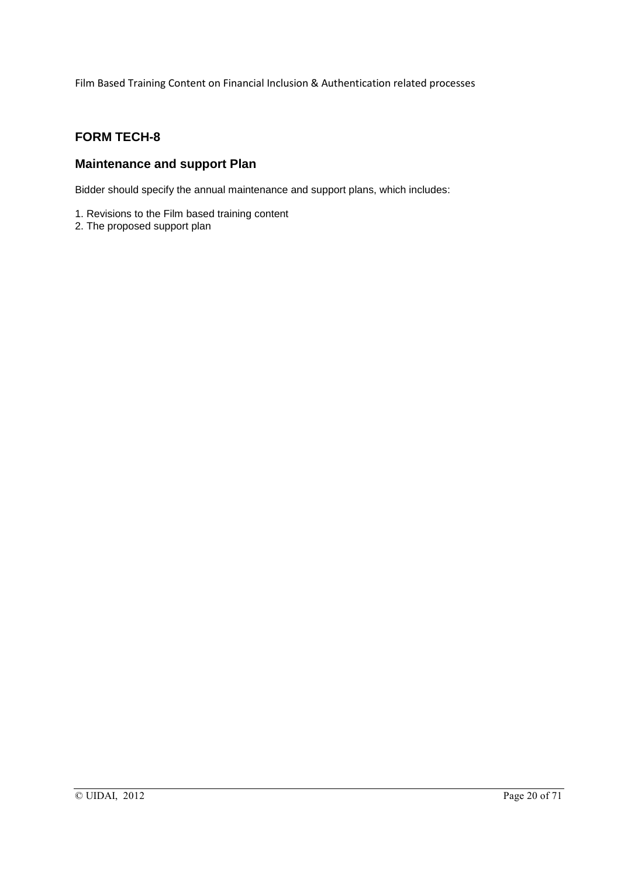## FORM TECH-8

## Maintenance and support Plan

Bidder should specify the annual maintenance and support plans, which includes:

1. Revisions to the Film based training content
2. The proposed support plan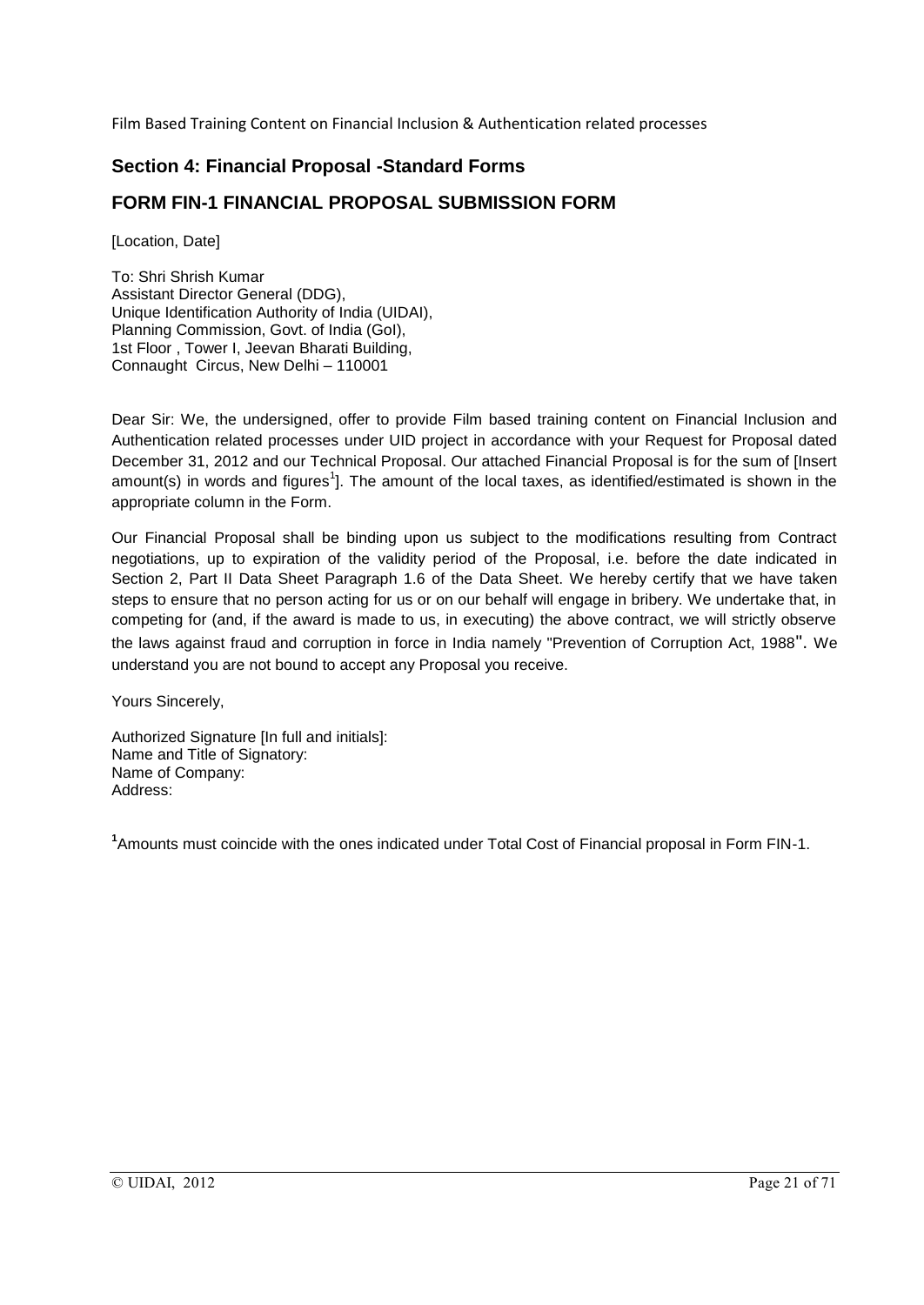## Section 4: Financial Proposal -Standard Forms

## FORM FIN-1 FINANCIAL PROPOSAL SUBMISSION FORM

[Location, Date]

To: Shri Shrish Kumar
Assistant Director General (DDG),
Unique Identification Authority of India (UIDAI),
Planning Commission, Govt. of India (GoI),
1st Floor , Tower I, Jeevan Bharati Building,
Connaught Circus, New Delhi – 110001

Dear Sir: We, the undersigned, offer to provide Film based training content on Financial Inclusion and Authentication related processes under UID project in accordance with your Request for Proposal dated December 31, 2012 and our Technical Proposal. Our attached Financial Proposal is for the sum of [Insert amount(s) in words and figures[1]]. The amount of the local taxes, as identified/estimated is shown in the appropriate column in the Form.

Our Financial Proposal shall be binding upon us subject to the modifications resulting from Contract negotiations, up to expiration of the validity period of the Proposal, i.e. before the date indicated in Section 2, Part II Data Sheet Paragraph 1.6 of the Data Sheet. We hereby certify that we have taken steps to ensure that no person acting for us or on our behalf will engage in bribery. We undertake that, in competing for (and, if the award is made to us, in executing) the above contract, we will strictly observe the laws against fraud and corruption in force in India namely "Prevention of Corruption Act, 1988". We understand you are not bound to accept any Proposal you receive.

Yours Sincerely,

Authorized Signature [In full and initials]:
Name and Title of Signatory:
Name of Company:
Address:

[1]Amounts must coincide with the ones indicated under Total Cost of Financial proposal in Form FIN-1.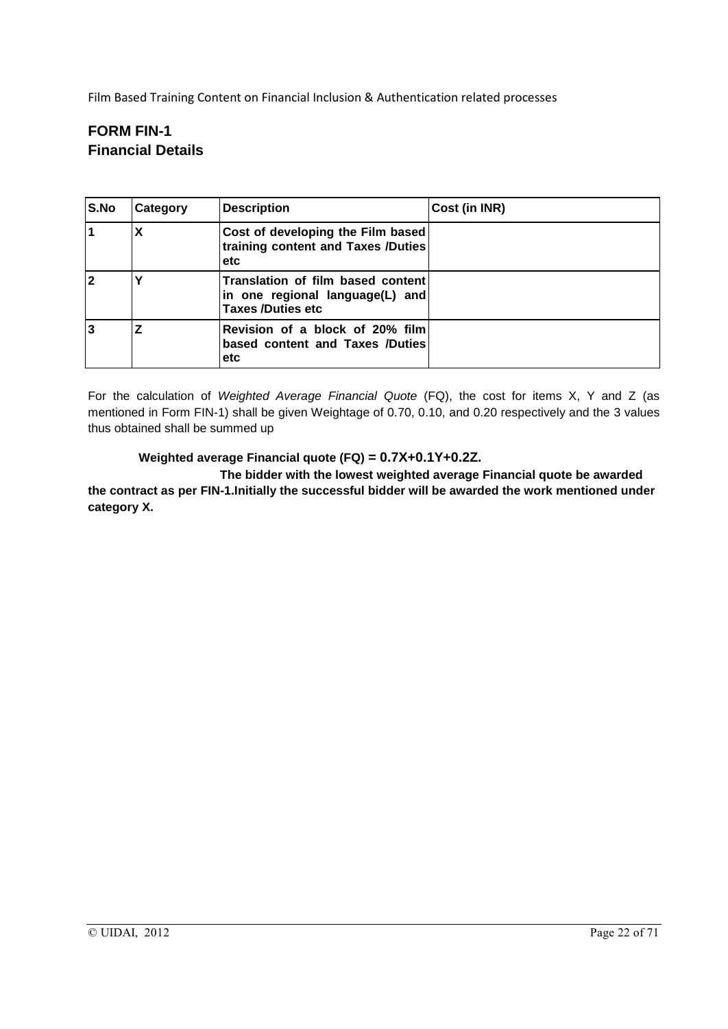## FORM FIN-1
## Financial Details

| S.No | Category | Description | Cost (in INR) |
|---|---|---|---|
| **1** | **X** | **Cost of developing the Film based training content and Taxes /Duties etc** | |
| **2** | **Y** | **Translation of film based content in one regional language(L) and Taxes /Duties etc** | |
| **3** | **Z** | **Revision of a block of 20% film based content and Taxes /Duties etc** | |

For the calculation of *Weighted Average Financial Quote* (FQ), the cost for items X, Y and Z (as mentioned in Form FIN-1) shall be given Weightage of 0.70, 0.10, and 0.20 respectively and the 3 values thus obtained shall be summed up

**Weighted average Financial quote (FQ) = $0.7X+0.1Y+0.2Z$.**

**The bidder with the lowest weighted average Financial quote be awarded the contract as per FIN-1.Initially the successful bidder will be awarded the work mentioned under category X.**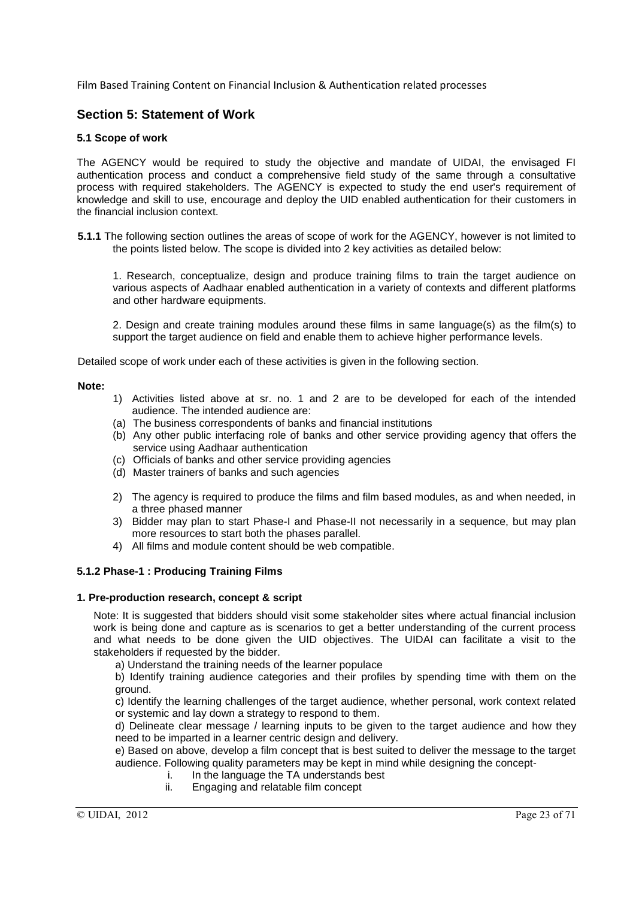## Section 5: Statement of Work

### 5.1 Scope of work

The AGENCY would be required to study the objective and mandate of UIDAI, the envisaged FI authentication process and conduct a comprehensive field study of the same through a consultative process with required stakeholders. The AGENCY is expected to study the end user's requirement of knowledge and skill to use, encourage and deploy the UID enabled authentication for their customers in the financial inclusion context.

**5.1.1** The following section outlines the areas of scope of work for the AGENCY, however is not limited to the points listed below. The scope is divided into 2 key activities as detailed below:

1. Research, conceptualize, design and produce training films to train the target audience on various aspects of Aadhaar enabled authentication in a variety of contexts and different platforms and other hardware equipments.

2. Design and create training modules around these films in same language(s) as the film(s) to support the target audience on field and enable them to achieve higher performance levels.

Detailed scope of work under each of these activities is given in the following section.

**Note:**

1) Activities listed above at sr. no. 1 and 2 are to be developed for each of the intended audience. The intended audience are:
   (a) The business correspondents of banks and financial institutions
   (b) Any other public interfacing role of banks and other service providing agency that offers the service using Aadhaar authentication
   (c) Officials of banks and other service providing agencies
   (d) Master trainers of banks and such agencies
2) The agency is required to produce the films and film based modules, as and when needed, in a three phased manner
3) Bidder may plan to start Phase-I and Phase-II not necessarily in a sequence, but may plan more resources to start both the phases parallel.
4) All films and module content should be web compatible.

### 5.1.2 Phase-1 : Producing Training Films

**1. Pre-production research, concept & script**

Note: It is suggested that bidders should visit some stakeholder sites where actual financial inclusion work is being done and capture as is scenarios to get a better understanding of the current process and what needs to be done given the UID objectives. The UIDAI can facilitate a visit to the stakeholders if requested by the bidder.

a) Understand the training needs of the learner populace

b) Identify training audience categories and their profiles by spending time with them on the ground.

c) Identify the learning challenges of the target audience, whether personal, work context related or systemic and lay down a strategy to respond to them.

d) Delineate clear message / learning inputs to be given to the target audience and how they need to be imparted in a learner centric design and delivery.

e) Based on above, develop a film concept that is best suited to deliver the message to the target audience. Following quality parameters may be kept in mind while designing the concept-

   i. In the language the TA understands best
   ii. Engaging and relatable film concept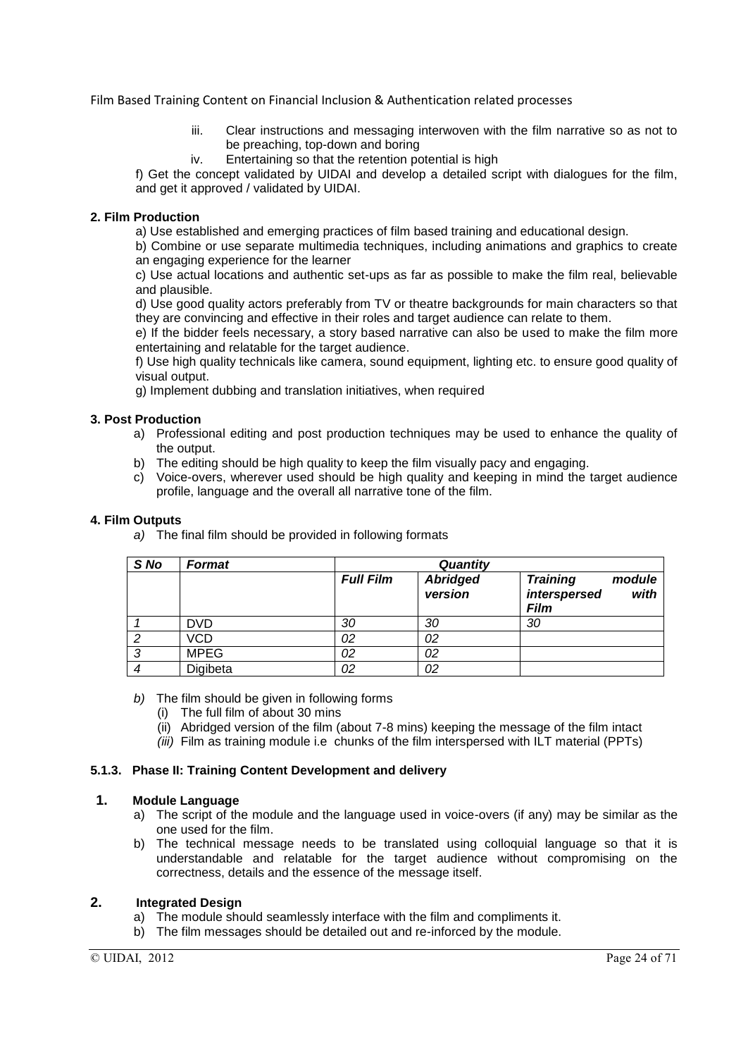iii. Clear instructions and messaging interwoven with the film narrative so as not to be preaching, top-down and boring
iv. Entertaining so that the retention potential is high

f) Get the concept validated by UIDAI and develop a detailed script with dialogues for the film, and get it approved / validated by UIDAI.

**2. Film Production**

a) Use established and emerging practices of film based training and educational design.

b) Combine or use separate multimedia techniques, including animations and graphics to create an engaging experience for the learner

c) Use actual locations and authentic set-ups as far as possible to make the film real, believable and plausible.

d) Use good quality actors preferably from TV or theatre backgrounds for main characters so that they are convincing and effective in their roles and target audience can relate to them.

e) If the bidder feels necessary, a story based narrative can also be used to make the film more entertaining and relatable for the target audience.

f) Use high quality technicals like camera, sound equipment, lighting etc. to ensure good quality of visual output.

g) Implement dubbing and translation initiatives, when required

**3. Post Production**

a) Professional editing and post production techniques may be used to enhance the quality of the output.
b) The editing should be high quality to keep the film visually pacy and engaging.
c) Voice-overs, wherever used should be high quality and keeping in mind the target audience profile, language and the overall all narrative tone of the film.

**4. Film Outputs**

*a)* The final film should be provided in following formats

| ***S No*** | ***Format*** | ***Quantity*** | | |
|---|---|---|---|---|
| | | ***Full Film*** | ***Abridged version*** | ***Training module interspersed with Film*** |
| *1* | DVD | *30* | *30* | *30* |
| *2* | VCD | *02* | *02* | |
| *3* | MPEG | *02* | *02* | |
| *4* | Digibeta | *02* | *02* | |

*b)* The film should be given in following forms
(i) The full film of about 30 mins
(ii) Abridged version of the film (about 7-8 mins) keeping the message of the film intact
*(iii)* Film as training module i.e chunks of the film interspersed with ILT material (PPTs)

#### 5.1.3. Phase II: Training Content Development and delivery

**1. Module Language**

a) The script of the module and the language used in voice-overs (if any) may be similar as the one used for the film.
b) The technical message needs to be translated using colloquial language so that it is understandable and relatable for the target audience without compromising on the correctness, details and the essence of the message itself.

**2. Integrated Design**

a) The module should seamlessly interface with the film and compliments it.
b) The film messages should be detailed out and re-inforced by the module.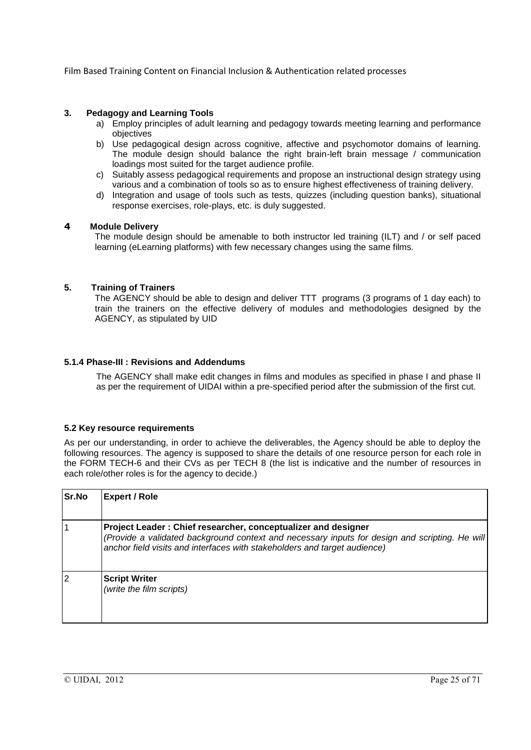### 3. Pedagogy and Learning Tools

a) Employ principles of adult learning and pedagogy towards meeting learning and performance objectives
b) Use pedagogical design across cognitive, affective and psychomotor domains of learning. The module design should balance the right brain-left brain message / communication loadings most suited for the target audience profile.
c) Suitably assess pedagogical requirements and propose an instructional design strategy using various and a combination of tools so as to ensure highest effectiveness of training delivery.
d) Integration and usage of tools such as tests, quizzes (including question banks), situational response exercises, role-plays, etc. is duly suggested.

### 4 Module Delivery

The module design should be amenable to both instructor led training (ILT) and / or self paced learning (eLearning platforms) with few necessary changes using the same films.

### 5. Training of Trainers

The AGENCY should be able to design and deliver TTT programs (3 programs of 1 day each) to train the trainers on the effective delivery of modules and methodologies designed by the AGENCY, as stipulated by UID

#### 5.1.4 Phase-III : Revisions and Addendums

The AGENCY shall make edit changes in films and modules as specified in phase I and phase II as per the requirement of UIDAI within a pre-specified period after the submission of the first cut.

#### 5.2 Key resource requirements

As per our understanding, in order to achieve the deliverables, the Agency should be able to deploy the following resources. The agency is supposed to share the details of one resource person for each role in the FORM TECH-6 and their CVs as per TECH 8 (the list is indicative and the number of resources in each role/other roles is for the agency to decide.)

| Sr.No | Expert / Role |
|---|---|
| 1 | **Project Leader : Chief researcher, conceptualizer and designer**<br>*(Provide a validated background context and necessary inputs for design and scripting. He will anchor field visits and interfaces with stakeholders and target audience)* |
| 2 | **Script Writer**<br>*(write the film scripts)* |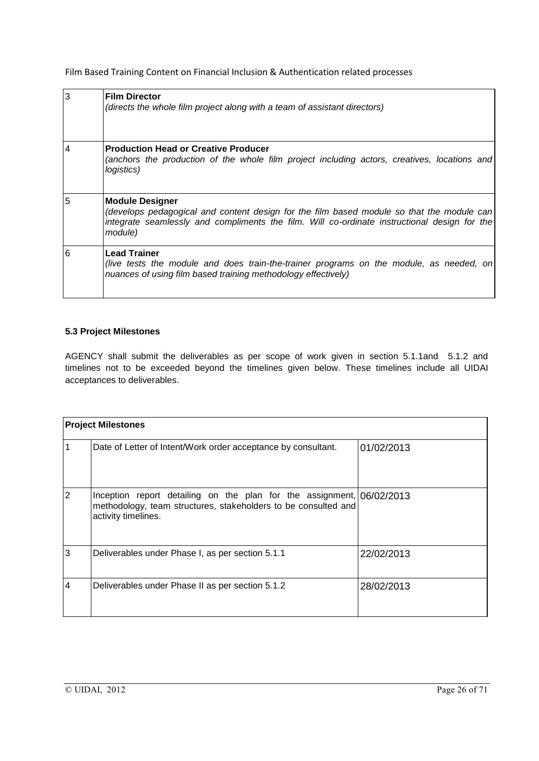| 3 | **Film Director**<br>*(directs the whole film project along with a team of assistant directors)* |
|---|---|
| 4 | **Production Head or Creative Producer**<br>*(anchors the production of the whole film project including actors, creatives, locations and logistics)* |
| 5 | **Module Designer**<br>*(develops pedagogical and content design for the film based module so that the module can integrate seamlessly and compliments the film. Will co-ordinate instructional design for the module)* |
| 6 | **Lead Trainer**<br>*(live tests the module and does train-the-trainer programs on the module, as needed, on nuances of using film based training methodology effectively)* |

#### 5.3 Project Milestones

AGENCY shall submit the deliverables as per scope of work given in section 5.1.1and 5.1.2 and timelines not to be exceeded beyond the timelines given below. These timelines include all UIDAI acceptances to deliverables.

| **Project Milestones** | | |
|---|---|---|
| 1 | Date of Letter of Intent/Work order acceptance by consultant. | 01/02/2013 |
| 2 | Inception report detailing on the plan for the assignment, methodology, team structures, stakeholders to be consulted and activity timelines. | 06/02/2013 |
| 3 | Deliverables under Phase I, as per section 5.1.1 | 22/02/2013 |
| 4 | Deliverables under Phase II as per section 5.1.2 | 28/02/2013 |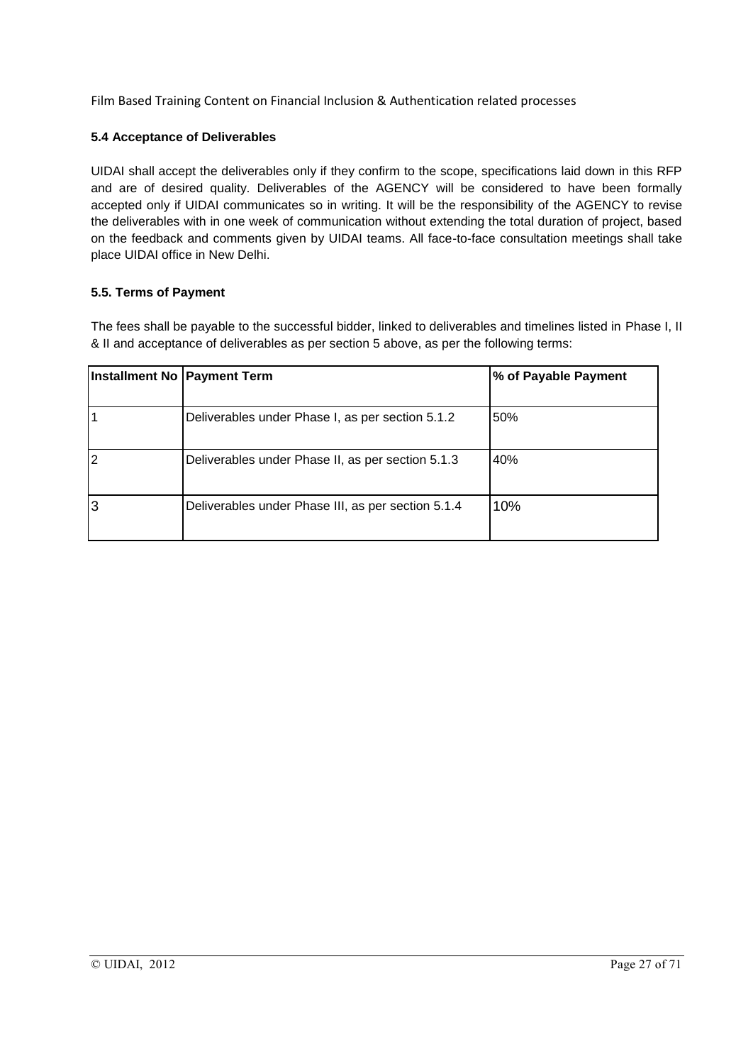### 5.4 Acceptance of Deliverables

UIDAI shall accept the deliverables only if they confirm to the scope, specifications laid down in this RFP and are of desired quality. Deliverables of the AGENCY will be considered to have been formally accepted only if UIDAI communicates so in writing. It will be the responsibility of the AGENCY to revise the deliverables with in one week of communication without extending the total duration of project, based on the feedback and comments given by UIDAI teams. All face-to-face consultation meetings shall take place UIDAI office in New Delhi.

### 5.5. Terms of Payment

The fees shall be payable to the successful bidder, linked to deliverables and timelines listed in Phase I, II & II and acceptance of deliverables as per section 5 above, as per the following terms:

| Installment No | Payment Term | % of Payable Payment |
|---|---|---|
| 1 | Deliverables under Phase I, as per section 5.1.2 | 50% |
| 2 | Deliverables under Phase II, as per section 5.1.3 | 40% |
| 3 | Deliverables under Phase III, as per section 5.1.4 | 10% |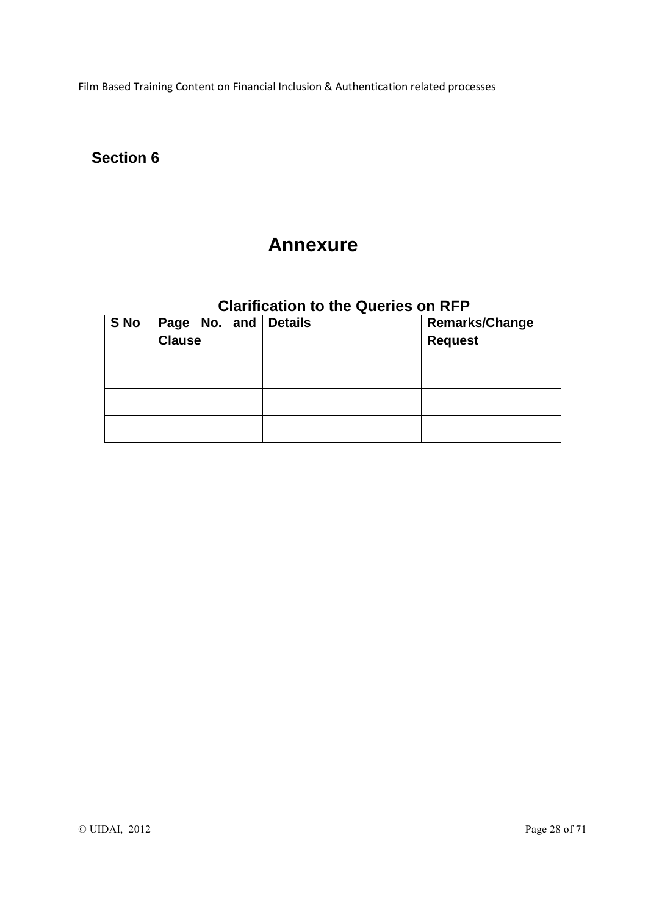## Section 6

# Annexure

### Clarification to the Queries on RFP

| S No | Page No. and Clause | Details | Remarks/Change Request |
|---|---|---|---|
| | | | |
| | | | |
| | | | |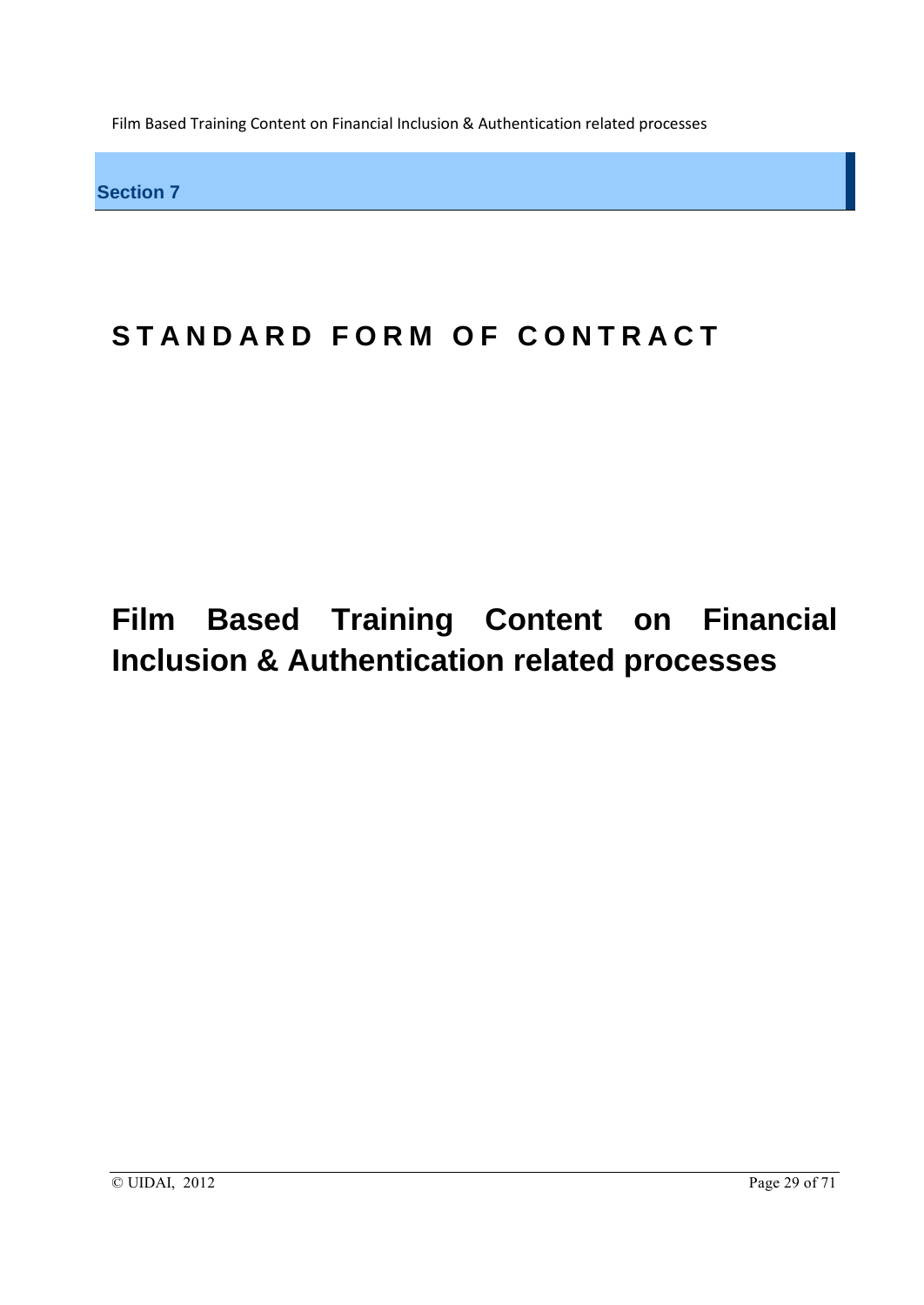**Section 7**

# STANDARD FORM OF CONTRACT

# Film Based Training Content on Financial Inclusion & Authentication related processes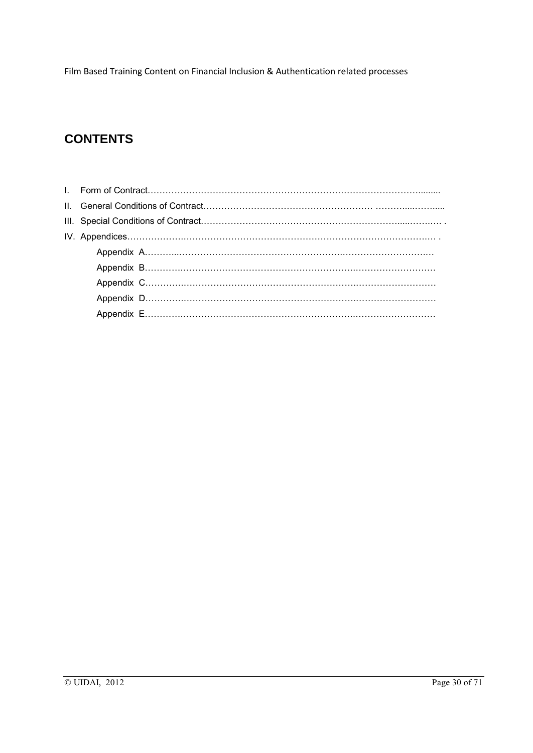## CONTENTS

I. Form of Contract……………………………………………………………………………........

II. General Conditions of Contract………………………………………………… ………....……....

III. Special Conditions of Contract…………………………………………………………......………. .

IV. Appendices……………….……………………………………………………………………… .

- Appendix A………..……………………………………………….…………………….…
- Appendix B………….…………………………………………………….………………………
- Appendix C………….…………………………………………………….………………………
- Appendix D………….…………………………………………………….………………………
- Appendix E………….…………………………………………………….………………………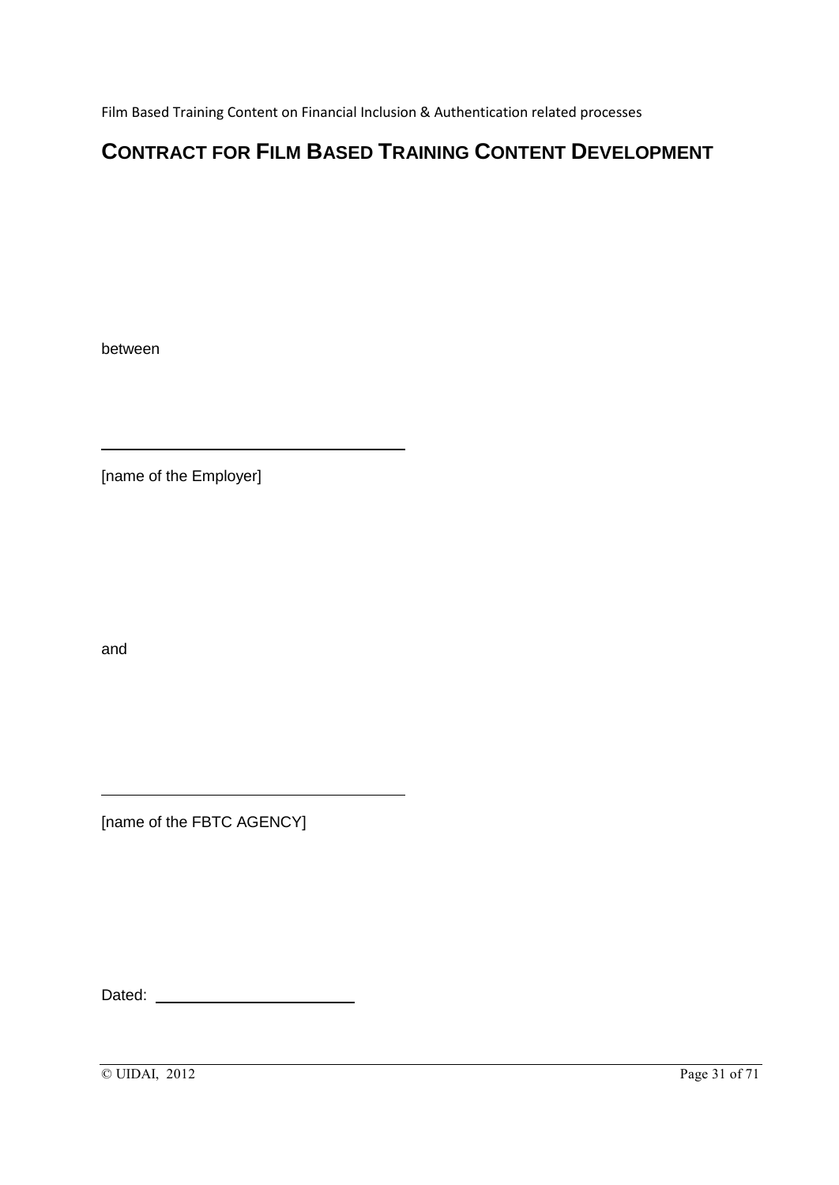# CONTRACT FOR FILM BASED TRAINING CONTENT DEVELOPMENT

between

\_\_\_\_\_\_\_\_\_\_\_\_\_\_\_\_\_\_\_\_\_\_\_\_\_\_\_\_\_\_\_\_\_\_\_\_

[name of the Employer]

and

\_\_\_\_\_\_\_\_\_\_\_\_\_\_\_\_\_\_\_\_\_\_\_\_\_\_\_\_\_\_\_\_\_\_\_\_

[name of the FBTC AGENCY]

Dated: \_\_\_\_\_\_\_\_\_\_\_\_\_\_\_\_\_\_\_\_\_\_\_\_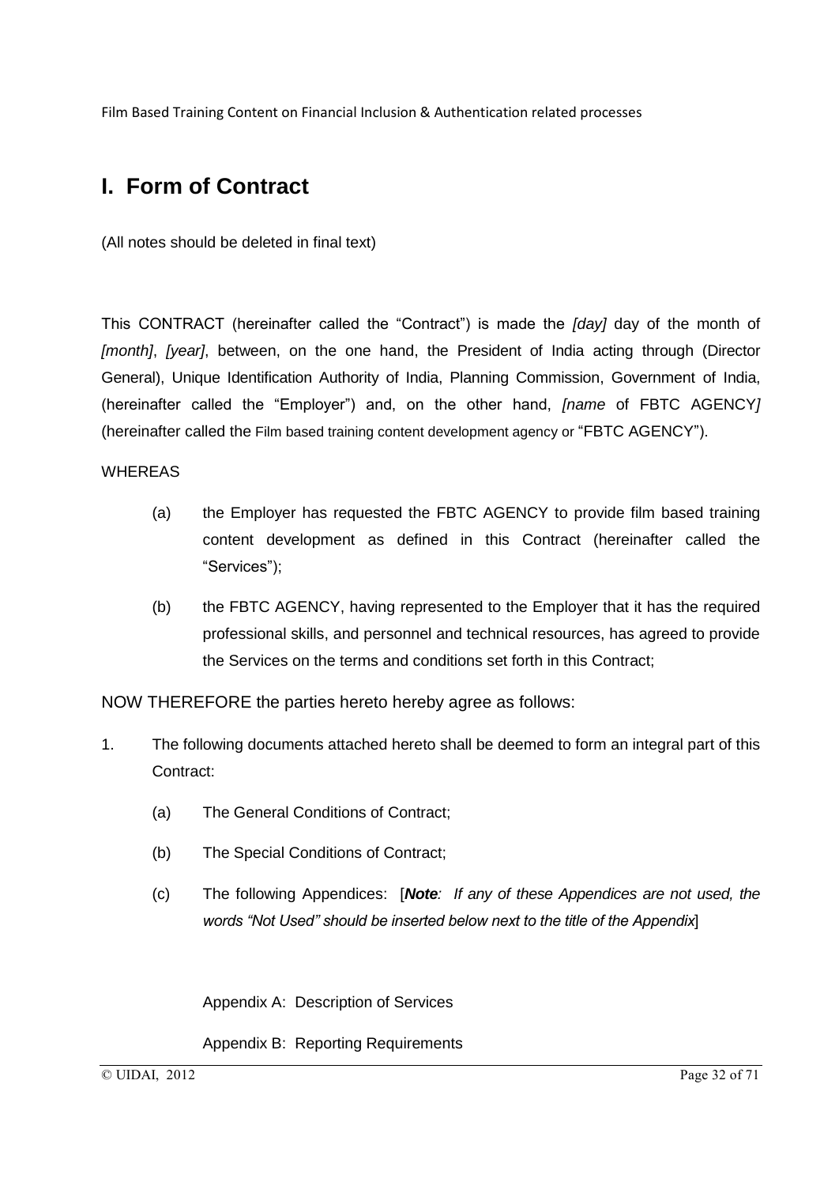# I. Form of Contract

(All notes should be deleted in final text)

This CONTRACT (hereinafter called the "Contract") is made the *[day]* day of the month of *[month]*, *[year]*, between, on the one hand, the President of India acting through (Director General), Unique Identification Authority of India, Planning Commission, Government of India, (hereinafter called the "Employer") and, on the other hand, *[name* of FBTC AGENCY*]* (hereinafter called the Film based training content development agency or "FBTC AGENCY").

WHEREAS

(a) the Employer has requested the FBTC AGENCY to provide film based training content development as defined in this Contract (hereinafter called the "Services");

(b) the FBTC AGENCY, having represented to the Employer that it has the required professional skills, and personnel and technical resources, has agreed to provide the Services on the terms and conditions set forth in this Contract;

NOW THEREFORE the parties hereto hereby agree as follows:

1. The following documents attached hereto shall be deemed to form an integral part of this Contract:

   (a) The General Conditions of Contract;

   (b) The Special Conditions of Contract;

   (c) The following Appendices: [***Note**: If any of these Appendices are not used, the words "Not Used" should be inserted below next to the title of the Appendix*]

   Appendix A: Description of Services

   Appendix B: Reporting Requirements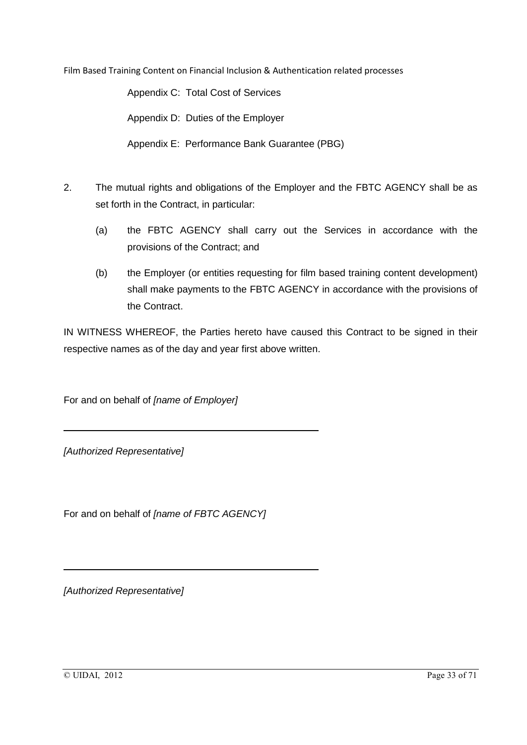Appendix C: Total Cost of Services

Appendix D: Duties of the Employer

Appendix E: Performance Bank Guarantee (PBG)

2. The mutual rights and obligations of the Employer and the FBTC AGENCY shall be as set forth in the Contract, in particular:

   (a) the FBTC AGENCY shall carry out the Services in accordance with the provisions of the Contract; and

   (b) the Employer (or entities requesting for film based training content development) shall make payments to the FBTC AGENCY in accordance with the provisions of the Contract.

IN WITNESS WHEREOF, the Parties hereto have caused this Contract to be signed in their respective names as of the day and year first above written.

For and on behalf of *[name of Employer]*

______________________________

*[Authorized Representative]*

For and on behalf of *[name of FBTC AGENCY]*

______________________________

*[Authorized Representative]*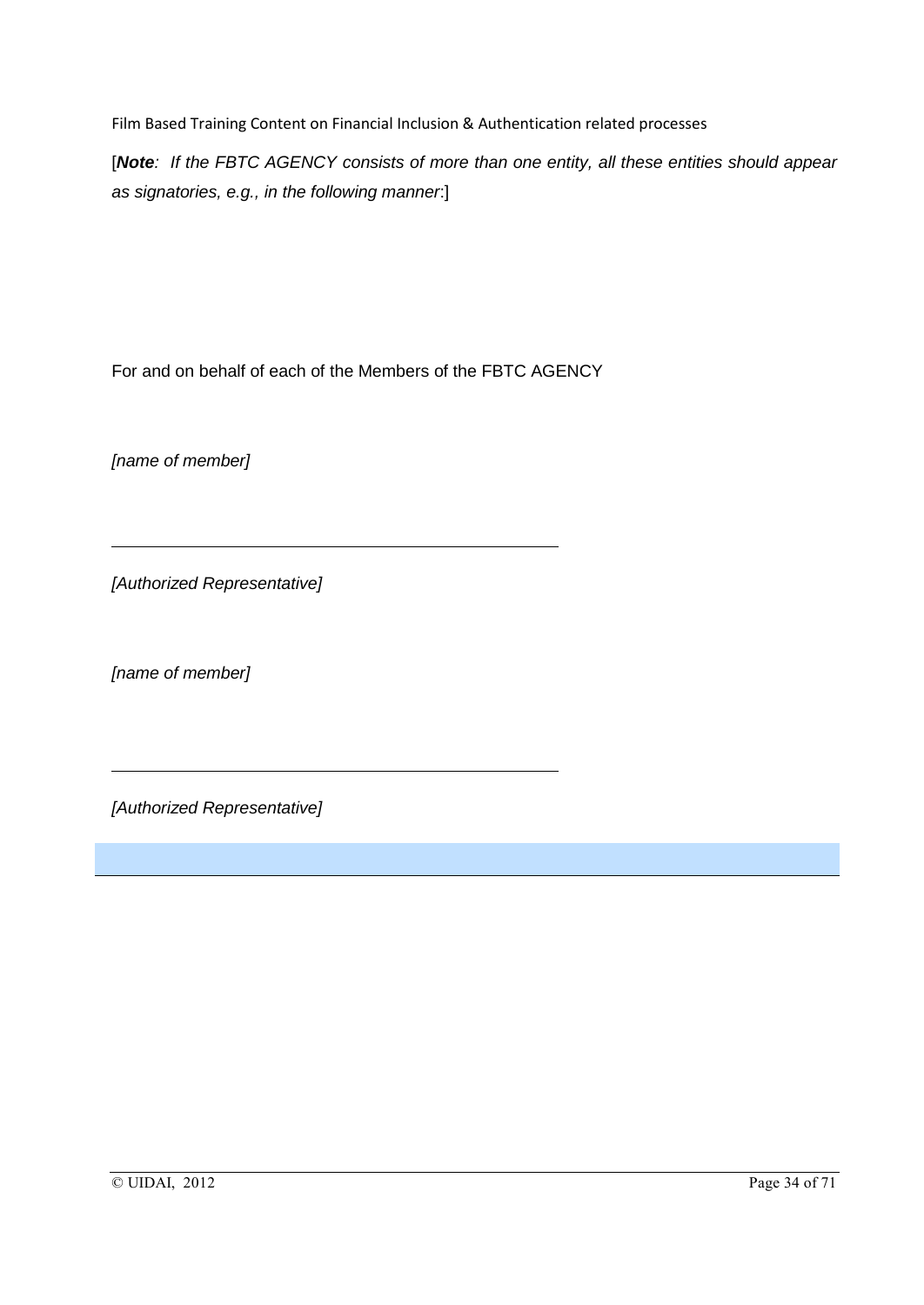[***Note**: If the FBTC AGENCY consists of more than one entity, all these entities should appear as signatories, e.g., in the following manner*:]

For and on behalf of each of the Members of the FBTC AGENCY

*[name of member]*

\_\_\_\_\_\_\_\_\_\_\_\_\_\_\_\_\_\_\_\_\_\_\_\_\_\_\_\_\_\_\_\_\_\_\_\_\_\_\_\_

*[Authorized Representative]*

*[name of member]*

\_\_\_\_\_\_\_\_\_\_\_\_\_\_\_\_\_\_\_\_\_\_\_\_\_\_\_\_\_\_\_\_\_\_\_\_\_\_\_\_

*[Authorized Representative]*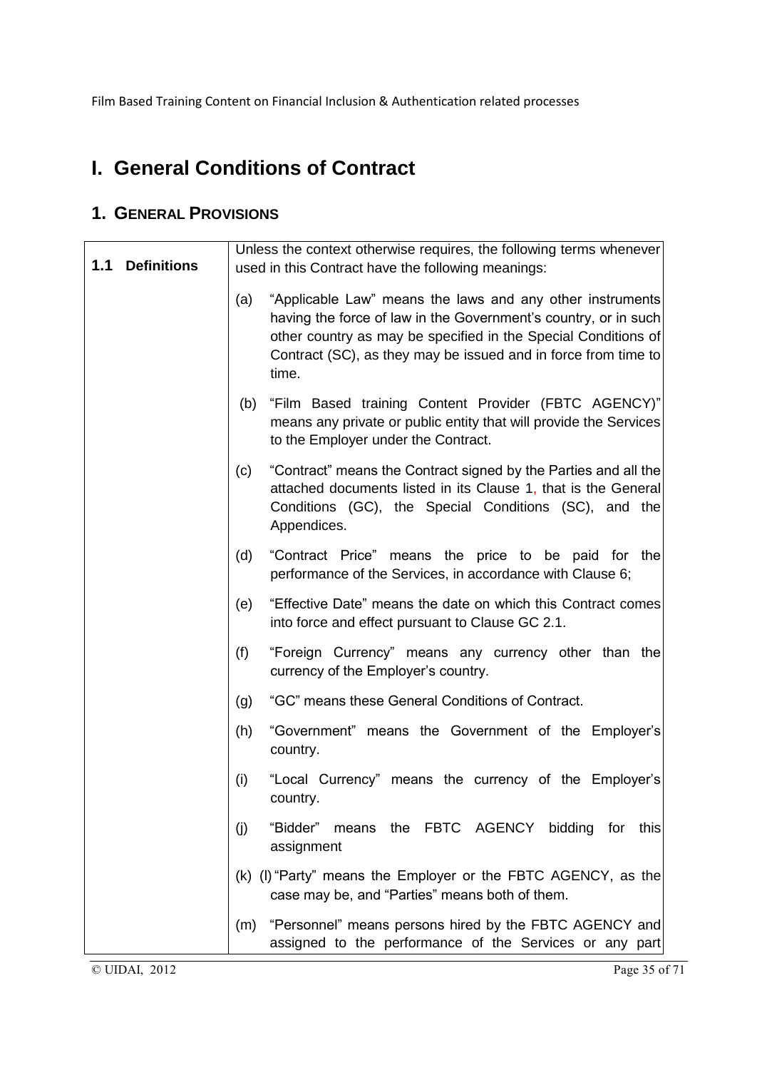# I. General Conditions of Contract

## 1. GENERAL PROVISIONS

| | |
|---|---|
| **1.1 Definitions** | Unless the context otherwise requires, the following terms whenever used in this Contract have the following meanings: |
| | (a) "Applicable Law" means the laws and any other instruments having the force of law in the Government's country, or in such other country as may be specified in the Special Conditions of Contract (SC), as they may be issued and in force from time to time. |
| | (b) "Film Based training Content Provider (FBTC AGENCY)" means any private or public entity that will provide the Services to the Employer under the Contract. |
| | (c) "Contract" means the Contract signed by the Parties and all the attached documents listed in its Clause 1, that is the General Conditions (GC), the Special Conditions (SC), and the Appendices. |
| | (d) "Contract Price" means the price to be paid for the performance of the Services, in accordance with Clause 6; |
| | (e) "Effective Date" means the date on which this Contract comes into force and effect pursuant to Clause GC 2.1. |
| | (f) "Foreign Currency" means any currency other than the currency of the Employer's country. |
| | (g) "GC" means these General Conditions of Contract. |
| | (h) "Government" means the Government of the Employer's country. |
| | (i) "Local Currency" means the currency of the Employer's country. |
| | (j) "Bidder" means the FBTC AGENCY bidding for this assignment |
| | (k) (l) "Party" means the Employer or the FBTC AGENCY, as the case may be, and "Parties" means both of them. |
| | (m) "Personnel" means persons hired by the FBTC AGENCY and assigned to the performance of the Services or any part |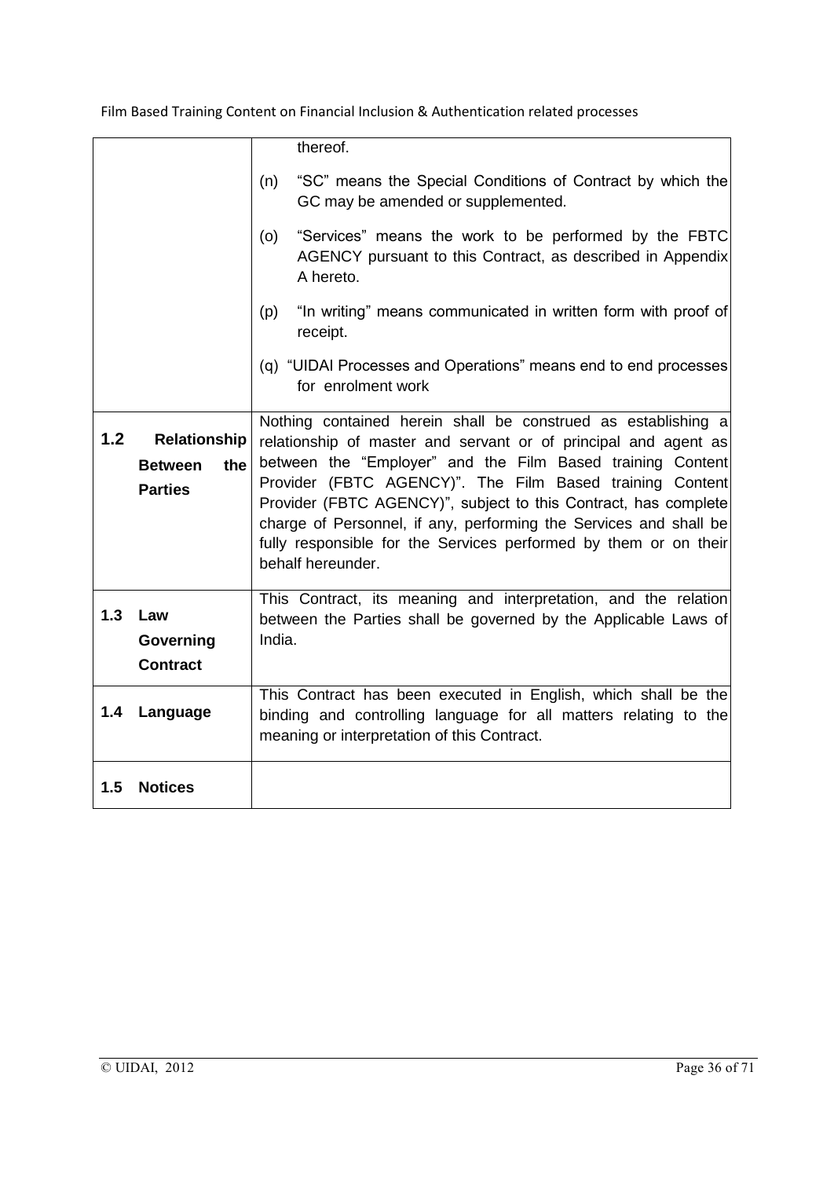| | |
|---|---|
| | thereof.<br><br>(n) "SC" means the Special Conditions of Contract by which the GC may be amended or supplemented.<br><br>(o) "Services" means the work to be performed by the FBTC AGENCY pursuant to this Contract, as described in Appendix A hereto.<br><br>(p) "In writing" means communicated in written form with proof of receipt.<br><br>(q) "UIDAI Processes and Operations" means end to end processes for enrolment work |
| **1.2 Relationship Between the Parties** | Nothing contained herein shall be construed as establishing a relationship of master and servant or of principal and agent as between the "Employer" and the Film Based training Content Provider (FBTC AGENCY)". The Film Based training Content Provider (FBTC AGENCY)", subject to this Contract, has complete charge of Personnel, if any, performing the Services and shall be fully responsible for the Services performed by them or on their behalf hereunder. |
| **1.3 Law Governing Contract** | This Contract, its meaning and interpretation, and the relation between the Parties shall be governed by the Applicable Laws of India. |
| **1.4 Language** | This Contract has been executed in English, which shall be the binding and controlling language for all matters relating to the meaning or interpretation of this Contract. |
| **1.5 Notices** | |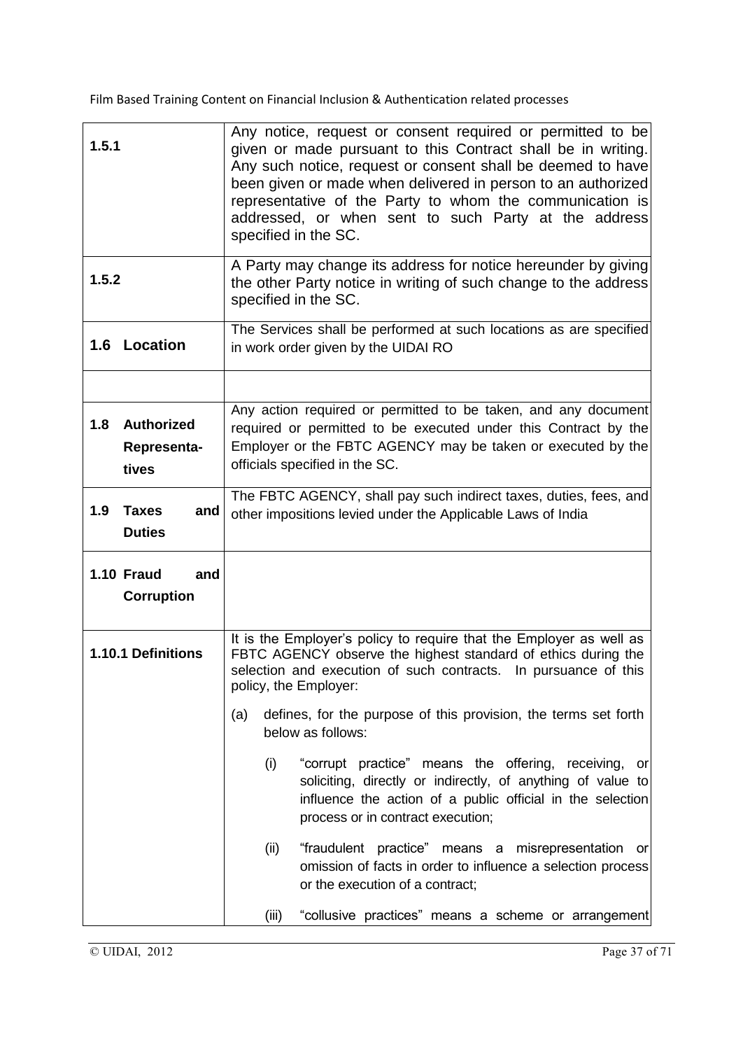| | |
|---|---|
| **1.5.1** | Any notice, request or consent required or permitted to be given or made pursuant to this Contract shall be in writing. Any such notice, request or consent shall be deemed to have been given or made when delivered in person to an authorized representative of the Party to whom the communication is addressed, or when sent to such Party at the address specified in the SC. |
| **1.5.2** | A Party may change its address for notice hereunder by giving the other Party notice in writing of such change to the address specified in the SC. |
| **1.6 Location** | The Services shall be performed at such locations as are specified in work order given by the UIDAI RO |
| | |
| **1.8 Authorized Representa-tives** | Any action required or permitted to be taken, and any document required or permitted to be executed under this Contract by the Employer or the FBTC AGENCY may be taken or executed by the officials specified in the SC. |
| **1.9 Taxes and Duties** | The FBTC AGENCY, shall pay such indirect taxes, duties, fees, and other impositions levied under the Applicable Laws of India |
| **1.10 Fraud and Corruption** | |
| **1.10.1 Definitions** | It is the Employer's policy to require that the Employer as well as FBTC AGENCY observe the highest standard of ethics during the selection and execution of such contracts. In pursuance of this policy, the Employer:<br><br>(a) defines, for the purpose of this provision, the terms set forth below as follows:<br><br>(i) "corrupt practice" means the offering, receiving, or soliciting, directly or indirectly, of anything of value to influence the action of a public official in the selection process or in contract execution;<br><br>(ii) "fraudulent practice" means a misrepresentation or omission of facts in order to influence a selection process or the execution of a contract;<br><br>(iii) "collusive practices" means a scheme or arrangement |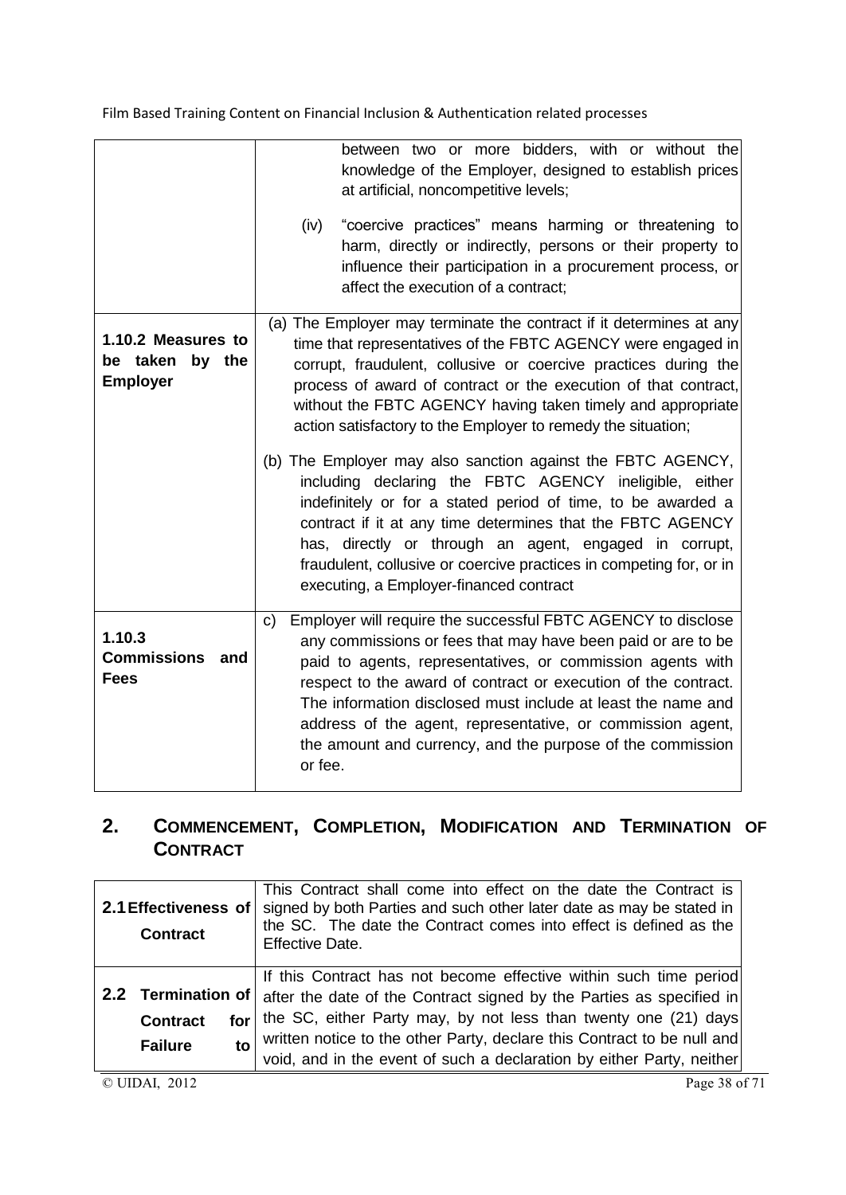| | |
|---|---|
| | between two or more bidders, with or without the knowledge of the Employer, designed to establish prices at artificial, noncompetitive levels;<br><br>(iv) "coercive practices" means harming or threatening to harm, directly or indirectly, persons or their property to influence their participation in a procurement process, or affect the execution of a contract; |
| **1.10.2 Measures to be taken by the Employer** | (a) The Employer may terminate the contract if it determines at any time that representatives of the FBTC AGENCY were engaged in corrupt, fraudulent, collusive or coercive practices during the process of award of contract or the execution of that contract, without the FBTC AGENCY having taken timely and appropriate action satisfactory to the Employer to remedy the situation;<br><br>(b) The Employer may also sanction against the FBTC AGENCY, including declaring the FBTC AGENCY ineligible, either indefinitely or for a stated period of time, to be awarded a contract if it at any time determines that the FBTC AGENCY has, directly or through an agent, engaged in corrupt, fraudulent, collusive or coercive practices in competing for, or in executing, a Employer-financed contract |
| **1.10.3 Commissions and Fees** | c) Employer will require the successful FBTC AGENCY to disclose any commissions or fees that may have been paid or are to be paid to agents, representatives, or commission agents with respect to the award of contract or execution of the contract. The information disclosed must include at least the name and address of the agent, representative, or commission agent, the amount and currency, and the purpose of the commission or fee. |

## 2. Commencement, Completion, Modification and Termination of Contract

| | |
|---|---|
| **2.1 Effectiveness of Contract** | This Contract shall come into effect on the date the Contract is signed by both Parties and such other later date as may be stated in the SC. The date the Contract comes into effect is defined as the Effective Date. |
| **2.2 Termination of Contract for Failure to** | If this Contract has not become effective within such time period after the date of the Contract signed by the Parties as specified in the SC, either Party may, by not less than twenty one (21) days written notice to the other Party, declare this Contract to be null and void, and in the event of such a declaration by either Party, neither |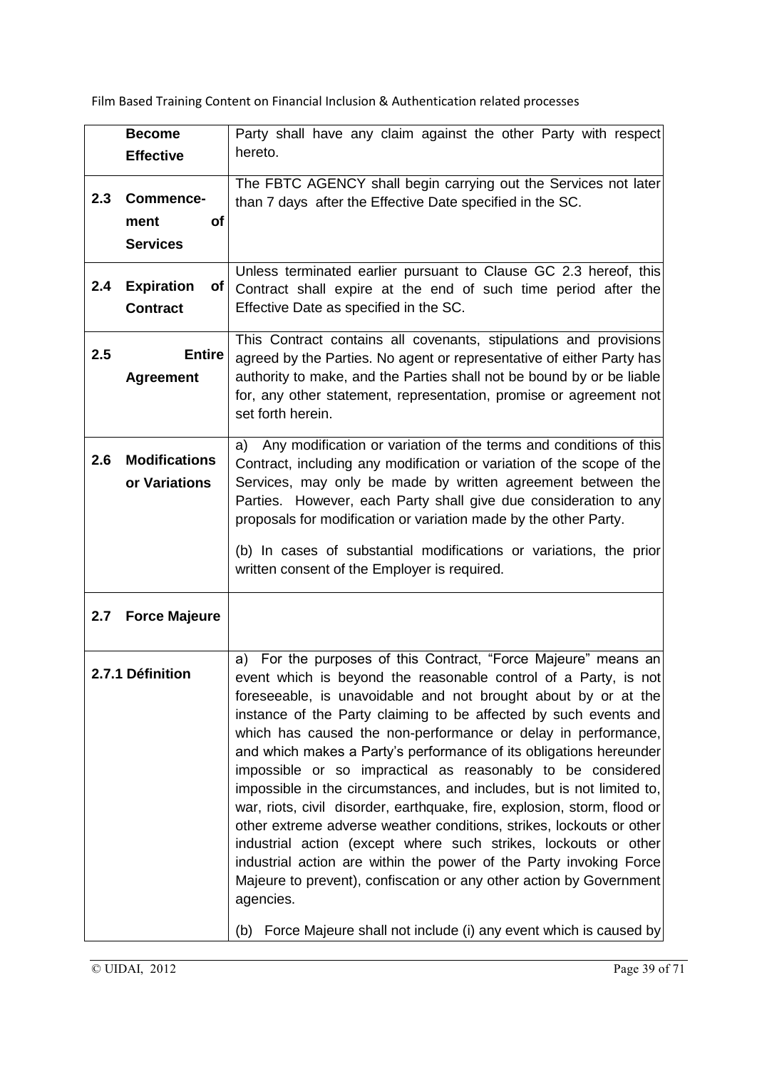| | | |
|---|---|---|
| | **Become Effective** | Party shall have any claim against the other Party with respect hereto. |
| **2.3** | **Commence-ment of Services** | The FBTC AGENCY shall begin carrying out the Services not later than 7 days after the Effective Date specified in the SC. |
| **2.4** | **Expiration of Contract** | Unless terminated earlier pursuant to Clause GC 2.3 hereof, this Contract shall expire at the end of such time period after the Effective Date as specified in the SC. |
| **2.5** | **Entire Agreement** | This Contract contains all covenants, stipulations and provisions agreed by the Parties. No agent or representative of either Party has authority to make, and the Parties shall not be bound by or be liable for, any other statement, representation, promise or agreement not set forth herein. |
| **2.6** | **Modifications or Variations** | a) Any modification or variation of the terms and conditions of this Contract, including any modification or variation of the scope of the Services, may only be made by written agreement between the Parties. However, each Party shall give due consideration to any proposals for modification or variation made by the other Party.<br><br>(b) In cases of substantial modifications or variations, the prior written consent of the Employer is required. |
| **2.7** | **Force Majeure** | |
| **2.7.1 Définition** | | a) For the purposes of this Contract, “Force Majeure” means an event which is beyond the reasonable control of a Party, is not foreseeable, is unavoidable and not brought about by or at the instance of the Party claiming to be affected by such events and which has caused the non-performance or delay in performance, and which makes a Party’s performance of its obligations hereunder impossible or so impractical as reasonably to be considered impossible in the circumstances, and includes, but is not limited to, war, riots, civil disorder, earthquake, fire, explosion, storm, flood or other extreme adverse weather conditions, strikes, lockouts or other industrial action (except where such strikes, lockouts or other industrial action are within the power of the Party invoking Force Majeure to prevent), confiscation or any other action by Government agencies.<br><br>(b) Force Majeure shall not include (i) any event which is caused by |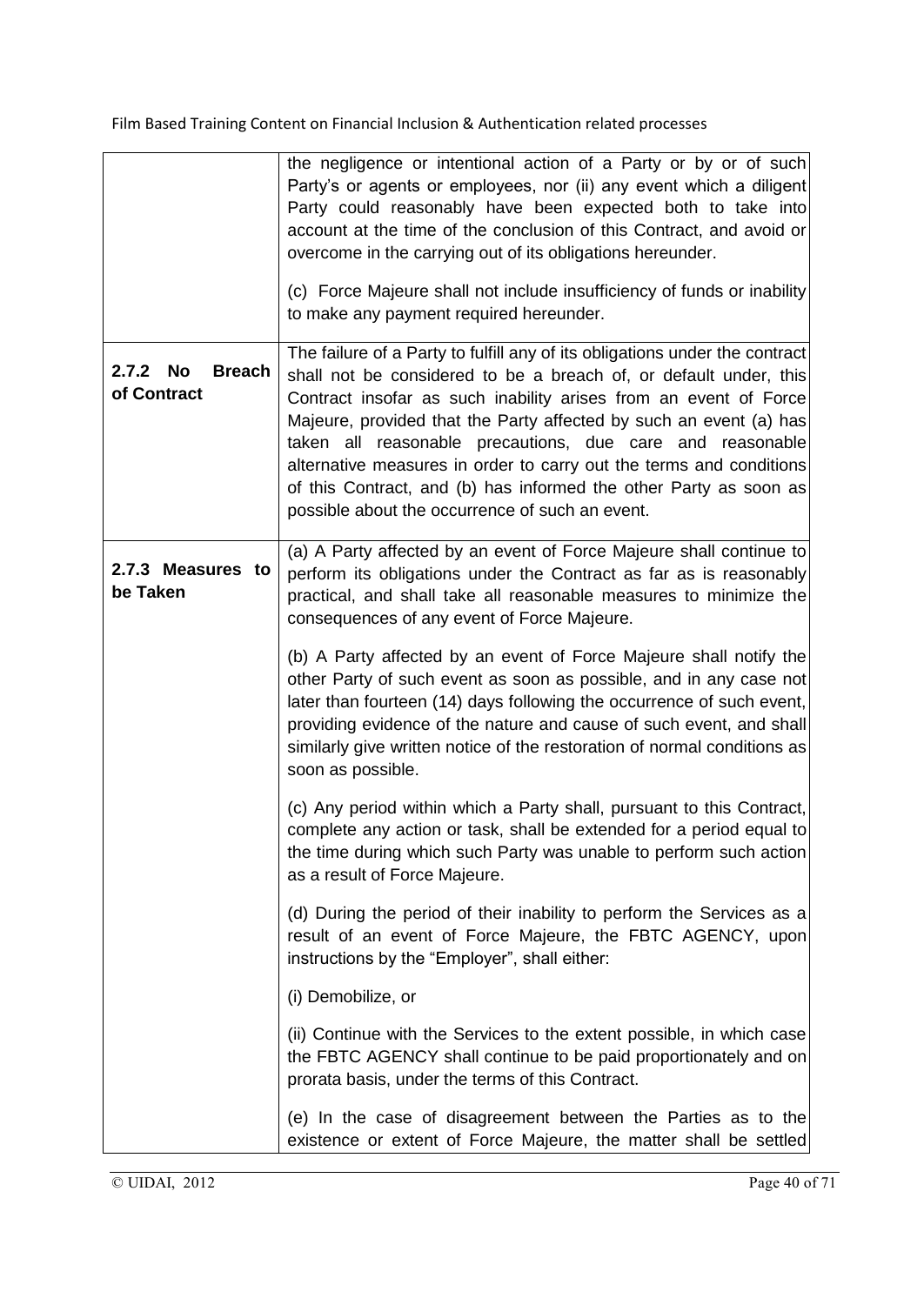| | |
|---|---|
| | the negligence or intentional action of a Party or by or of such Party's or agents or employees, nor (ii) any event which a diligent Party could reasonably have been expected both to take into account at the time of the conclusion of this Contract, and avoid or overcome in the carrying out of its obligations hereunder.<br><br>(c) Force Majeure shall not include insufficiency of funds or inability to make any payment required hereunder. |
| **2.7.2 No Breach of Contract** | The failure of a Party to fulfill any of its obligations under the contract shall not be considered to be a breach of, or default under, this Contract insofar as such inability arises from an event of Force Majeure, provided that the Party affected by such an event (a) has taken all reasonable precautions, due care and reasonable alternative measures in order to carry out the terms and conditions of this Contract, and (b) has informed the other Party as soon as possible about the occurrence of such an event. |
| **2.7.3 Measures to be Taken** | (a) A Party affected by an event of Force Majeure shall continue to perform its obligations under the Contract as far as is reasonably practical, and shall take all reasonable measures to minimize the consequences of any event of Force Majeure.<br><br>(b) A Party affected by an event of Force Majeure shall notify the other Party of such event as soon as possible, and in any case not later than fourteen (14) days following the occurrence of such event, providing evidence of the nature and cause of such event, and shall similarly give written notice of the restoration of normal conditions as soon as possible.<br><br>(c) Any period within which a Party shall, pursuant to this Contract, complete any action or task, shall be extended for a period equal to the time during which such Party was unable to perform such action as a result of Force Majeure.<br><br>(d) During the period of their inability to perform the Services as a result of an event of Force Majeure, the FBTC AGENCY, upon instructions by the "Employer", shall either:<br><br>(i) Demobilize, or<br><br>(ii) Continue with the Services to the extent possible, in which case the FBTC AGENCY shall continue to be paid proportionately and on prorata basis, under the terms of this Contract.<br><br>(e) In the case of disagreement between the Parties as to the existence or extent of Force Majeure, the matter shall be settled |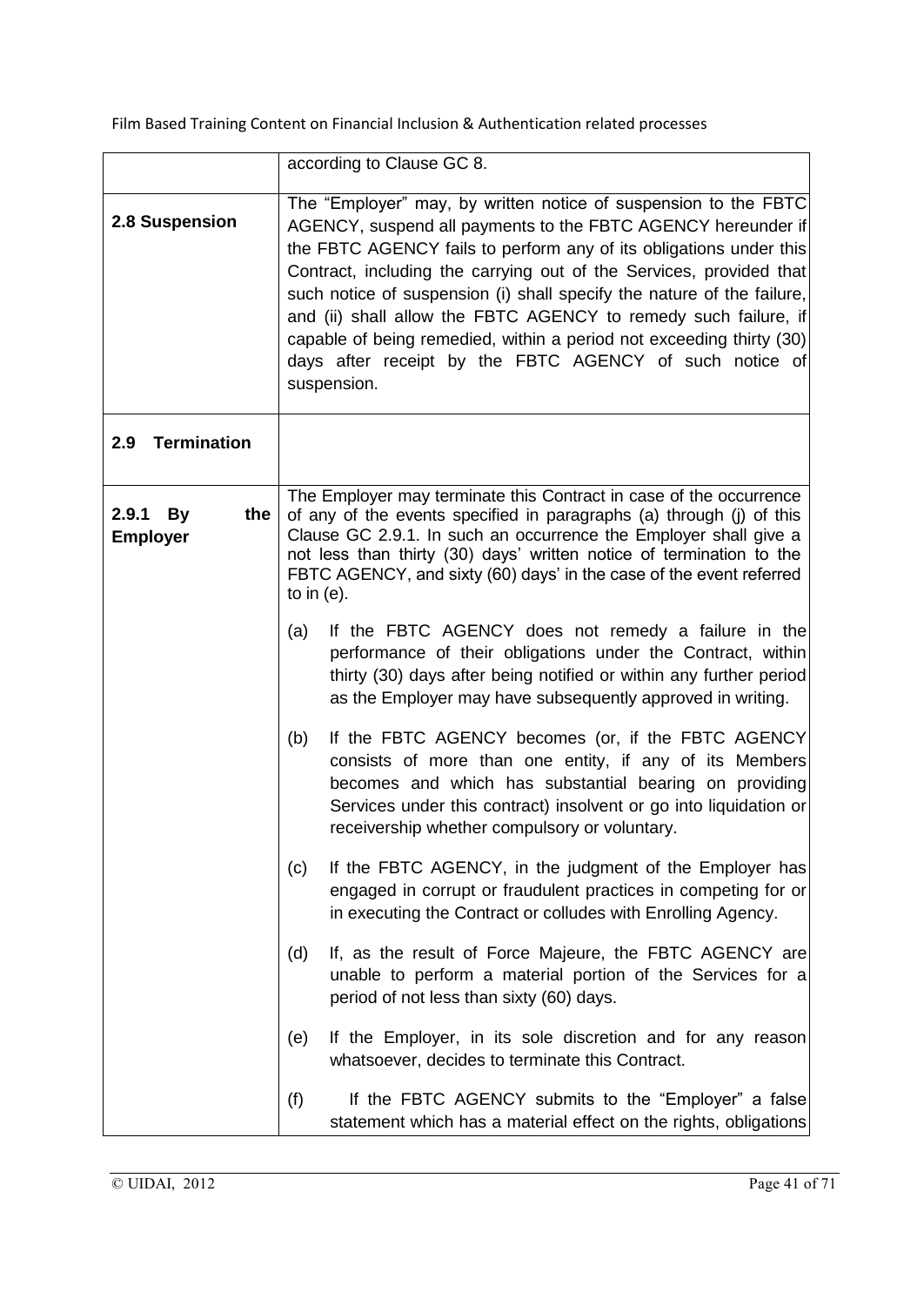| | |
|---|---|
| | according to Clause GC 8. |
| **2.8 Suspension** | The "Employer" may, by written notice of suspension to the FBTC AGENCY, suspend all payments to the FBTC AGENCY hereunder if the FBTC AGENCY fails to perform any of its obligations under this Contract, including the carrying out of the Services, provided that such notice of suspension (i) shall specify the nature of the failure, and (ii) shall allow the FBTC AGENCY to remedy such failure, if capable of being remedied, within a period not exceeding thirty (30) days after receipt by the FBTC AGENCY of such notice of suspension. |
| **2.9 Termination** | |
| **2.9.1 By the Employer** | The Employer may terminate this Contract in case of the occurrence of any of the events specified in paragraphs (a) through (j) of this Clause GC 2.9.1. In such an occurrence the Employer shall give a not less than thirty (30) days' written notice of termination to the FBTC AGENCY, and sixty (60) days' in the case of the event referred to in (e).<br><br>(a) If the FBTC AGENCY does not remedy a failure in the performance of their obligations under the Contract, within thirty (30) days after being notified or within any further period as the Employer may have subsequently approved in writing.<br><br>(b) If the FBTC AGENCY becomes (or, if the FBTC AGENCY consists of more than one entity, if any of its Members becomes and which has substantial bearing on providing Services under this contract) insolvent or go into liquidation or receivership whether compulsory or voluntary.<br><br>(c) If the FBTC AGENCY, in the judgment of the Employer has engaged in corrupt or fraudulent practices in competing for or in executing the Contract or colludes with Enrolling Agency.<br><br>(d) If, as the result of Force Majeure, the FBTC AGENCY are unable to perform a material portion of the Services for a period of not less than sixty (60) days.<br><br>(e) If the Employer, in its sole discretion and for any reason whatsoever, decides to terminate this Contract.<br><br>(f) If the FBTC AGENCY submits to the "Employer" a false statement which has a material effect on the rights, obligations |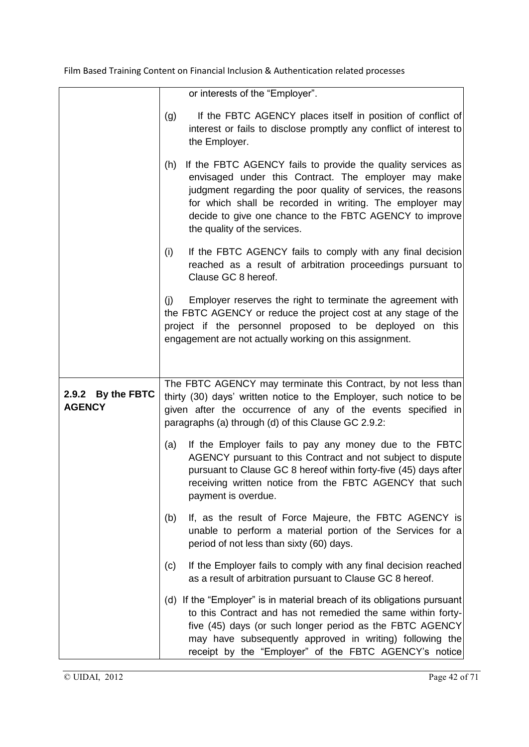| | |
|---|---|
| | or interests of the "Employer".<br><br>(g) If the FBTC AGENCY places itself in position of conflict of interest or fails to disclose promptly any conflict of interest to the Employer.<br><br>(h) If the FBTC AGENCY fails to provide the quality services as envisaged under this Contract. The employer may make judgment regarding the poor quality of services, the reasons for which shall be recorded in writing. The employer may decide to give one chance to the FBTC AGENCY to improve the quality of the services.<br><br>(i) If the FBTC AGENCY fails to comply with any final decision reached as a result of arbitration proceedings pursuant to Clause GC 8 hereof.<br><br>(j) Employer reserves the right to terminate the agreement with the FBTC AGENCY or reduce the project cost at any stage of the project if the personnel proposed to be deployed on this engagement are not actually working on this assignment. |
| **2.9.2 By the FBTC AGENCY** | The FBTC AGENCY may terminate this Contract, by not less than thirty (30) days' written notice to the Employer, such notice to be given after the occurrence of any of the events specified in paragraphs (a) through (d) of this Clause GC 2.9.2:<br><br>(a) If the Employer fails to pay any money due to the FBTC AGENCY pursuant to this Contract and not subject to dispute pursuant to Clause GC 8 hereof within forty-five (45) days after receiving written notice from the FBTC AGENCY that such payment is overdue.<br><br>(b) If, as the result of Force Majeure, the FBTC AGENCY is unable to perform a material portion of the Services for a period of not less than sixty (60) days.<br><br>(c) If the Employer fails to comply with any final decision reached as a result of arbitration pursuant to Clause GC 8 hereof.<br><br>(d) If the "Employer" is in material breach of its obligations pursuant to this Contract and has not remedied the same within forty-five (45) days (or such longer period as the FBTC AGENCY may have subsequently approved in writing) following the receipt by the "Employer" of the FBTC AGENCY's notice |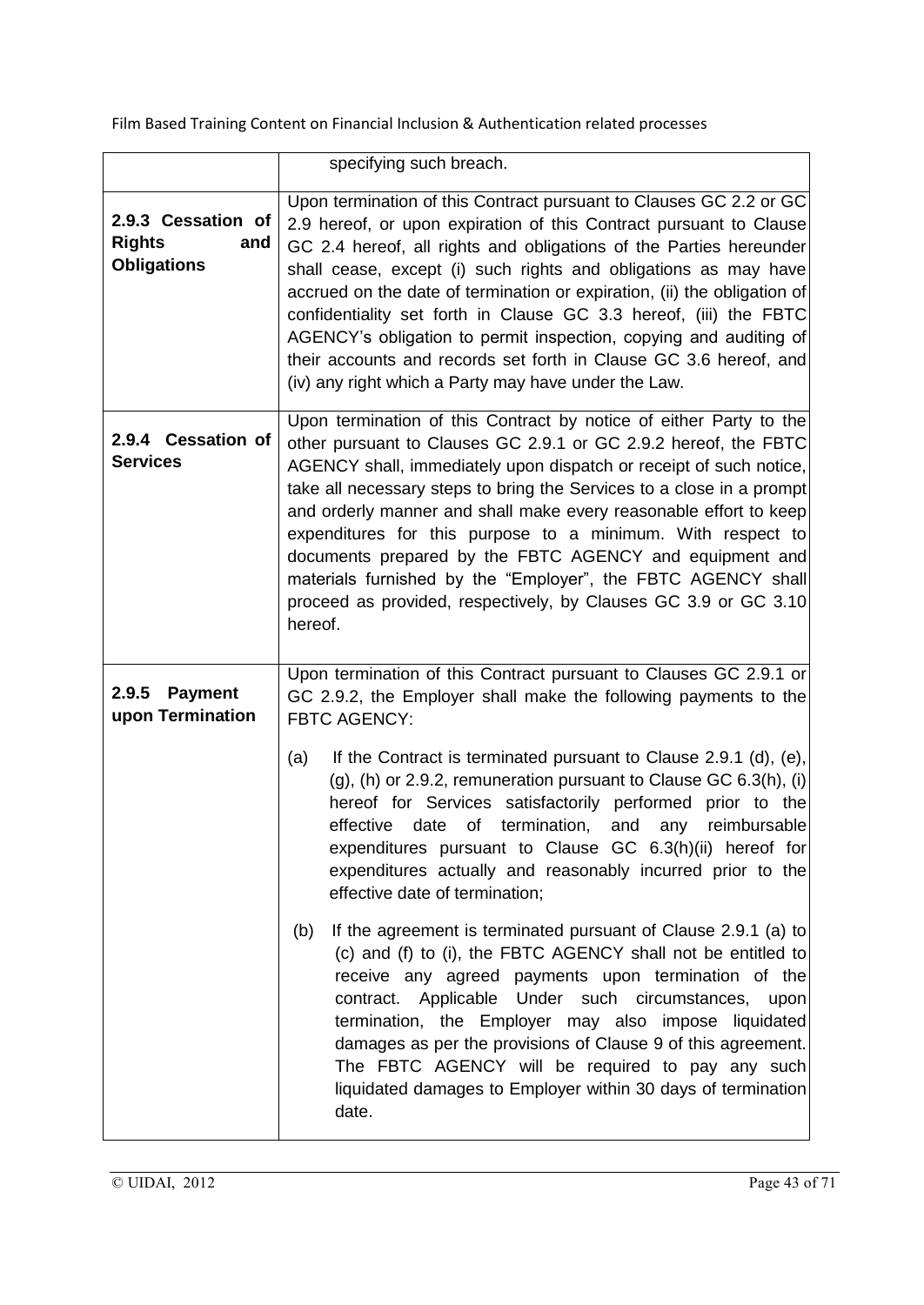| | |
|---|---|
| | specifying such breach. |
| **2.9.3 Cessation of Rights and Obligations** | Upon termination of this Contract pursuant to Clauses GC 2.2 or GC 2.9 hereof, or upon expiration of this Contract pursuant to Clause GC 2.4 hereof, all rights and obligations of the Parties hereunder shall cease, except (i) such rights and obligations as may have accrued on the date of termination or expiration, (ii) the obligation of confidentiality set forth in Clause GC 3.3 hereof, (iii) the FBTC AGENCY's obligation to permit inspection, copying and auditing of their accounts and records set forth in Clause GC 3.6 hereof, and (iv) any right which a Party may have under the Law. |
| **2.9.4 Cessation of Services** | Upon termination of this Contract by notice of either Party to the other pursuant to Clauses GC 2.9.1 or GC 2.9.2 hereof, the FBTC AGENCY shall, immediately upon dispatch or receipt of such notice, take all necessary steps to bring the Services to a close in a prompt and orderly manner and shall make every reasonable effort to keep expenditures for this purpose to a minimum. With respect to documents prepared by the FBTC AGENCY and equipment and materials furnished by the "Employer", the FBTC AGENCY shall proceed as provided, respectively, by Clauses GC 3.9 or GC 3.10 hereof. |
| **2.9.5 Payment upon Termination** | Upon termination of this Contract pursuant to Clauses GC 2.9.1 or GC 2.9.2, the Employer shall make the following payments to the FBTC AGENCY:<br><br>(a) If the Contract is terminated pursuant to Clause 2.9.1 (d), (e), (g), (h) or 2.9.2, remuneration pursuant to Clause GC 6.3(h), (i) hereof for Services satisfactorily performed prior to the effective date of termination, and any reimbursable expenditures pursuant to Clause GC 6.3(h)(ii) hereof for expenditures actually and reasonably incurred prior to the effective date of termination;<br><br>(b) If the agreement is terminated pursuant of Clause 2.9.1 (a) to (c) and (f) to (i), the FBTC AGENCY shall not be entitled to receive any agreed payments upon termination of the contract. Applicable Under such circumstances, upon termination, the Employer may also impose liquidated damages as per the provisions of Clause 9 of this agreement. The FBTC AGENCY will be required to pay any such liquidated damages to Employer within 30 days of termination date. |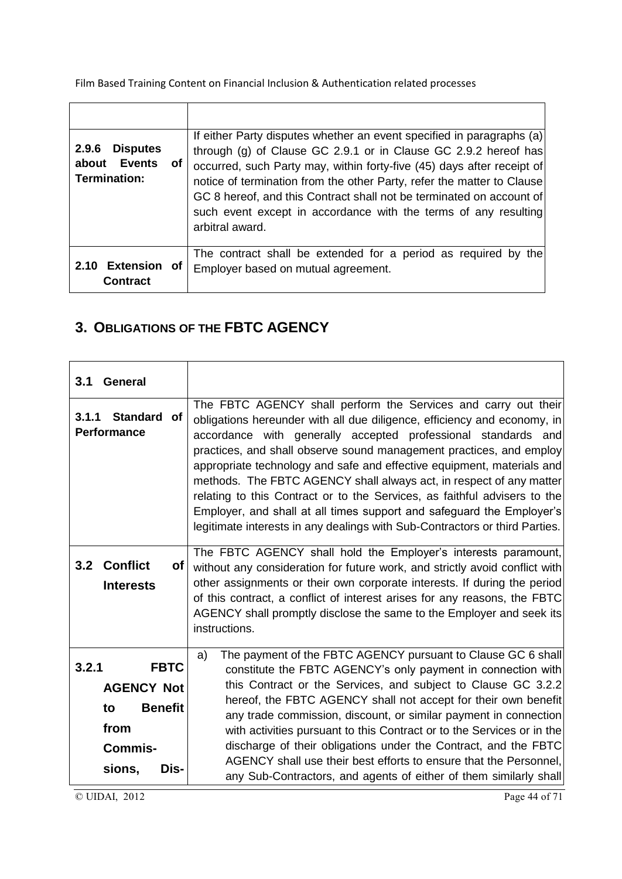| | |
|---|---|
| **2.9.6 Disputes about Events of Termination:** | If either Party disputes whether an event specified in paragraphs (a) through (g) of Clause GC 2.9.1 or in Clause GC 2.9.2 hereof has occurred, such Party may, within forty-five (45) days after receipt of notice of termination from the other Party, refer the matter to Clause GC 8 hereof, and this Contract shall not be terminated on account of such event except in accordance with the terms of any resulting arbitral award. |
| **2.10 Extension of Contract** | The contract shall be extended for a period as required by the Employer based on mutual agreement. |

## 3. OBLIGATIONS OF THE FBTC AGENCY

| | |
|---|---|
| **3.1 General** | |
| **3.1.1 Standard of Performance** | The FBTC AGENCY shall perform the Services and carry out their obligations hereunder with all due diligence, efficiency and economy, in accordance with generally accepted professional standards and practices, and shall observe sound management practices, and employ appropriate technology and safe and effective equipment, materials and methods. The FBTC AGENCY shall always act, in respect of any matter relating to this Contract or to the Services, as faithful advisers to the Employer, and shall at all times support and safeguard the Employer's legitimate interests in any dealings with Sub-Contractors or third Parties. |
| **3.2 Conflict of Interests** | The FBTC AGENCY shall hold the Employer's interests paramount, without any consideration for future work, and strictly avoid conflict with other assignments or their own corporate interests. If during the period of this contract, a conflict of interest arises for any reasons, the FBTC AGENCY shall promptly disclose the same to the Employer and seek its instructions. |
| **3.2.1 FBTC AGENCY Not to Benefit from Commis-sions, Dis-** | a) The payment of the FBTC AGENCY pursuant to Clause GC 6 shall constitute the FBTC AGENCY's only payment in connection with this Contract or the Services, and subject to Clause GC 3.2.2 hereof, the FBTC AGENCY shall not accept for their own benefit any trade commission, discount, or similar payment in connection with activities pursuant to this Contract or to the Services or in the discharge of their obligations under the Contract, and the FBTC AGENCY shall use their best efforts to ensure that the Personnel, any Sub-Contractors, and agents of either of them similarly shall |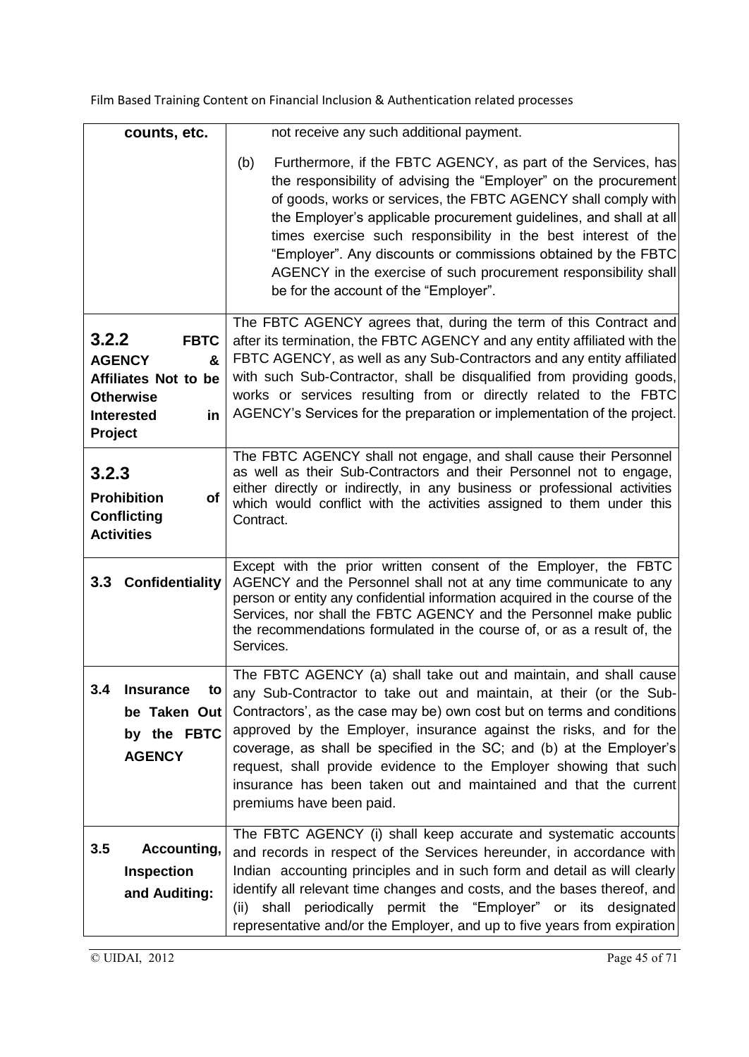| | |
|---|---|
| **counts, etc.** | not receive any such additional payment.<br><br>(b) Furthermore, if the FBTC AGENCY, as part of the Services, has the responsibility of advising the "Employer" on the procurement of goods, works or services, the FBTC AGENCY shall comply with the Employer's applicable procurement guidelines, and shall at all times exercise such responsibility in the best interest of the "Employer". Any discounts or commissions obtained by the FBTC AGENCY in the exercise of such procurement responsibility shall be for the account of the "Employer". |
| **3.2.2 FBTC AGENCY & Affiliates Not to be Otherwise Interested in Project** | The FBTC AGENCY agrees that, during the term of this Contract and after its termination, the FBTC AGENCY and any entity affiliated with the FBTC AGENCY, as well as any Sub-Contractors and any entity affiliated with such Sub-Contractor, shall be disqualified from providing goods, works or services resulting from or directly related to the FBTC AGENCY's Services for the preparation or implementation of the project. |
| **3.2.3 Prohibition of Conflicting Activities** | The FBTC AGENCY shall not engage, and shall cause their Personnel as well as their Sub-Contractors and their Personnel not to engage, either directly or indirectly, in any business or professional activities which would conflict with the activities assigned to them under this Contract. |
| **3.3 Confidentiality** | Except with the prior written consent of the Employer, the FBTC AGENCY and the Personnel shall not at any time communicate to any person or entity any confidential information acquired in the course of the Services, nor shall the FBTC AGENCY and the Personnel make public the recommendations formulated in the course of, or as a result of, the Services. |
| **3.4 Insurance to be Taken Out by the FBTC AGENCY** | The FBTC AGENCY (a) shall take out and maintain, and shall cause any Sub-Contractor to take out and maintain, at their (or the Sub-Contractors', as the case may be) own cost but on terms and conditions approved by the Employer, insurance against the risks, and for the coverage, as shall be specified in the SC; and (b) at the Employer's request, shall provide evidence to the Employer showing that such insurance has been taken out and maintained and that the current premiums have been paid. |
| **3.5 Accounting, Inspection and Auditing:** | The FBTC AGENCY (i) shall keep accurate and systematic accounts and records in respect of the Services hereunder, in accordance with Indian accounting principles and in such form and detail as will clearly identify all relevant time changes and costs, and the bases thereof, and (ii) shall periodically permit the "Employer" or its designated representative and/or the Employer, and up to five years from expiration |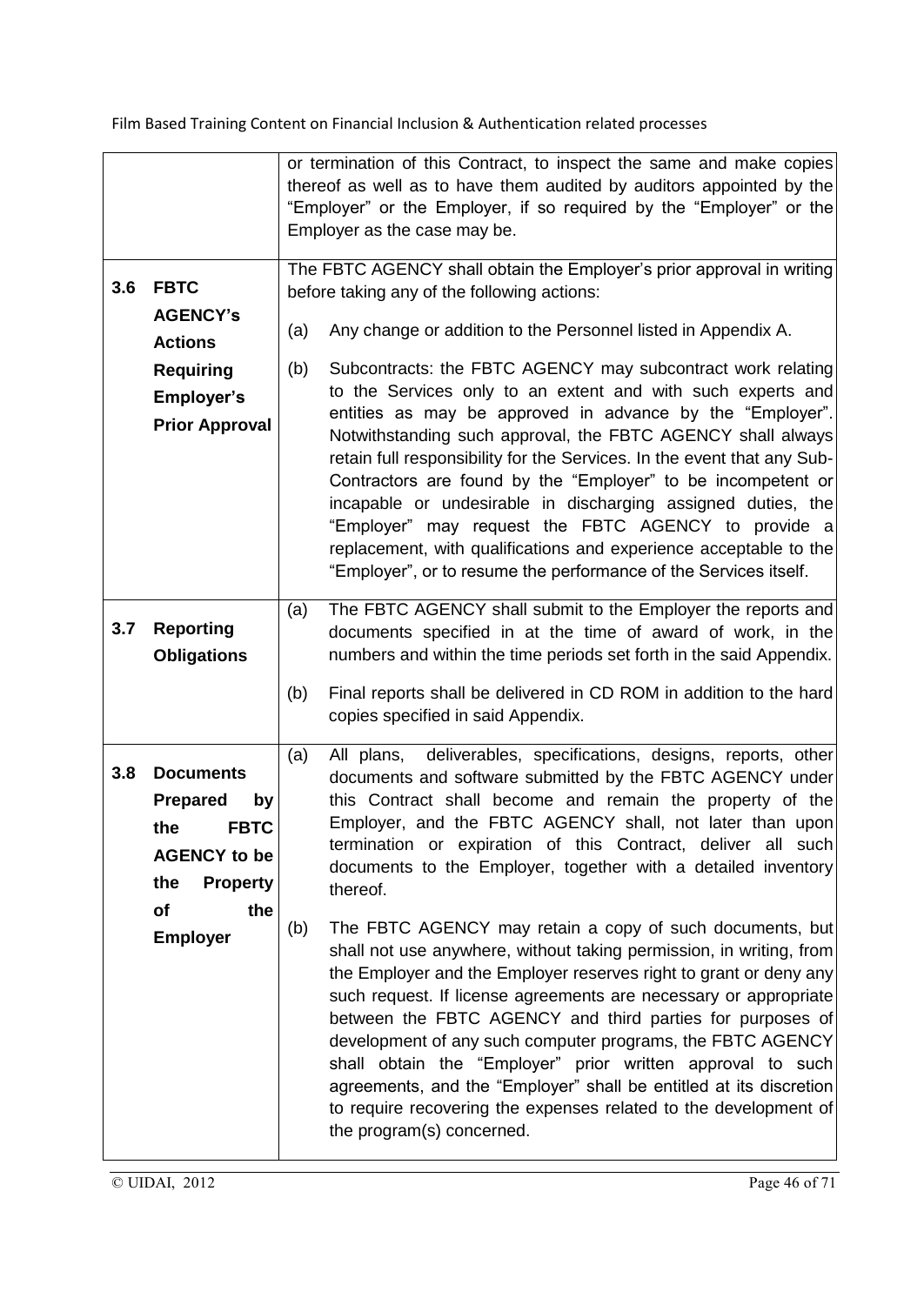| | | |
|---|---|---|
| | | or termination of this Contract, to inspect the same and make copies thereof as well as to have them audited by auditors appointed by the "Employer" or the Employer, if so required by the "Employer" or the Employer as the case may be. |
| **3.6** | **FBTC AGENCY's Actions Requiring Employer's Prior Approval** | The FBTC AGENCY shall obtain the Employer's prior approval in writing before taking any of the following actions:<br><br>(a) Any change or addition to the Personnel listed in Appendix A.<br><br>(b) Subcontracts: the FBTC AGENCY may subcontract work relating to the Services only to an extent and with such experts and entities as may be approved in advance by the "Employer". Notwithstanding such approval, the FBTC AGENCY shall always retain full responsibility for the Services. In the event that any Sub-Contractors are found by the "Employer" to be incompetent or incapable or undesirable in discharging assigned duties, the "Employer" may request the FBTC AGENCY to provide a replacement, with qualifications and experience acceptable to the "Employer", or to resume the performance of the Services itself. |
| **3.7** | **Reporting Obligations** | (a) The FBTC AGENCY shall submit to the Employer the reports and documents specified in at the time of award of work, in the numbers and within the time periods set forth in the said Appendix.<br><br>(b) Final reports shall be delivered in CD ROM in addition to the hard copies specified in said Appendix. |
| **3.8** | **Documents Prepared by the FBTC AGENCY to be the Property of the Employer** | (a) All plans, deliverables, specifications, designs, reports, other documents and software submitted by the FBTC AGENCY under this Contract shall become and remain the property of the Employer, and the FBTC AGENCY shall, not later than upon termination or expiration of this Contract, deliver all such documents to the Employer, together with a detailed inventory thereof.<br><br>(b) The FBTC AGENCY may retain a copy of such documents, but shall not use anywhere, without taking permission, in writing, from the Employer and the Employer reserves right to grant or deny any such request. If license agreements are necessary or appropriate between the FBTC AGENCY and third parties for purposes of development of any such computer programs, the FBTC AGENCY shall obtain the "Employer" prior written approval to such agreements, and the "Employer" shall be entitled at its discretion to require recovering the expenses related to the development of the program(s) concerned. |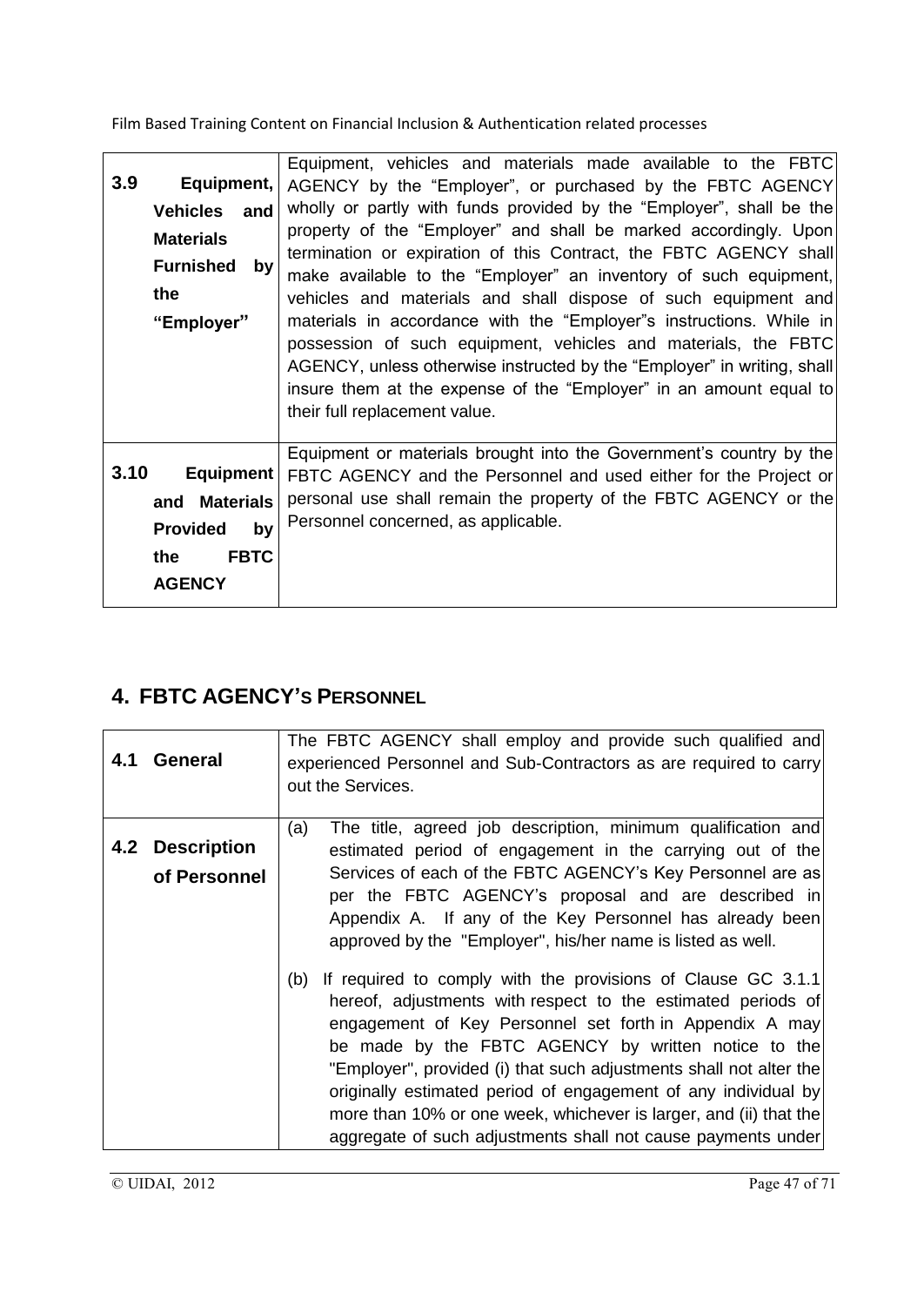| **3.9 Equipment, Vehicles and Materials Furnished by the "Employer"** | Equipment, vehicles and materials made available to the FBTC AGENCY by the "Employer", or purchased by the FBTC AGENCY wholly or partly with funds provided by the "Employer", shall be the property of the "Employer" and shall be marked accordingly. Upon termination or expiration of this Contract, the FBTC AGENCY shall make available to the "Employer" an inventory of such equipment, vehicles and materials and shall dispose of such equipment and materials in accordance with the "Employer"s instructions. While in possession of such equipment, vehicles and materials, the FBTC AGENCY, unless otherwise instructed by the "Employer" in writing, shall insure them at the expense of the "Employer" in an amount equal to their full replacement value. |
|---|---|
| **3.10 Equipment and Materials Provided by the FBTC AGENCY** | Equipment or materials brought into the Government's country by the FBTC AGENCY and the Personnel and used either for the Project or personal use shall remain the property of the FBTC AGENCY or the Personnel concerned, as applicable. |

## 4. FBTC AGENCY'S PERSONNEL

| **4.1 General** | The FBTC AGENCY shall employ and provide such qualified and experienced Personnel and Sub-Contractors as are required to carry out the Services. |
|---|---|
| **4.2 Description of Personnel** | (a) The title, agreed job description, minimum qualification and estimated period of engagement in the carrying out of the Services of each of the FBTC AGENCY's Key Personnel are as per the FBTC AGENCY's proposal and are described in Appendix A. If any of the Key Personnel has already been approved by the "Employer", his/her name is listed as well.<br><br>(b) If required to comply with the provisions of Clause GC 3.1.1 hereof, adjustments with respect to the estimated periods of engagement of Key Personnel set forth in Appendix A may be made by the FBTC AGENCY by written notice to the "Employer", provided (i) that such adjustments shall not alter the originally estimated period of engagement of any individual by more than 10% or one week, whichever is larger, and (ii) that the aggregate of such adjustments shall not cause payments under |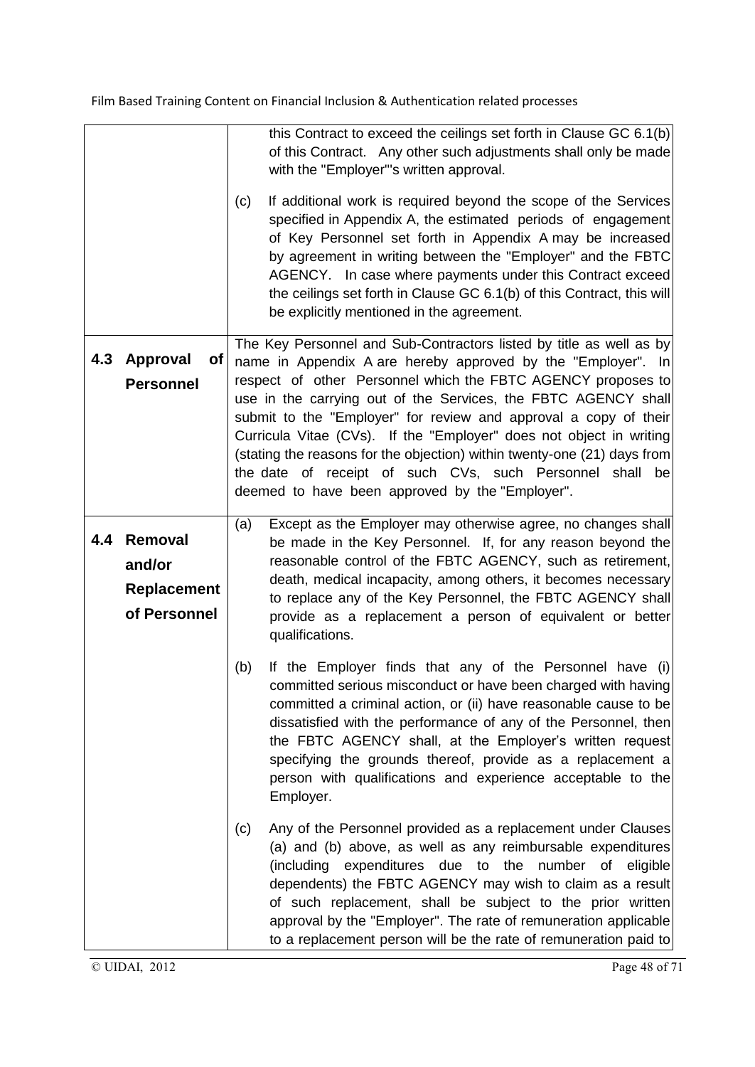| | |
|---|---|
| | this Contract to exceed the ceilings set forth in Clause GC 6.1(b) of this Contract. Any other such adjustments shall only be made with the "Employer"'s written approval.<br><br>(c) If additional work is required beyond the scope of the Services specified in Appendix A, the estimated periods of engagement of Key Personnel set forth in Appendix A may be increased by agreement in writing between the "Employer" and the FBTC AGENCY. In case where payments under this Contract exceed the ceilings set forth in Clause GC 6.1(b) of this Contract, this will be explicitly mentioned in the agreement. |
| **4.3 Approval of Personnel** | The Key Personnel and Sub-Contractors listed by title as well as by name in Appendix A are hereby approved by the "Employer". In respect of other Personnel which the FBTC AGENCY proposes to use in the carrying out of the Services, the FBTC AGENCY shall submit to the "Employer" for review and approval a copy of their Curricula Vitae (CVs). If the "Employer" does not object in writing (stating the reasons for the objection) within twenty-one (21) days from the date of receipt of such CVs, such Personnel shall be deemed to have been approved by the "Employer". |
| **4.4 Removal and/or Replacement of Personnel** | (a) Except as the Employer may otherwise agree, no changes shall be made in the Key Personnel. If, for any reason beyond the reasonable control of the FBTC AGENCY, such as retirement, death, medical incapacity, among others, it becomes necessary to replace any of the Key Personnel, the FBTC AGENCY shall provide as a replacement a person of equivalent or better qualifications.<br><br>(b) If the Employer finds that any of the Personnel have (i) committed serious misconduct or have been charged with having committed a criminal action, or (ii) have reasonable cause to be dissatisfied with the performance of any of the Personnel, then the FBTC AGENCY shall, at the Employer's written request specifying the grounds thereof, provide as a replacement a person with qualifications and experience acceptable to the Employer.<br><br>(c) Any of the Personnel provided as a replacement under Clauses (a) and (b) above, as well as any reimbursable expenditures (including expenditures due to the number of eligible dependents) the FBTC AGENCY may wish to claim as a result of such replacement, shall be subject to the prior written approval by the "Employer". The rate of remuneration applicable to a replacement person will be the rate of remuneration paid to |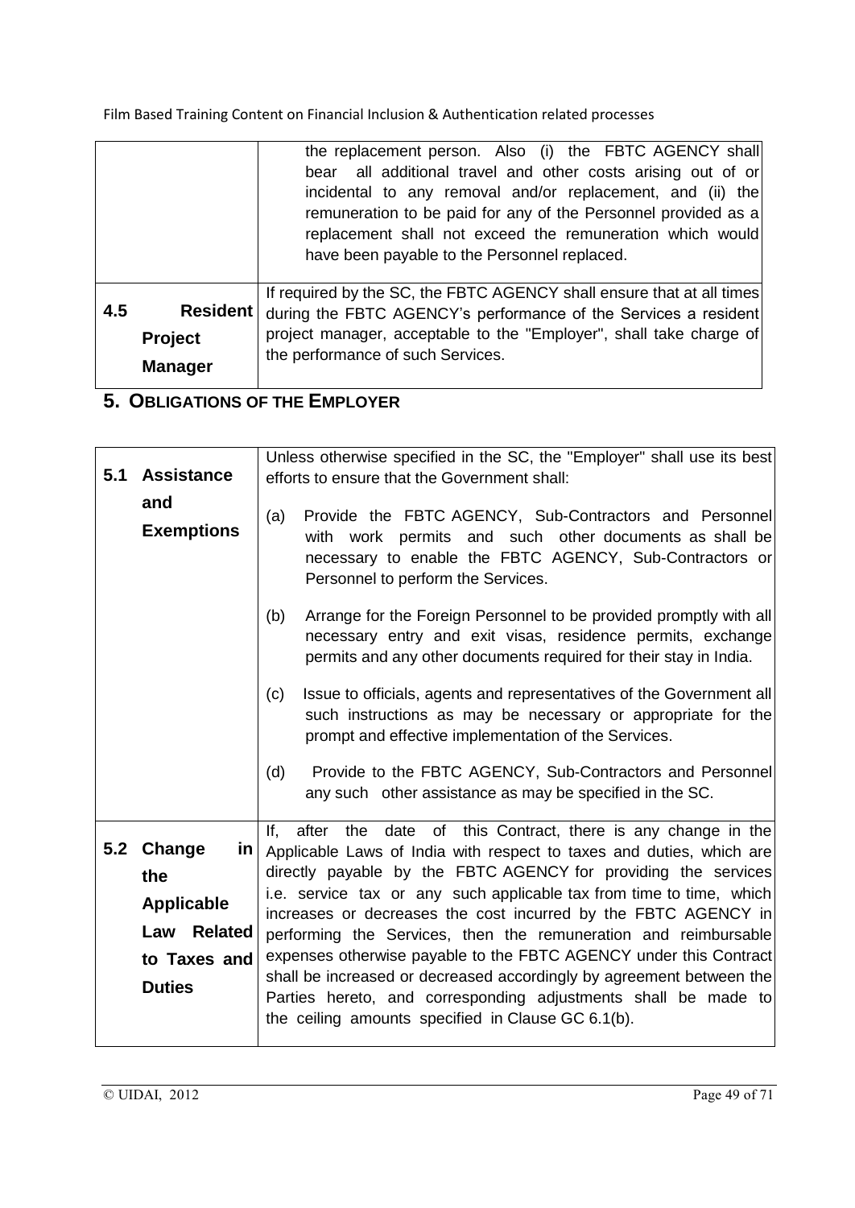| | |
|---|---|
| | the replacement person. Also (i) the FBTC AGENCY shall bear all additional travel and other costs arising out of or incidental to any removal and/or replacement, and (ii) the remuneration to be paid for any of the Personnel provided as a replacement shall not exceed the remuneration which would have been payable to the Personnel replaced. |
| **4.5 Resident Project Manager** | If required by the SC, the FBTC AGENCY shall ensure that at all times during the FBTC AGENCY's performance of the Services a resident project manager, acceptable to the "Employer", shall take charge of the performance of such Services. |

## 5. OBLIGATIONS OF THE EMPLOYER

| | |
|---|---|
| **5.1 Assistance and Exemptions** | Unless otherwise specified in the SC, the "Employer" shall use its best efforts to ensure that the Government shall:<br><br>(a) Provide the FBTC AGENCY, Sub-Contractors and Personnel with work permits and such other documents as shall be necessary to enable the FBTC AGENCY, Sub-Contractors or Personnel to perform the Services.<br><br>(b) Arrange for the Foreign Personnel to be provided promptly with all necessary entry and exit visas, residence permits, exchange permits and any other documents required for their stay in India.<br><br>(c) Issue to officials, agents and representatives of the Government all such instructions as may be necessary or appropriate for the prompt and effective implementation of the Services.<br><br>(d) Provide to the FBTC AGENCY, Sub-Contractors and Personnel any such other assistance as may be specified in the SC. |
| **5.2 Change in the Applicable Law Related to Taxes and Duties** | If, after the date of this Contract, there is any change in the Applicable Laws of India with respect to taxes and duties, which are directly payable by the FBTC AGENCY for providing the services i.e. service tax or any such applicable tax from time to time, which increases or decreases the cost incurred by the FBTC AGENCY in performing the Services, then the remuneration and reimbursable expenses otherwise payable to the FBTC AGENCY under this Contract shall be increased or decreased accordingly by agreement between the Parties hereto, and corresponding adjustments shall be made to the ceiling amounts specified in Clause GC 6.1(b). |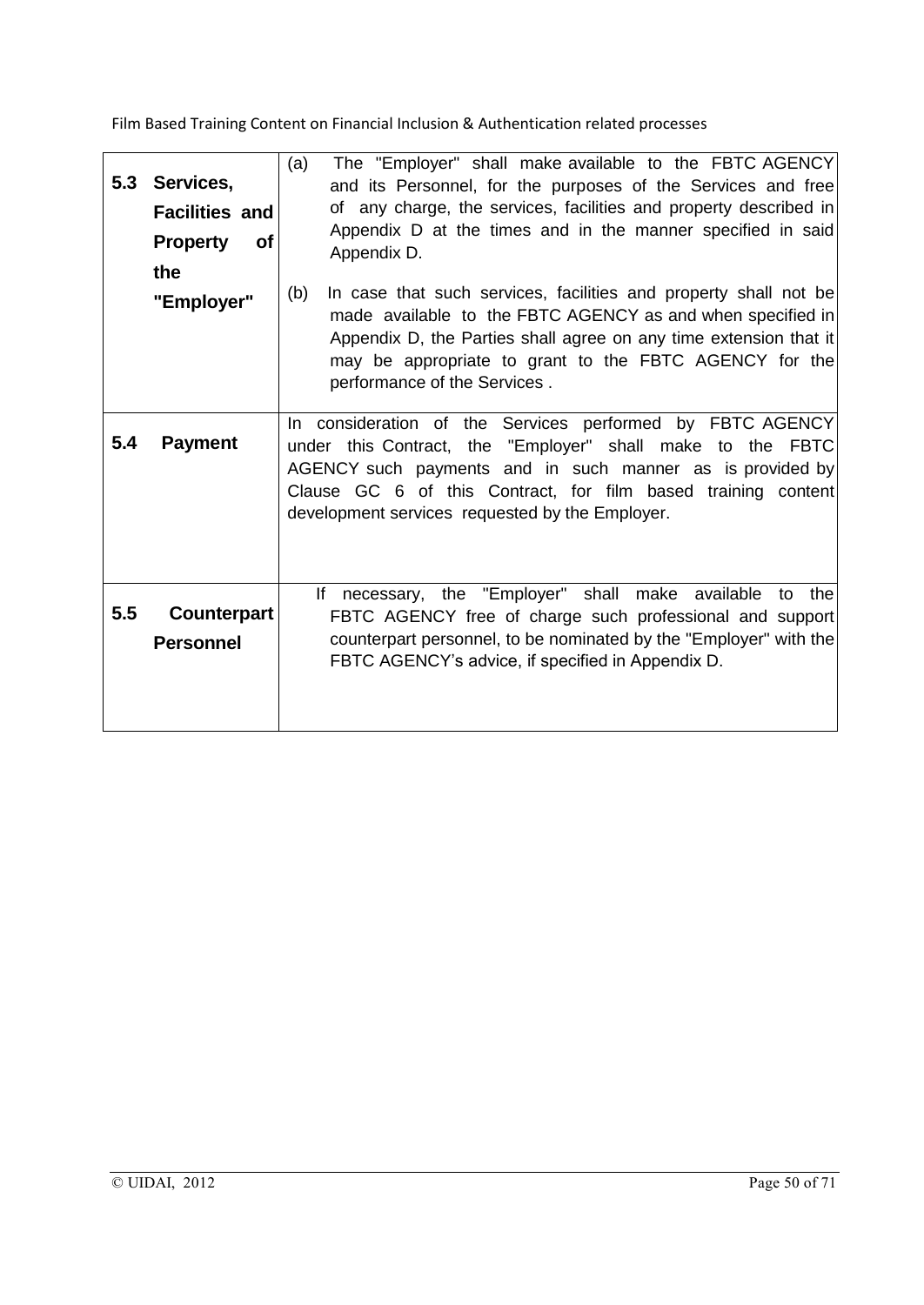| | |
|---|---|
| **5.3 Services, Facilities and Property of the "Employer"** | (a) The "Employer" shall make available to the FBTC AGENCY and its Personnel, for the purposes of the Services and free of any charge, the services, facilities and property described in Appendix D at the times and in the manner specified in said Appendix D.<br><br>(b) In case that such services, facilities and property shall not be made available to the FBTC AGENCY as and when specified in Appendix D, the Parties shall agree on any time extension that it may be appropriate to grant to the FBTC AGENCY for the performance of the Services . |
| **5.4 Payment** | In consideration of the Services performed by FBTC AGENCY under this Contract, the "Employer" shall make to the FBTC AGENCY such payments and in such manner as is provided by Clause GC 6 of this Contract, for film based training content development services requested by the Employer. |
| **5.5 Counterpart Personnel** | If necessary, the "Employer" shall make available to the FBTC AGENCY free of charge such professional and support counterpart personnel, to be nominated by the "Employer" with the FBTC AGENCY's advice, if specified in Appendix D. |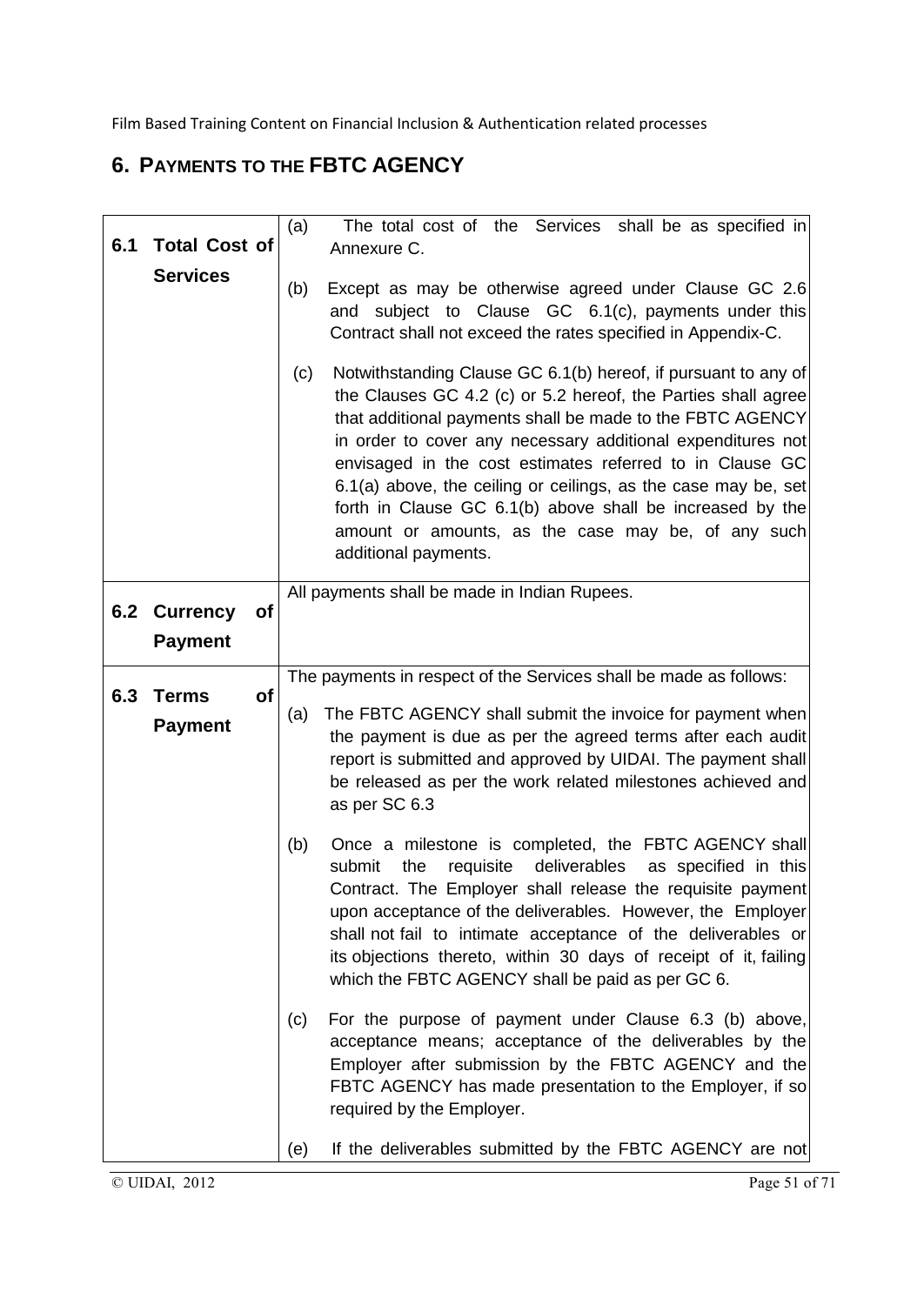## 6. Payments to the FBTC AGENCY

| | |
|---|---|
| **6.1 Total Cost of Services** | (a) The total cost of the Services shall be as specified in Annexure C.<br><br>(b) Except as may be otherwise agreed under Clause GC 2.6 and subject to Clause GC 6.1(c), payments under this Contract shall not exceed the rates specified in Appendix-C.<br><br>(c) Notwithstanding Clause GC 6.1(b) hereof, if pursuant to any of the Clauses GC 4.2 (c) or 5.2 hereof, the Parties shall agree that additional payments shall be made to the FBTC AGENCY in order to cover any necessary additional expenditures not envisaged in the cost estimates referred to in Clause GC 6.1(a) above, the ceiling or ceilings, as the case may be, set forth in Clause GC 6.1(b) above shall be increased by the amount or amounts, as the case may be, of any such additional payments. |
| **6.2 Currency of Payment** | All payments shall be made in Indian Rupees. |
| **6.3 Terms of Payment** | The payments in respect of the Services shall be made as follows:<br><br>(a) The FBTC AGENCY shall submit the invoice for payment when the payment is due as per the agreed terms after each audit report is submitted and approved by UIDAI. The payment shall be released as per the work related milestones achieved and as per SC 6.3<br><br>(b) Once a milestone is completed, the FBTC AGENCY shall submit the requisite deliverables as specified in this Contract. The Employer shall release the requisite payment upon acceptance of the deliverables. However, the Employer shall not fail to intimate acceptance of the deliverables or its objections thereto, within 30 days of receipt of it, failing which the FBTC AGENCY shall be paid as per GC 6.<br><br>(c) For the purpose of payment under Clause 6.3 (b) above, acceptance means; acceptance of the deliverables by the Employer after submission by the FBTC AGENCY and the FBTC AGENCY has made presentation to the Employer, if so required by the Employer.<br><br>(e) If the deliverables submitted by the FBTC AGENCY are not |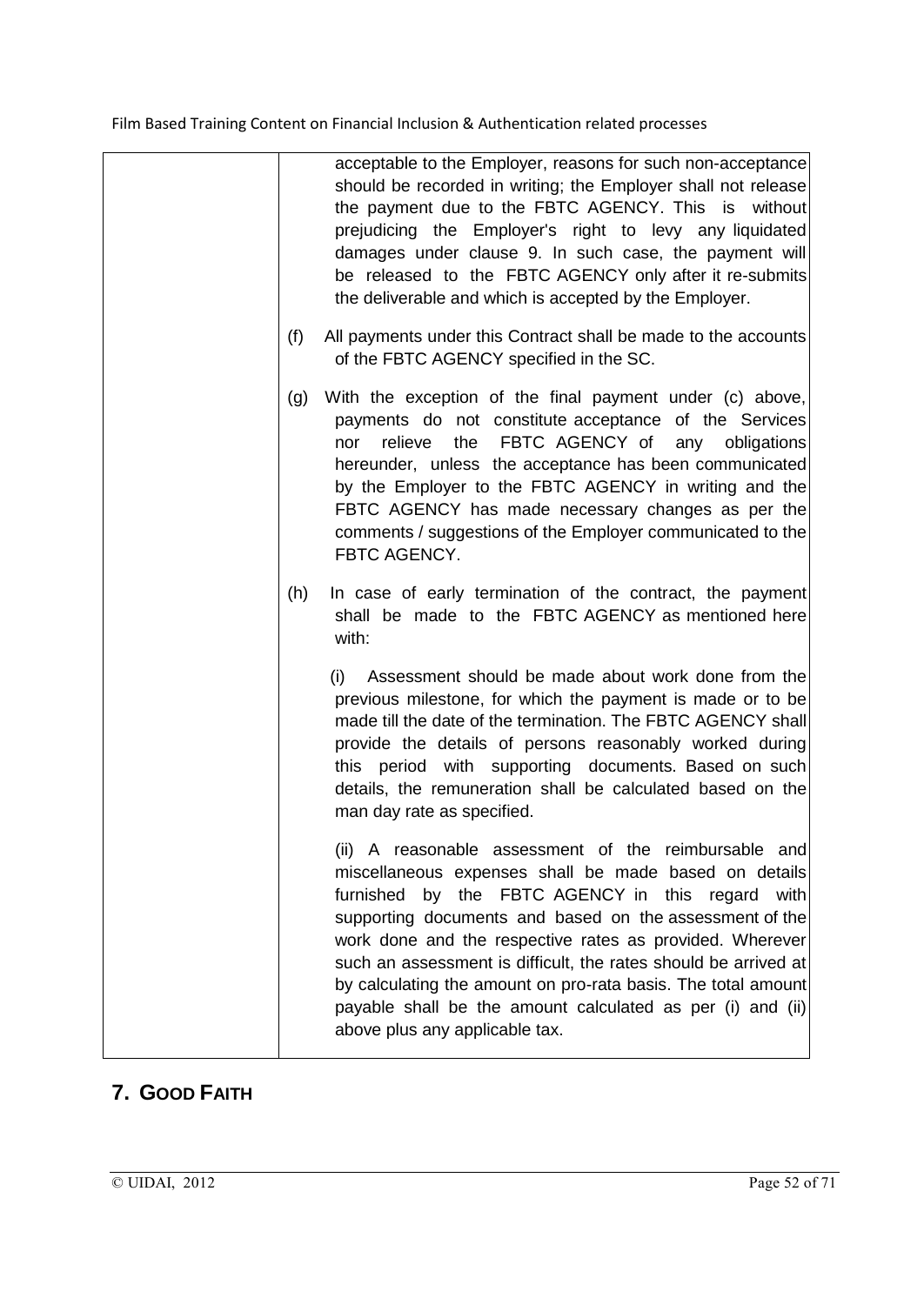| | acceptable to the Employer, reasons for such non-acceptance should be recorded in writing; the Employer shall not release the payment due to the FBTC AGENCY. This is without prejudicing the Employer's right to levy any liquidated damages under clause 9. In such case, the payment will be released to the FBTC AGENCY only after it re-submits the deliverable and which is accepted by the Employer.<br><br>(f) All payments under this Contract shall be made to the accounts of the FBTC AGENCY specified in the SC.<br><br>(g) With the exception of the final payment under (c) above, payments do not constitute acceptance of the Services nor relieve the FBTC AGENCY of any obligations hereunder, unless the acceptance has been communicated by the Employer to the FBTC AGENCY in writing and the FBTC AGENCY has made necessary changes as per the comments / suggestions of the Employer communicated to the FBTC AGENCY.<br><br>(h) In case of early termination of the contract, the payment shall be made to the FBTC AGENCY as mentioned here with:<br><br>(i) Assessment should be made about work done from the previous milestone, for which the payment is made or to be made till the date of the termination. The FBTC AGENCY shall provide the details of persons reasonably worked during this period with supporting documents. Based on such details, the remuneration shall be calculated based on the man day rate as specified.<br><br>(ii) A reasonable assessment of the reimbursable and miscellaneous expenses shall be made based on details furnished by the FBTC AGENCY in this regard with supporting documents and based on the assessment of the work done and the respective rates as provided. Wherever such an assessment is difficult, the rates should be arrived at by calculating the amount on pro-rata basis. The total amount payable shall be the amount calculated as per (i) and (ii) above plus any applicable tax. |
|---|---|

## 7. GOOD FAITH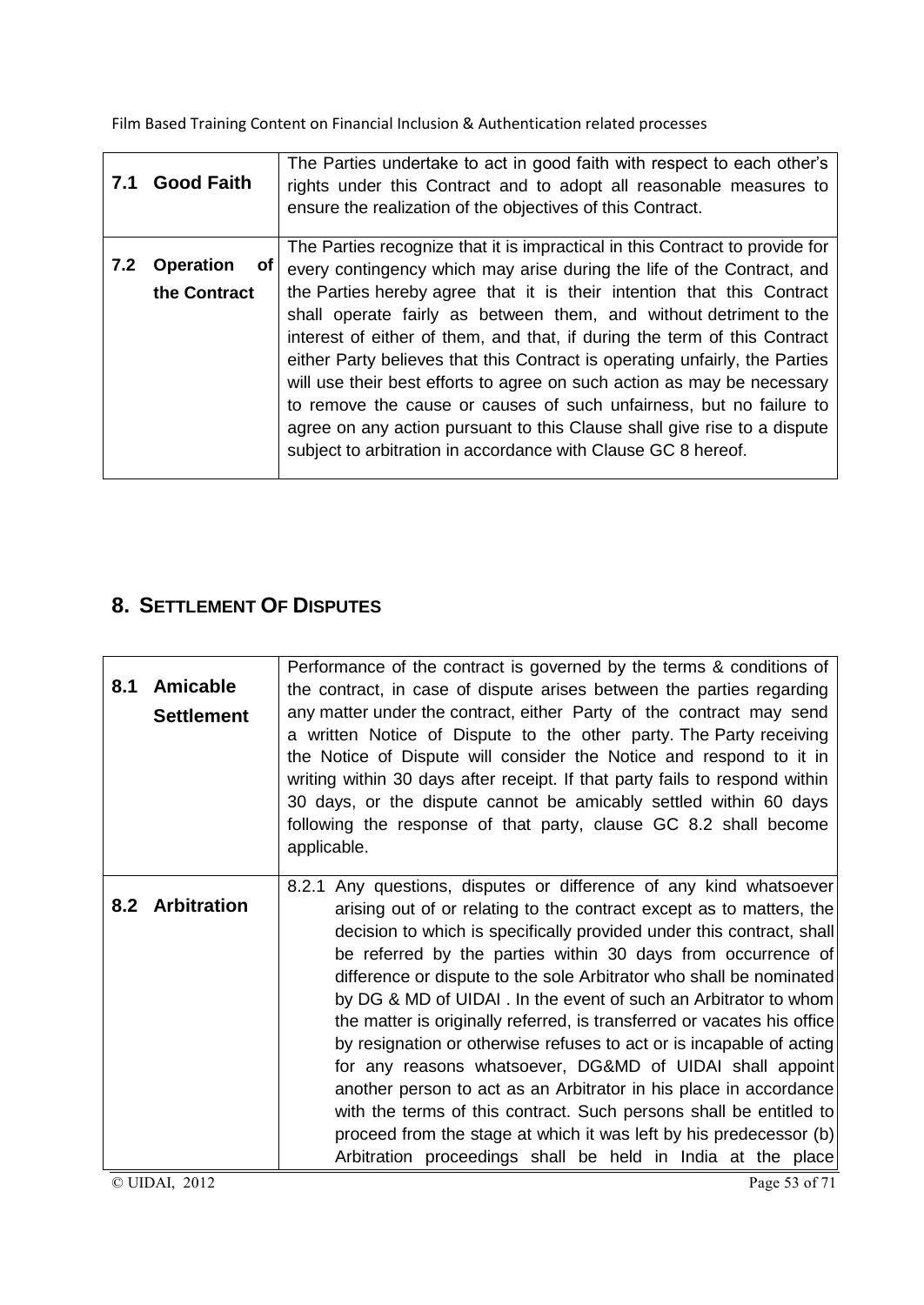| | |
|---|---|
| **7.1 Good Faith** | The Parties undertake to act in good faith with respect to each other's rights under this Contract and to adopt all reasonable measures to ensure the realization of the objectives of this Contract. |
| **7.2 Operation of the Contract** | The Parties recognize that it is impractical in this Contract to provide for every contingency which may arise during the life of the Contract, and the Parties hereby agree that it is their intention that this Contract shall operate fairly as between them, and without detriment to the interest of either of them, and that, if during the term of this Contract either Party believes that this Contract is operating unfairly, the Parties will use their best efforts to agree on such action as may be necessary to remove the cause or causes of such unfairness, but no failure to agree on any action pursuant to this Clause shall give rise to a dispute subject to arbitration in accordance with Clause GC 8 hereof. |

## 8. SETTLEMENT OF DISPUTES

| | |
|---|---|
| **8.1 Amicable Settlement** | Performance of the contract is governed by the terms & conditions of the contract, in case of dispute arises between the parties regarding any matter under the contract, either Party of the contract may send a written Notice of Dispute to the other party. The Party receiving the Notice of Dispute will consider the Notice and respond to it in writing within 30 days after receipt. If that party fails to respond within 30 days, or the dispute cannot be amicably settled within 60 days following the response of that party, clause GC 8.2 shall become applicable. |
| **8.2 Arbitration** | 8.2.1 Any questions, disputes or difference of any kind whatsoever arising out of or relating to the contract except as to matters, the decision to which is specifically provided under this contract, shall be referred by the parties within 30 days from occurrence of difference or dispute to the sole Arbitrator who shall be nominated by DG & MD of UIDAI . In the event of such an Arbitrator to whom the matter is originally referred, is transferred or vacates his office by resignation or otherwise refuses to act or is incapable of acting for any reasons whatsoever, DG&MD of UIDAI shall appoint another person to act as an Arbitrator in his place in accordance with the terms of this contract. Such persons shall be entitled to proceed from the stage at which it was left by his predecessor (b) Arbitration proceedings shall be held in India at the place |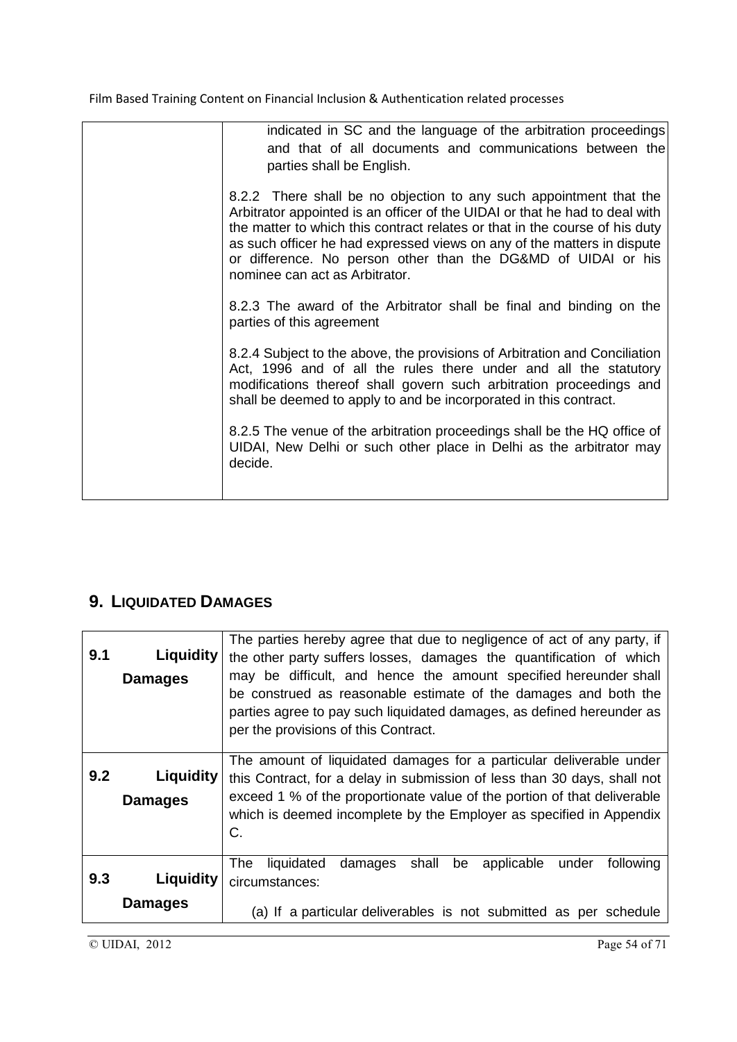| | indicated in SC and the language of the arbitration proceedings and that of all documents and communications between the parties shall be English.<br><br>8.2.2 There shall be no objection to any such appointment that the Arbitrator appointed is an officer of the UIDAI or that he had to deal with the matter to which this contract relates or that in the course of his duty as such officer he had expressed views on any of the matters in dispute or difference. No person other than the DG&MD of UIDAI or his nominee can act as Arbitrator.<br><br>8.2.3 The award of the Arbitrator shall be final and binding on the parties of this agreement<br><br>8.2.4 Subject to the above, the provisions of Arbitration and Conciliation Act, 1996 and of all the rules there under and all the statutory modifications thereof shall govern such arbitration proceedings and shall be deemed to apply to and be incorporated in this contract.<br><br>8.2.5 The venue of the arbitration proceedings shall be the HQ office of UIDAI, New Delhi or such other place in Delhi as the arbitrator may decide. |
|---|---|

## 9. LIQUIDATED DAMAGES

| | |
|---|---|
| **9.1 Liquidity Damages** | The parties hereby agree that due to negligence of act of any party, if the other party suffers losses, damages the quantification of which may be difficult, and hence the amount specified hereunder shall be construed as reasonable estimate of the damages and both the parties agree to pay such liquidated damages, as defined hereunder as per the provisions of this Contract. |
| **9.2 Liquidity Damages** | The amount of liquidated damages for a particular deliverable under this Contract, for a delay in submission of less than 30 days, shall not exceed 1 % of the proportionate value of the portion of that deliverable which is deemed incomplete by the Employer as specified in Appendix C. |
| **9.3 Liquidity Damages** | The liquidated damages shall be applicable under following circumstances:<br><br>(a) If a particular deliverables is not submitted as per schedule |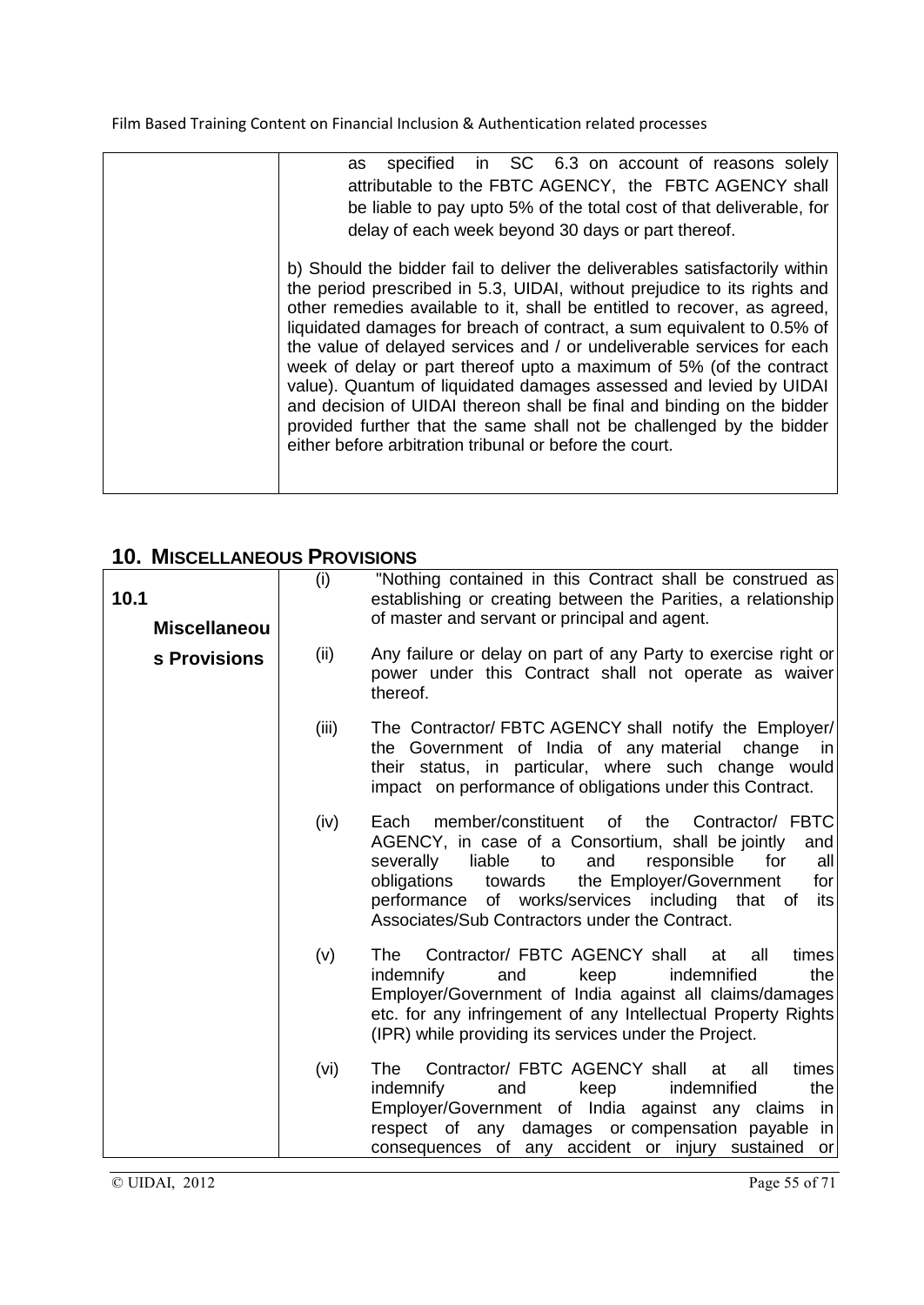| | as specified in SC 6.3 on account of reasons solely attributable to the FBTC AGENCY, the FBTC AGENCY shall be liable to pay upto 5% of the total cost of that deliverable, for delay of each week beyond 30 days or part thereof.<br><br>b) Should the bidder fail to deliver the deliverables satisfactorily within the period prescribed in 5.3, UIDAI, without prejudice to its rights and other remedies available to it, shall be entitled to recover, as agreed, liquidated damages for breach of contract, a sum equivalent to 0.5% of the value of delayed services and / or undeliverable services for each week of delay or part thereof upto a maximum of 5% (of the contract value). Quantum of liquidated damages assessed and levied by UIDAI and decision of UIDAI thereon shall be final and binding on the bidder provided further that the same shall not be challenged by the bidder either before arbitration tribunal or before the court. |
|---|---|

## 10. MISCELLANEOUS PROVISIONS

| **10.1 Miscellaneous Provisions** | (i) "Nothing contained in this Contract shall be construed as establishing or creating between the Parities, a relationship of master and servant or principal and agent.<br><br>(ii) Any failure or delay on part of any Party to exercise right or power under this Contract shall not operate as waiver thereof.<br><br>(iii) The Contractor/ FBTC AGENCY shall notify the Employer/ the Government of India of any material change in their status, in particular, where such change would impact on performance of obligations under this Contract.<br><br>(iv) Each member/constituent of the Contractor/ FBTC AGENCY, in case of a Consortium, shall be jointly and severally liable to and responsible for all obligations towards the Employer/Government for performance of works/services including that of its Associates/Sub Contractors under the Contract.<br><br>(v) The Contractor/ FBTC AGENCY shall at all times indemnify and keep indemnified the Employer/Government of India against all claims/damages etc. for any infringement of any Intellectual Property Rights (IPR) while providing its services under the Project.<br><br>(vi) The Contractor/ FBTC AGENCY shall at all times indemnify and keep indemnified the Employer/Government of India against any claims in respect of any damages or compensation payable in consequences of any accident or injury sustained or |
|---|---|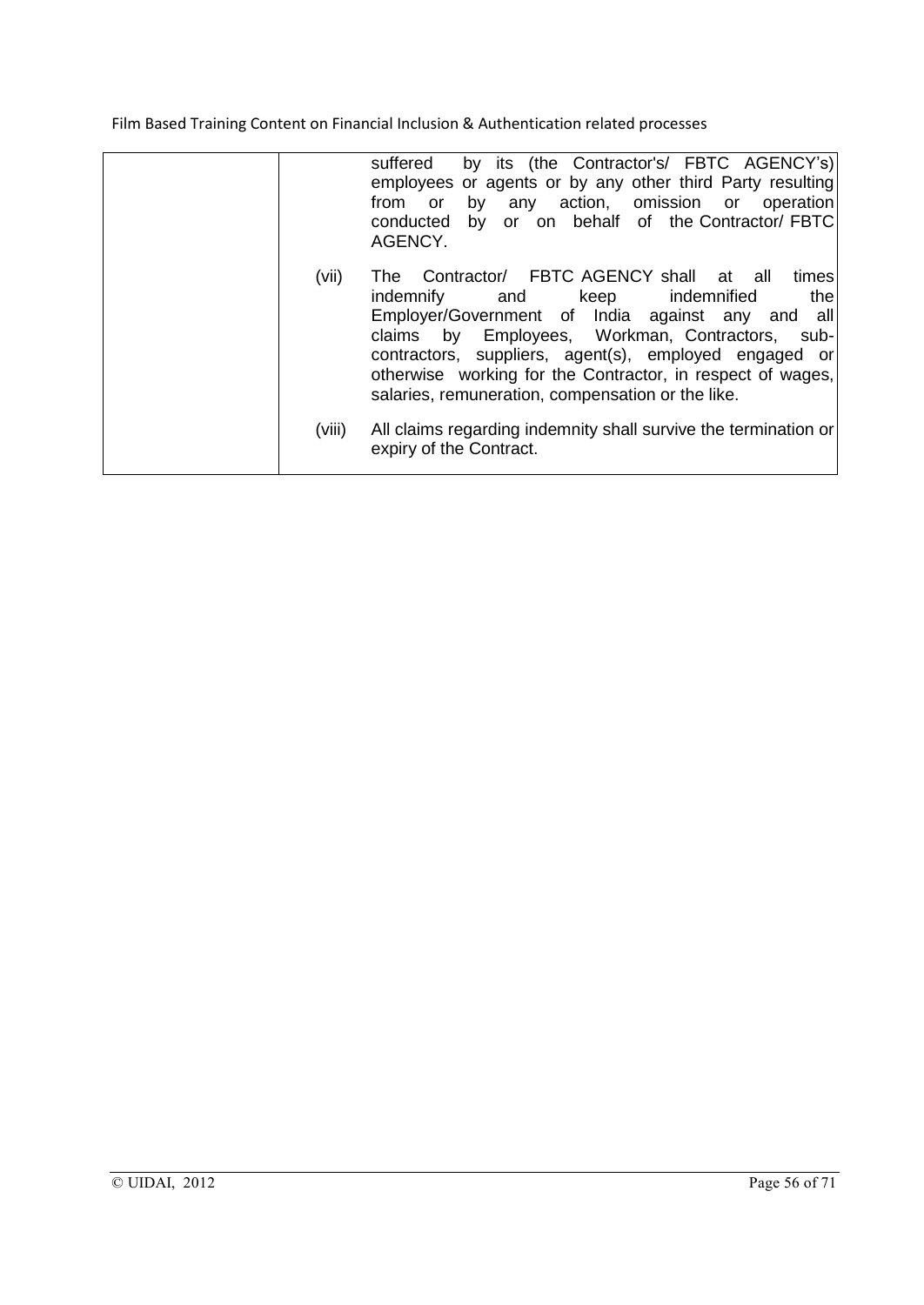| | |
|---|---|
| | suffered by its (the Contractor's/ FBTC AGENCY's) employees or agents or by any other third Party resulting from or by any action, omission or operation conducted by or on behalf of the Contractor/ FBTC AGENCY.<br><br>(vii) The Contractor/ FBTC AGENCY shall at all times indemnify and keep indemnified the Employer/Government of India against any and all claims by Employees, Workman, Contractors, sub-contractors, suppliers, agent(s), employed engaged or otherwise working for the Contractor, in respect of wages, salaries, remuneration, compensation or the like.<br><br>(viii) All claims regarding indemnity shall survive the termination or expiry of the Contract. |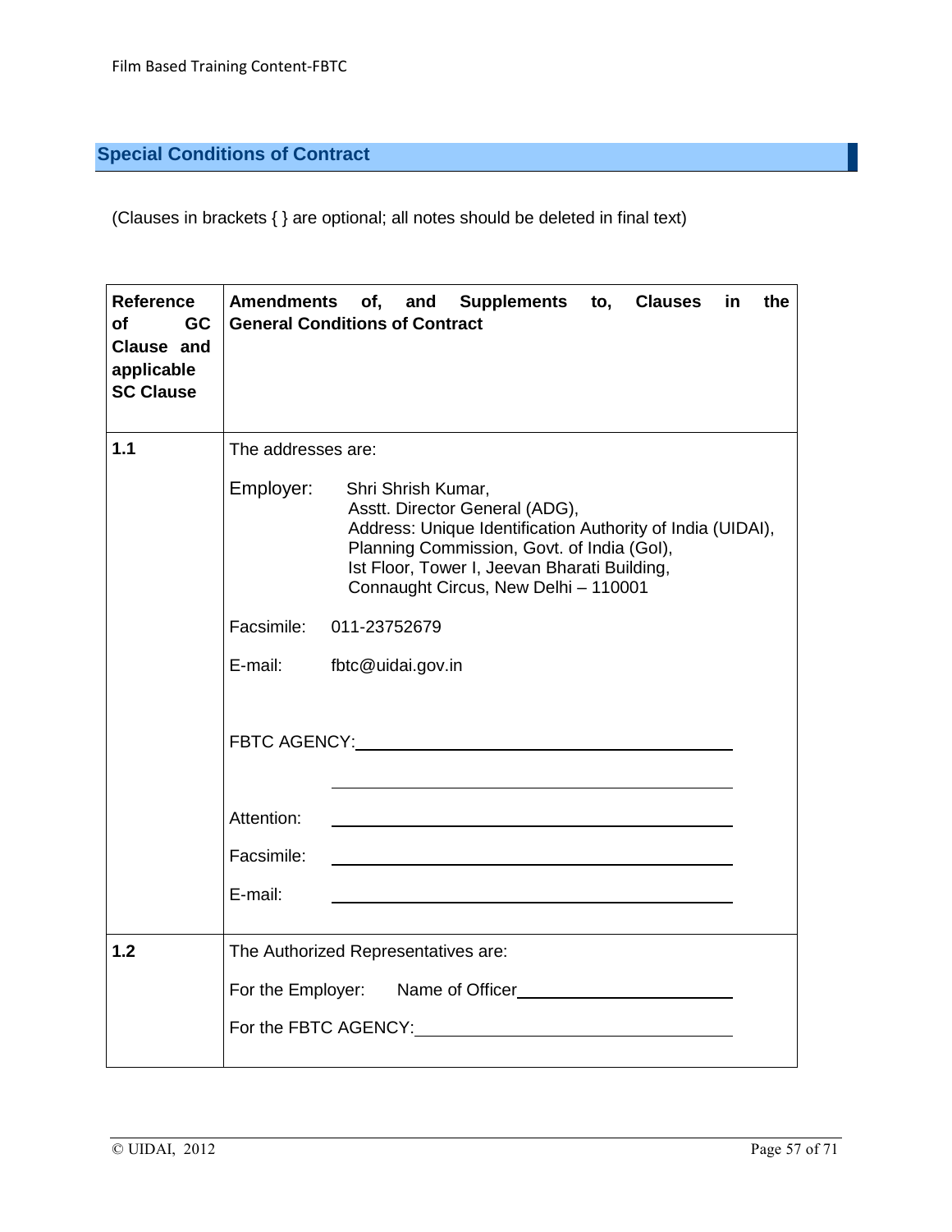## Special Conditions of Contract

(Clauses in brackets { } are optional; all notes should be deleted in final text)

| Reference of GC Clause and applicable SC Clause | Amendments of, and Supplements to, Clauses in the General Conditions of Contract |
|---|---|
| 1.1 | The addresses are:<br><br>Employer: Shri Shrish Kumar,<br>Asstt. Director General (ADG),<br>Address: Unique Identification Authority of India (UIDAI),<br>Planning Commission, Govt. of India (GoI),<br>Ist Floor, Tower I, Jeevan Bharati Building,<br>Connaught Circus, New Delhi – 110001<br><br>Facsimile: 011-23752679<br><br>E-mail: fbtc@uidai.gov.in<br><br>FBTC AGENCY: ______________________<br><br>______________________<br><br>Attention: ______________________<br><br>Facsimile: ______________________<br><br>E-mail: ______________________ |
| 1.2 | The Authorized Representatives are:<br><br>For the Employer: Name of Officer ______________________<br><br>For the FBTC AGENCY: ______________________ |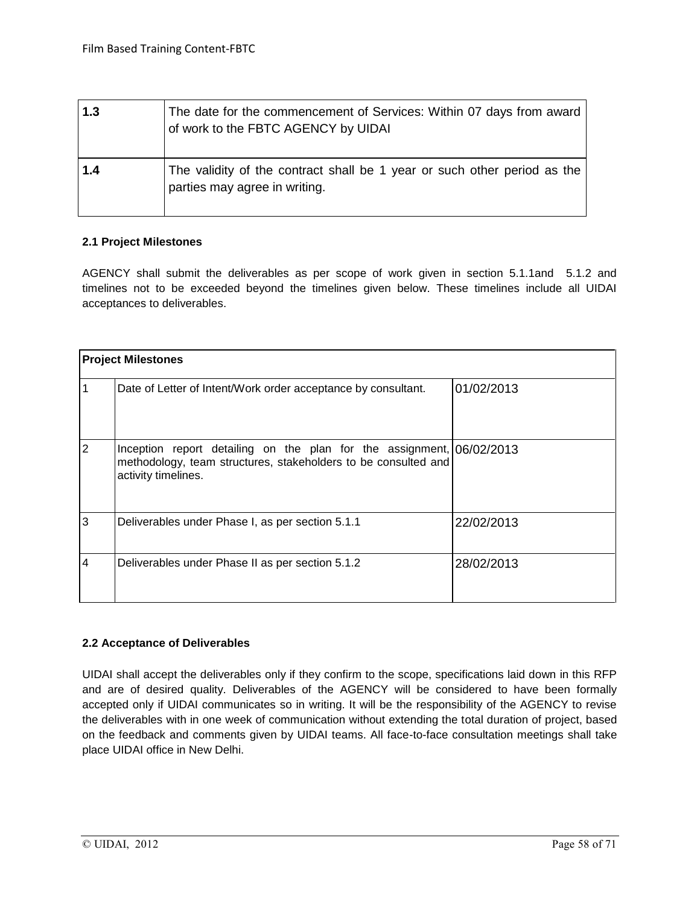| 1.3 | The date for the commencement of Services: Within 07 days from award of work to the FBTC AGENCY by UIDAI |
|---|---|
| 1.4 | The validity of the contract shall be 1 year or such other period as the parties may agree in writing. |

**2.1 Project Milestones**

AGENCY shall submit the deliverables as per scope of work given in section 5.1.1and 5.1.2 and timelines not to be exceeded beyond the timelines given below. These timelines include all UIDAI acceptances to deliverables.

| **Project Milestones** | | |
|---|---|---|
| 1 | Date of Letter of Intent/Work order acceptance by consultant. | 01/02/2013 |
| 2 | Inception report detailing on the plan for the assignment, methodology, team structures, stakeholders to be consulted and activity timelines. | 06/02/2013 |
| 3 | Deliverables under Phase I, as per section 5.1.1 | 22/02/2013 |
| 4 | Deliverables under Phase II as per section 5.1.2 | 28/02/2013 |

**2.2 Acceptance of Deliverables**

UIDAI shall accept the deliverables only if they confirm to the scope, specifications laid down in this RFP and are of desired quality. Deliverables of the AGENCY will be considered to have been formally accepted only if UIDAI communicates so in writing. It will be the responsibility of the AGENCY to revise the deliverables with in one week of communication without extending the total duration of project, based on the feedback and comments given by UIDAI teams. All face-to-face consultation meetings shall take place UIDAI office in New Delhi.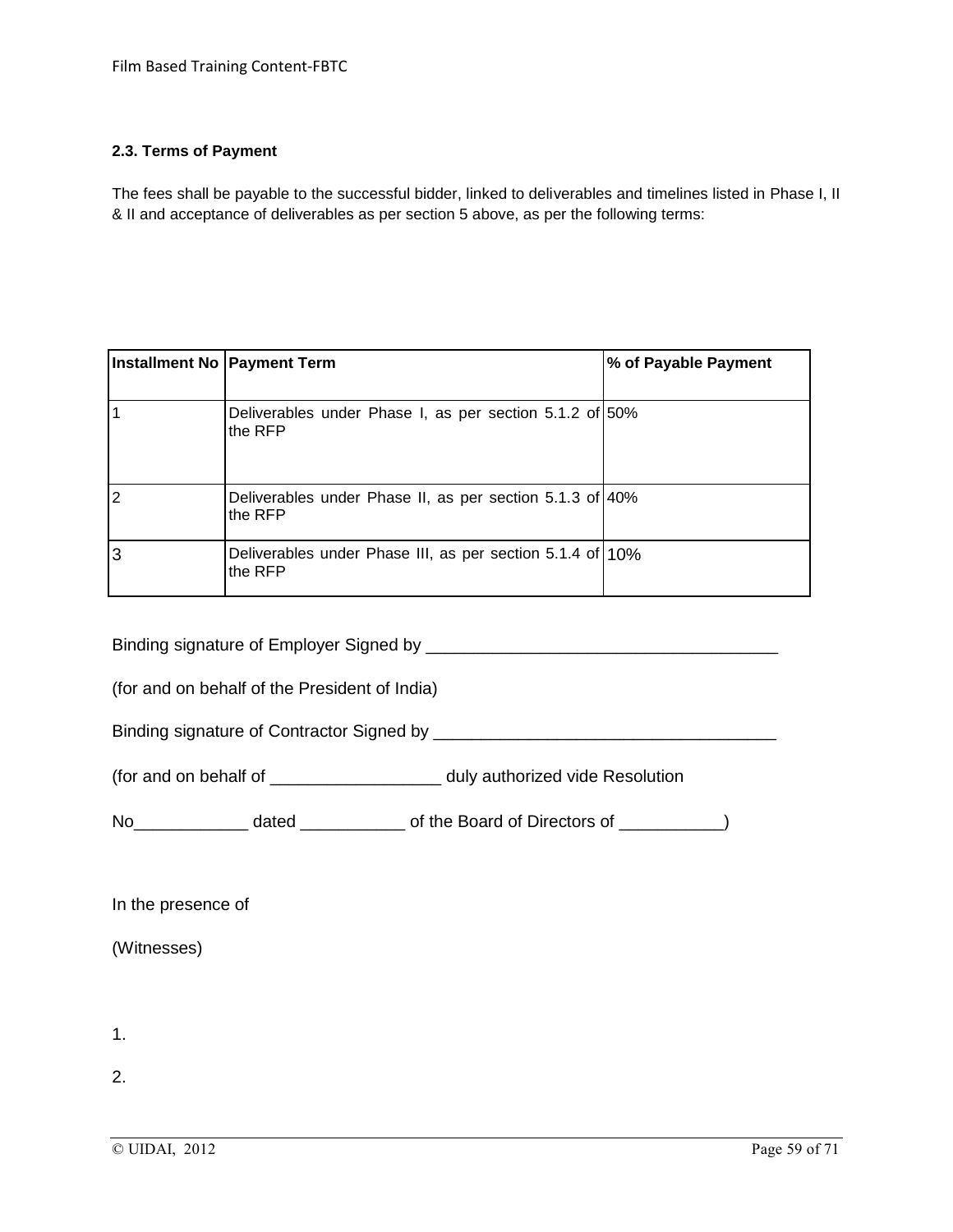### 2.3. Terms of Payment

The fees shall be payable to the successful bidder, linked to deliverables and timelines listed in Phase I, II & II and acceptance of deliverables as per section 5 above, as per the following terms:

| Installment No | Payment Term | % of Payable Payment |
|---|---|---|
| 1 | Deliverables under Phase I, as per section 5.1.2 of the RFP | 50% |
| 2 | Deliverables under Phase II, as per section 5.1.3 of the RFP | 40% |
| 3 | Deliverables under Phase III, as per section 5.1.4 of the RFP | 10% |

Binding signature of Employer Signed by ____________________________________

(for and on behalf of the President of India)

Binding signature of Contractor Signed by ___________________________________

(for and on behalf of _________________ duly authorized vide Resolution

No____________ dated ___________ of the Board of Directors of ___________)

In the presence of

(Witnesses)

1.

2.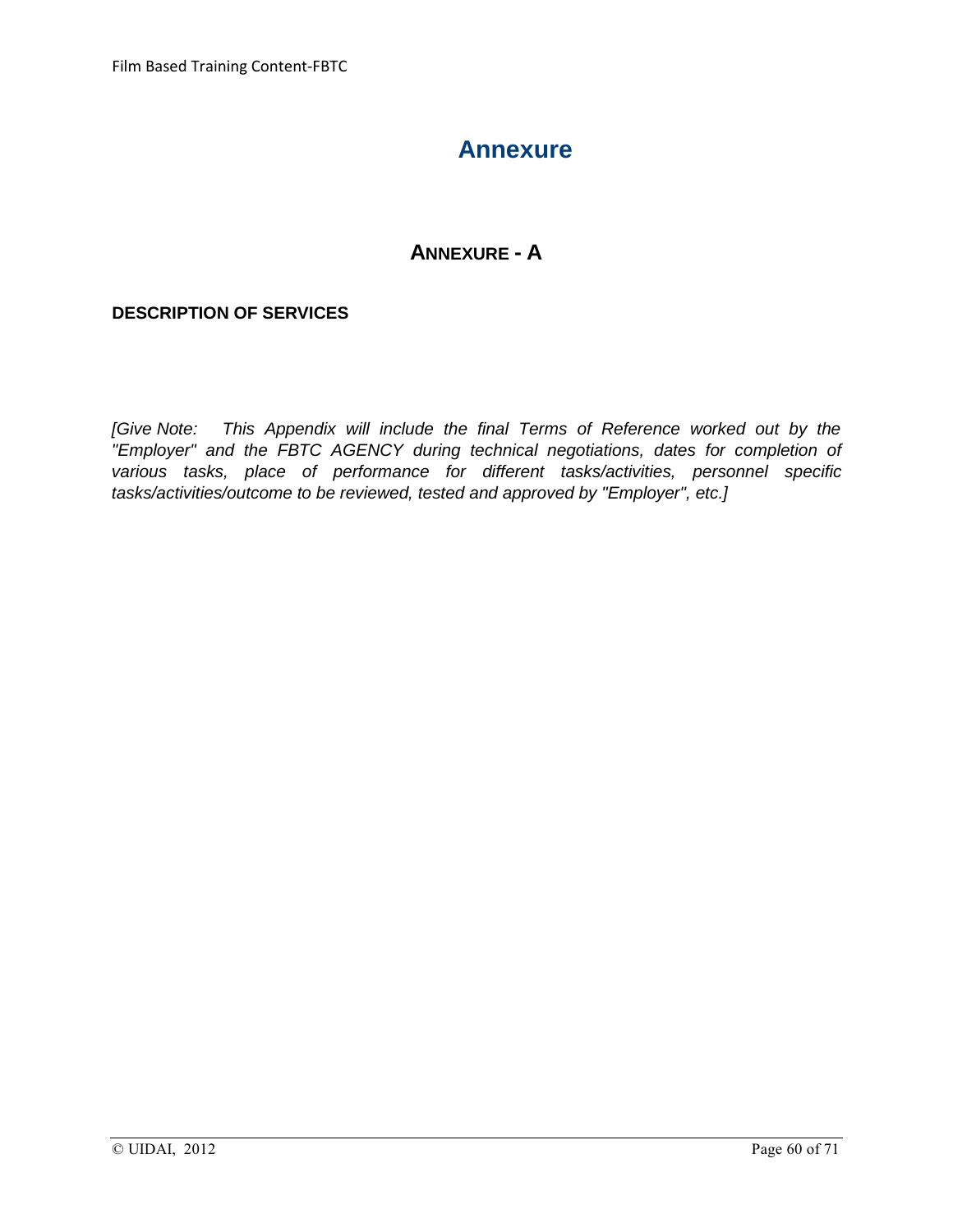# Annexure

## Annexure - A

**DESCRIPTION OF SERVICES**

*[Give Note: This Appendix will include the final Terms of Reference worked out by the "Employer" and the FBTC AGENCY during technical negotiations, dates for completion of various tasks, place of performance for different tasks/activities, personnel specific tasks/activities/outcome to be reviewed, tested and approved by "Employer", etc.]*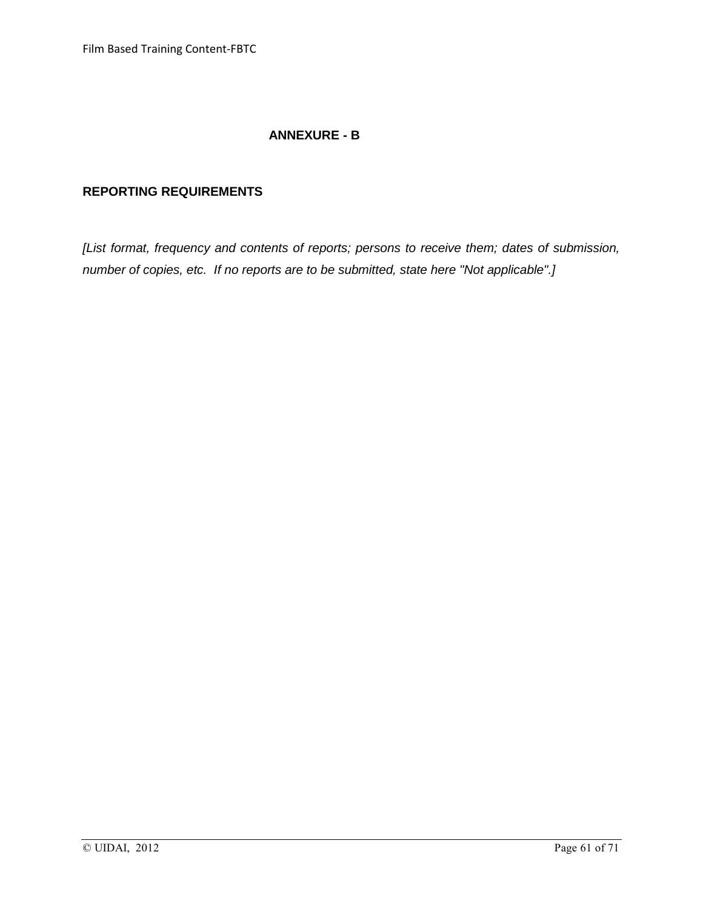## ANNEXURE - B

### REPORTING REQUIREMENTS

*[List format, frequency and contents of reports; persons to receive them; dates of submission, number of copies, etc. If no reports are to be submitted, state here "Not applicable".]*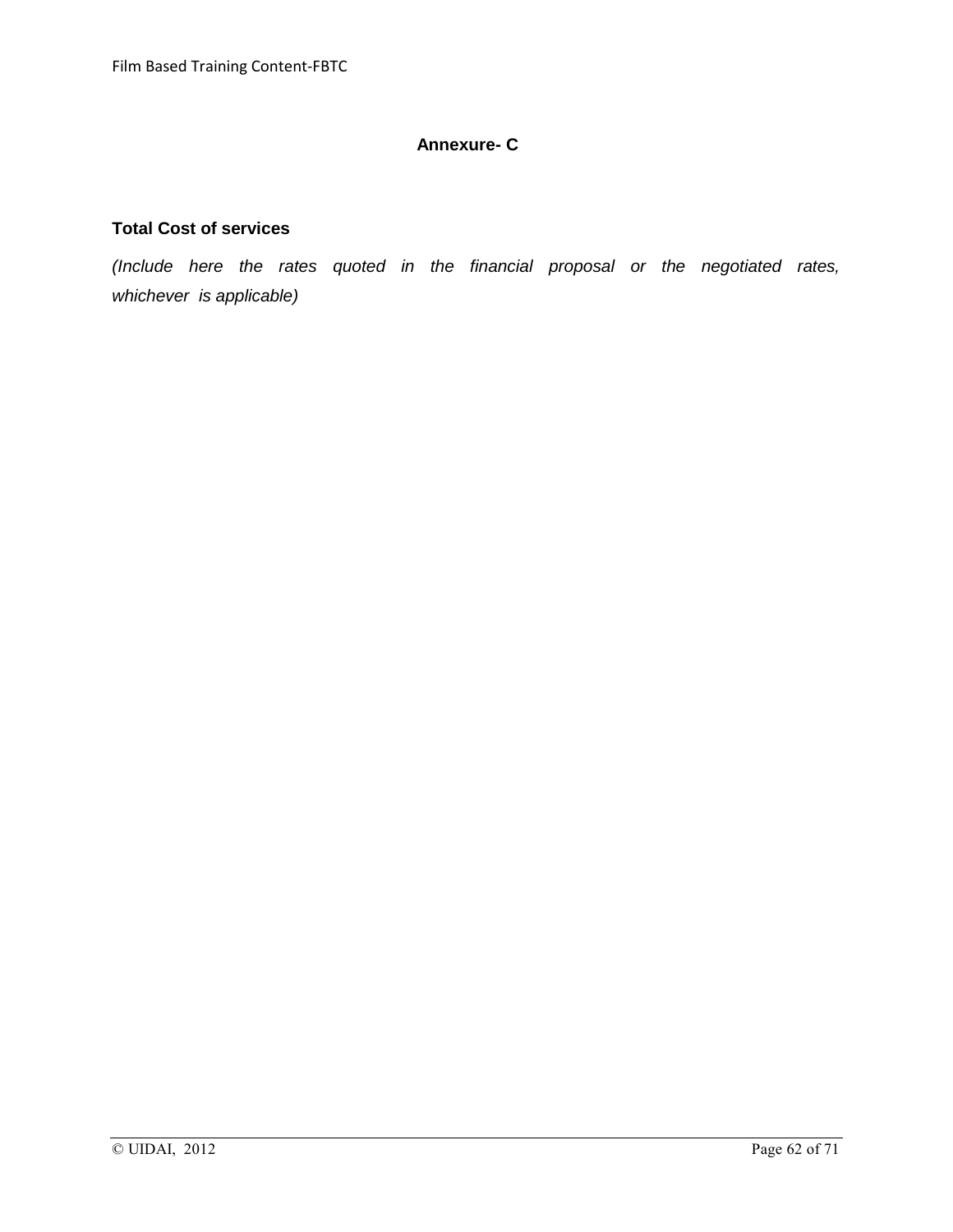# Annexure- C

## Total Cost of services

*(Include here the rates quoted in the financial proposal or the negotiated rates, whichever is applicable)*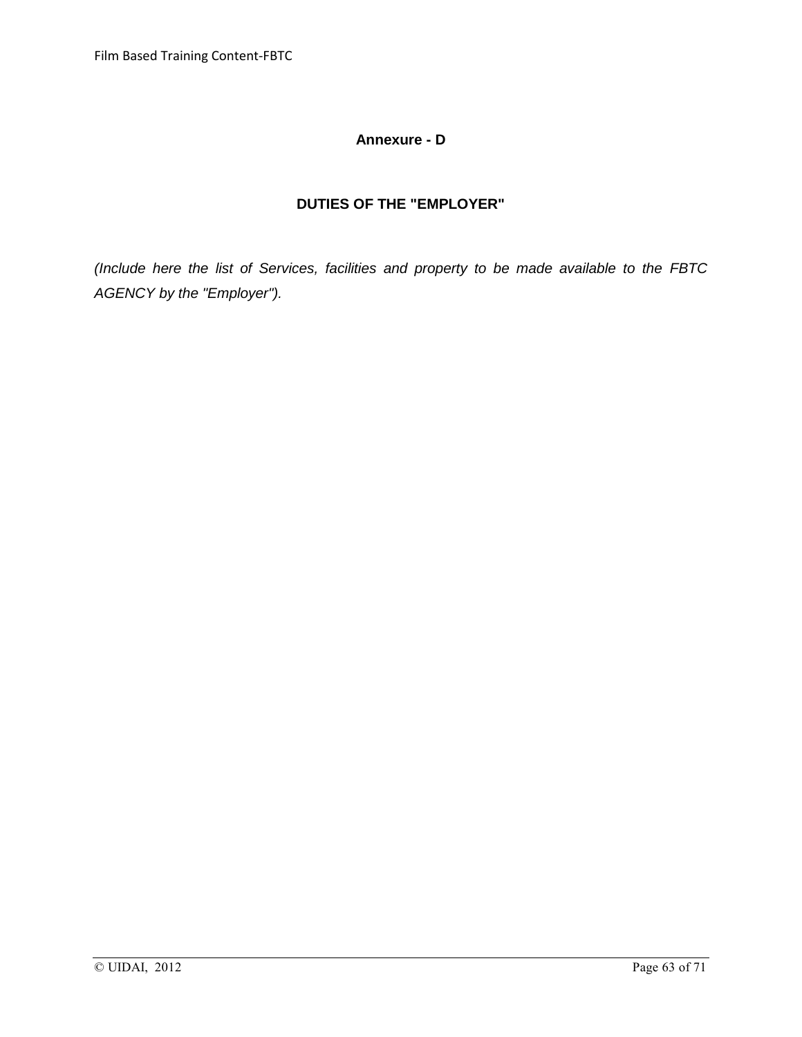## Annexure - D

## DUTIES OF THE "EMPLOYER"

*(Include here the list of Services, facilities and property to be made available to the FBTC AGENCY by the "Employer").*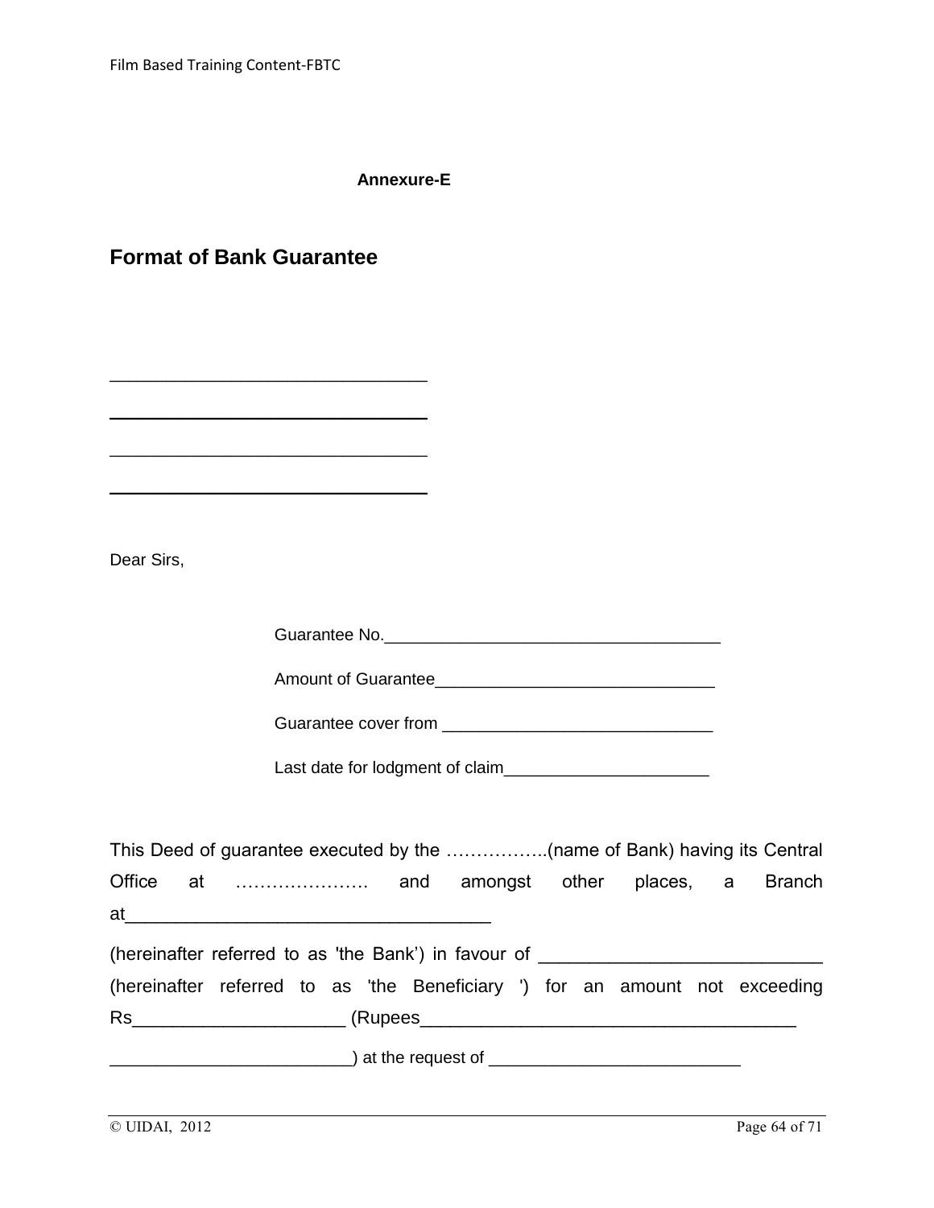**Annexure-E**

## Format of Bank Guarantee

________________________________

________________________________

________________________________

________________________________

Dear Sirs,

Guarantee No.____________________________________

Amount of Guarantee______________________________

Guarantee cover from _____________________________

Last date for lodgment of claim______________________

This Deed of guarantee executed by the ……………..(name of Bank) having its Central Office at …………………. and amongst other places, a Branch at____________________________________

(hereinafter referred to as 'the Bank') in favour of ____________________________ (hereinafter referred to as 'the Beneficiary ') for an amount not exceeding Rs_____________________ (Rupees______________________________________

________________________) at the request of __________________________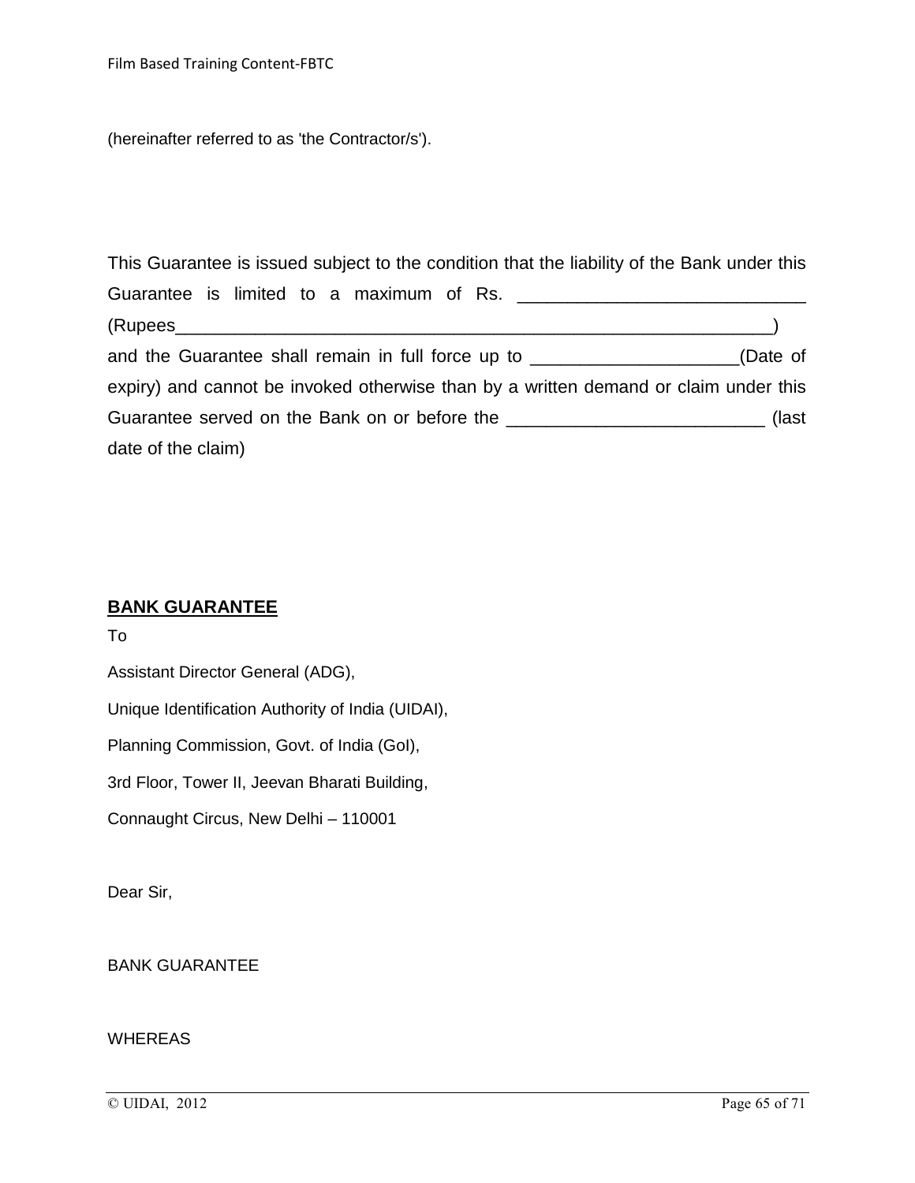(hereinafter referred to as 'the Contractor/s').

This Guarantee is issued subject to the condition that the liability of the Bank under this Guarantee is limited to a maximum of Rs. ____________________________ (Rupees______________________________________________________________) and the Guarantee shall remain in full force up to ____________________(Date of expiry) and cannot be invoked otherwise than by a written demand or claim under this Guarantee served on the Bank on or before the _________________________ (last date of the claim)

## BANK GUARANTEE

To

Assistant Director General (ADG),

Unique Identification Authority of India (UIDAI),

Planning Commission, Govt. of India (GoI),

3rd Floor, Tower II, Jeevan Bharati Building,

Connaught Circus, New Delhi – 110001

Dear Sir,

BANK GUARANTEE

WHEREAS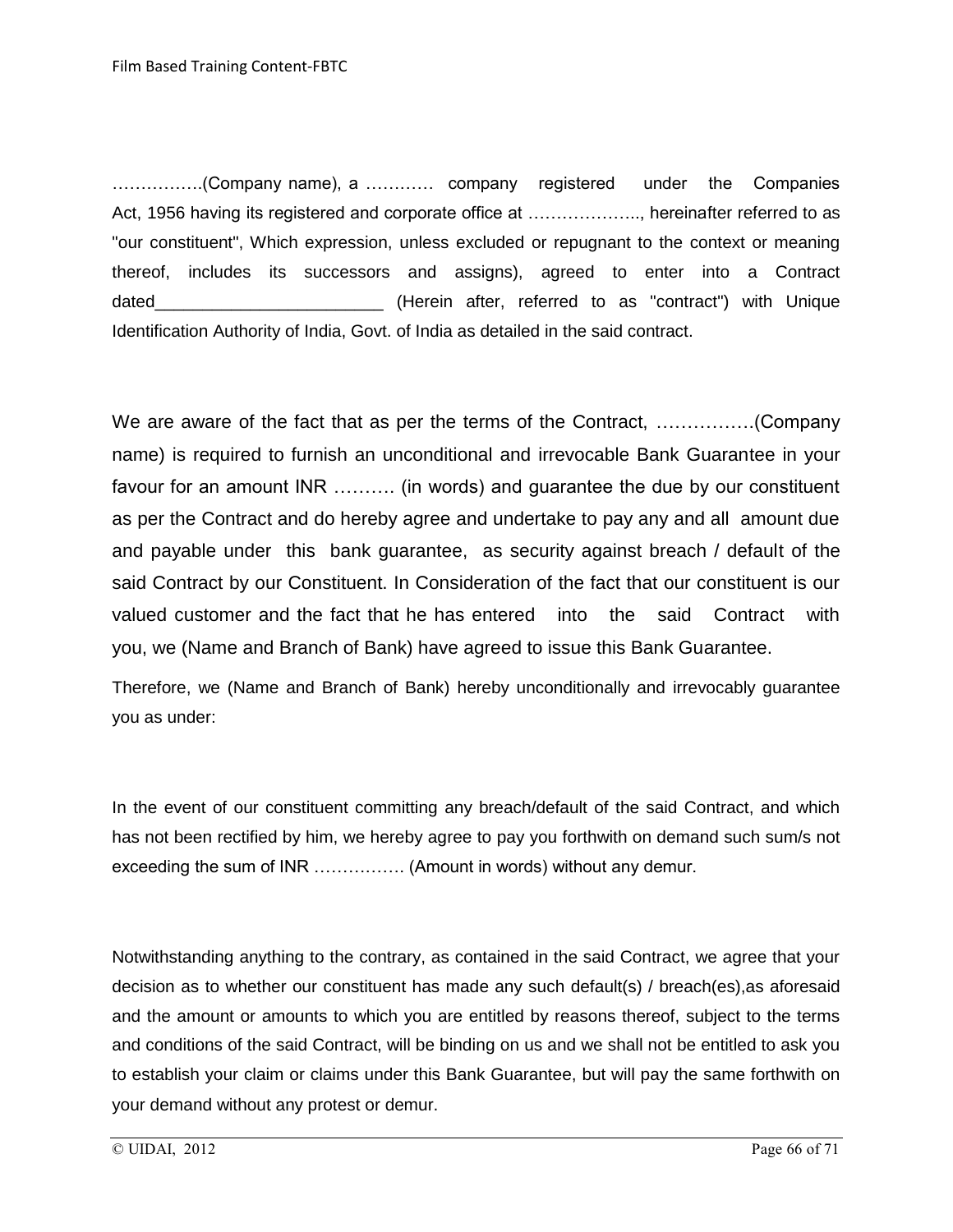…………….(Company name), a ………… company registered under the Companies Act, 1956 having its registered and corporate office at ……………….., hereinafter referred to as "our constituent", Which expression, unless excluded or repugnant to the context or meaning thereof, includes its successors and assigns), agreed to enter into a Contract dated________________________ (Herein after, referred to as "contract") with Unique Identification Authority of India, Govt. of India as detailed in the said contract.

We are aware of the fact that as per the terms of the Contract, …………….(Company name) is required to furnish an unconditional and irrevocable Bank Guarantee in your favour for an amount INR ………. (in words) and guarantee the due by our constituent as per the Contract and do hereby agree and undertake to pay any and all amount due and payable under this bank guarantee, as security against breach / default of the said Contract by our Constituent. In Consideration of the fact that our constituent is our valued customer and the fact that he has entered into the said Contract with you, we (Name and Branch of Bank) have agreed to issue this Bank Guarantee.

Therefore, we (Name and Branch of Bank) hereby unconditionally and irrevocably guarantee you as under:

In the event of our constituent committing any breach/default of the said Contract, and which has not been rectified by him, we hereby agree to pay you forthwith on demand such sum/s not exceeding the sum of INR ……………. (Amount in words) without any demur.

Notwithstanding anything to the contrary, as contained in the said Contract, we agree that your decision as to whether our constituent has made any such default(s) / breach(es),as aforesaid and the amount or amounts to which you are entitled by reasons thereof, subject to the terms and conditions of the said Contract, will be binding on us and we shall not be entitled to ask you to establish your claim or claims under this Bank Guarantee, but will pay the same forthwith on your demand without any protest or demur.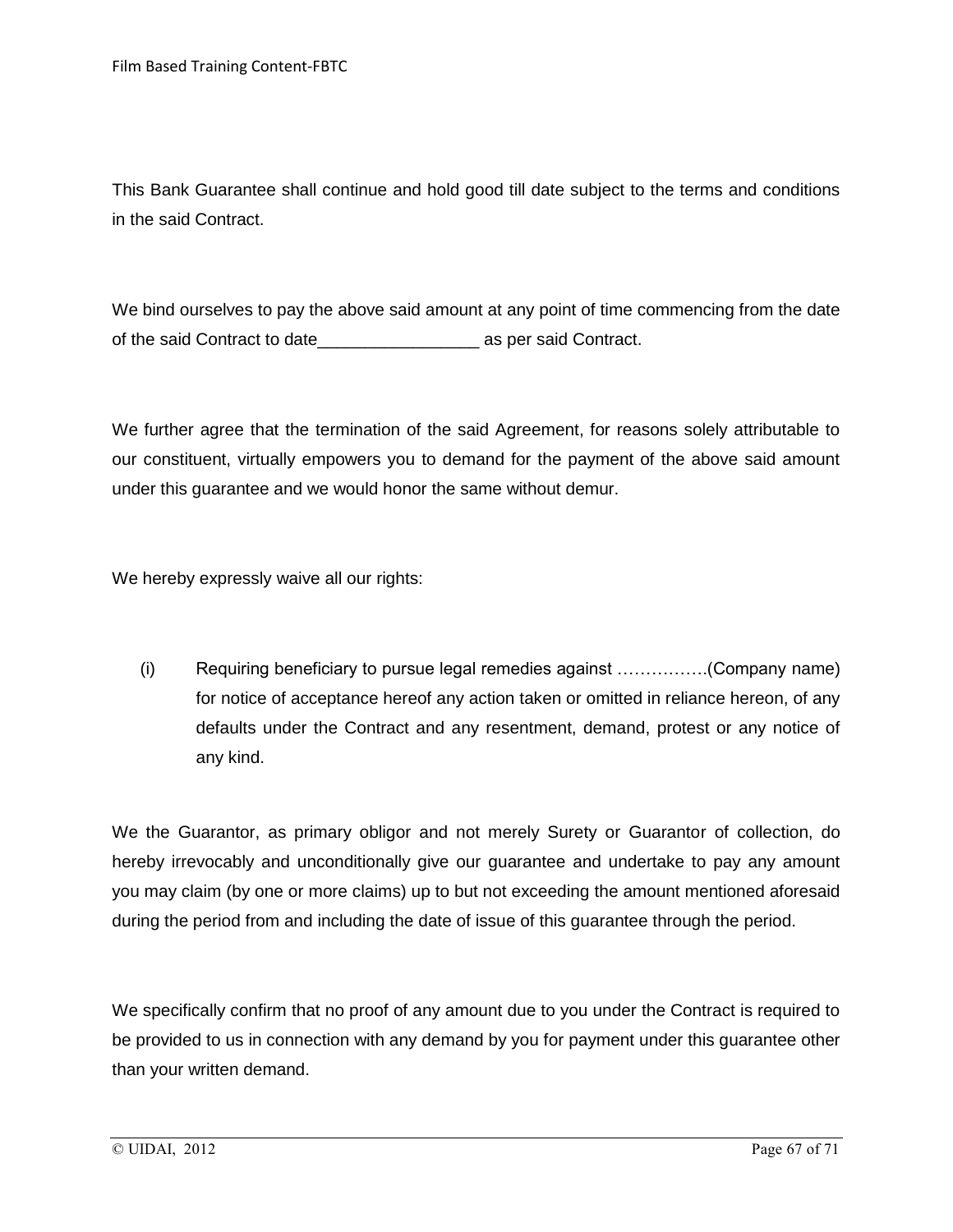This Bank Guarantee shall continue and hold good till date subject to the terms and conditions in the said Contract.

We bind ourselves to pay the above said amount at any point of time commencing from the date of the said Contract to date_________________ as per said Contract.

We further agree that the termination of the said Agreement, for reasons solely attributable to our constituent, virtually empowers you to demand for the payment of the above said amount under this guarantee and we would honor the same without demur.

We hereby expressly waive all our rights:

(i) Requiring beneficiary to pursue legal remedies against …………….(Company name) for notice of acceptance hereof any action taken or omitted in reliance hereon, of any defaults under the Contract and any resentment, demand, protest or any notice of any kind.

We the Guarantor, as primary obligor and not merely Surety or Guarantor of collection, do hereby irrevocably and unconditionally give our guarantee and undertake to pay any amount you may claim (by one or more claims) up to but not exceeding the amount mentioned aforesaid during the period from and including the date of issue of this guarantee through the period.

We specifically confirm that no proof of any amount due to you under the Contract is required to be provided to us in connection with any demand by you for payment under this guarantee other than your written demand.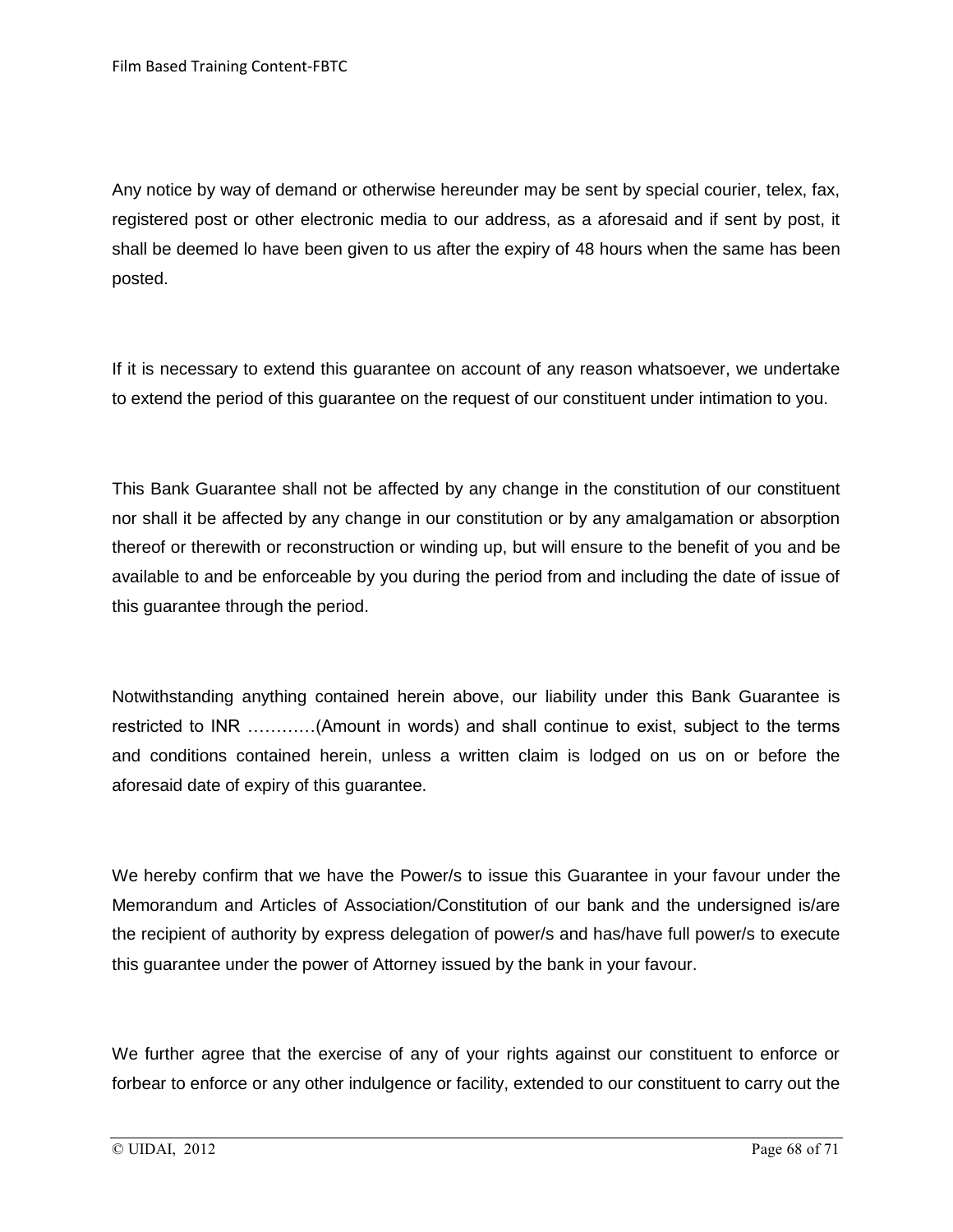Any notice by way of demand or otherwise hereunder may be sent by special courier, telex, fax, registered post or other electronic media to our address, as a aforesaid and if sent by post, it shall be deemed lo have been given to us after the expiry of 48 hours when the same has been posted.

If it is necessary to extend this guarantee on account of any reason whatsoever, we undertake to extend the period of this guarantee on the request of our constituent under intimation to you.

This Bank Guarantee shall not be affected by any change in the constitution of our constituent nor shall it be affected by any change in our constitution or by any amalgamation or absorption thereof or therewith or reconstruction or winding up, but will ensure to the benefit of you and be available to and be enforceable by you during the period from and including the date of issue of this guarantee through the period.

Notwithstanding anything contained herein above, our liability under this Bank Guarantee is restricted to INR …………(Amount in words) and shall continue to exist, subject to the terms and conditions contained herein, unless a written claim is lodged on us on or before the aforesaid date of expiry of this guarantee.

We hereby confirm that we have the Power/s to issue this Guarantee in your favour under the Memorandum and Articles of Association/Constitution of our bank and the undersigned is/are the recipient of authority by express delegation of power/s and has/have full power/s to execute this guarantee under the power of Attorney issued by the bank in your favour.

We further agree that the exercise of any of your rights against our constituent to enforce or forbear to enforce or any other indulgence or facility, extended to our constituent to carry out the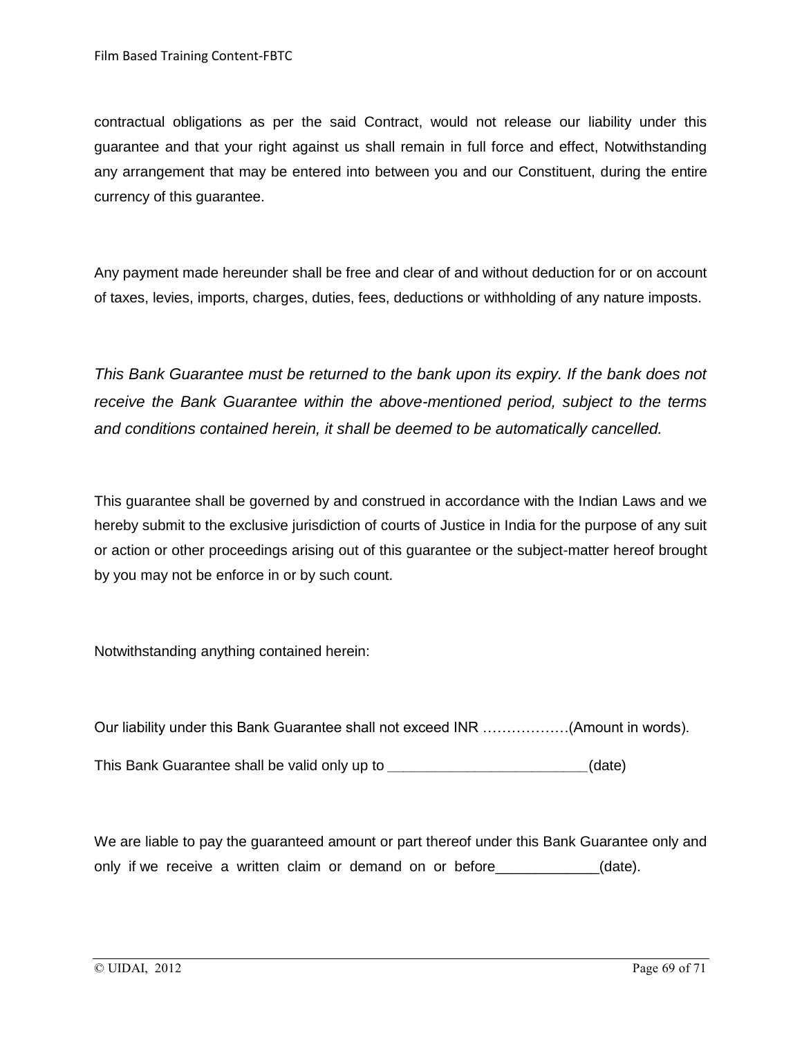contractual obligations as per the said Contract, would not release our liability under this guarantee and that your right against us shall remain in full force and effect, Notwithstanding any arrangement that may be entered into between you and our Constituent, during the entire currency of this guarantee.

Any payment made hereunder shall be free and clear of and without deduction for or on account of taxes, levies, imports, charges, duties, fees, deductions or withholding of any nature imposts.

*This Bank Guarantee must be returned to the bank upon its expiry. If the bank does not receive the Bank Guarantee within the above-mentioned period, subject to the terms and conditions contained herein, it shall be deemed to be automatically cancelled.*

This guarantee shall be governed by and construed in accordance with the Indian Laws and we hereby submit to the exclusive jurisdiction of courts of Justice in India for the purpose of any suit or action or other proceedings arising out of this guarantee or the subject-matter hereof brought by you may not be enforce in or by such count.

Notwithstanding anything contained herein:

Our liability under this Bank Guarantee shall not exceed INR ………………(Amount in words).

This Bank Guarantee shall be valid only up to _________________________(date)

We are liable to pay the guaranteed amount or part thereof under this Bank Guarantee only and only if we receive a written claim or demand on or before_____________(date).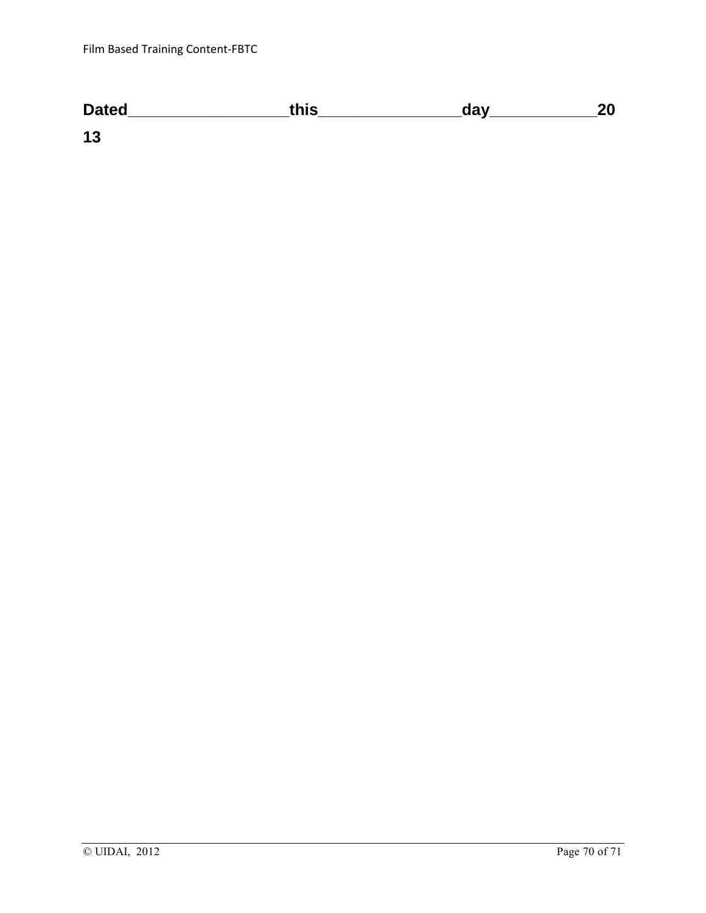**Dated\_\_\_\_\_\_\_\_\_\_\_\_\_\_\_\_\_\_this\_\_\_\_\_\_\_\_\_\_\_\_\_\_\_\_day\_\_\_\_\_\_\_\_\_\_\_\_2013**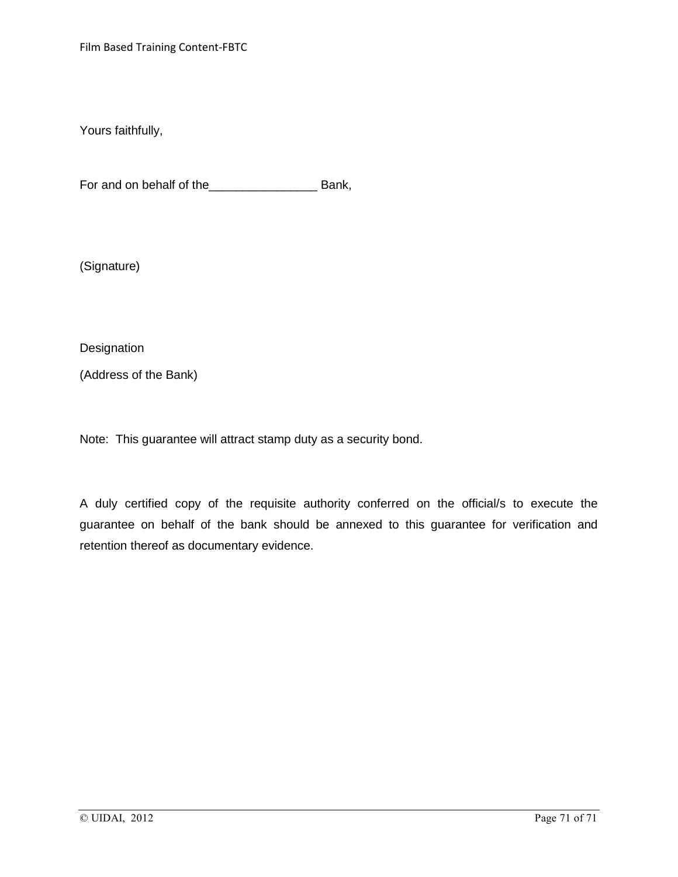Yours faithfully,

For and on behalf of the________________ Bank,

(Signature)

Designation

(Address of the Bank)

Note: This guarantee will attract stamp duty as a security bond.

A duly certified copy of the requisite authority conferred on the official/s to execute the guarantee on behalf of the bank should be annexed to this guarantee for verification and retention thereof as documentary evidence.